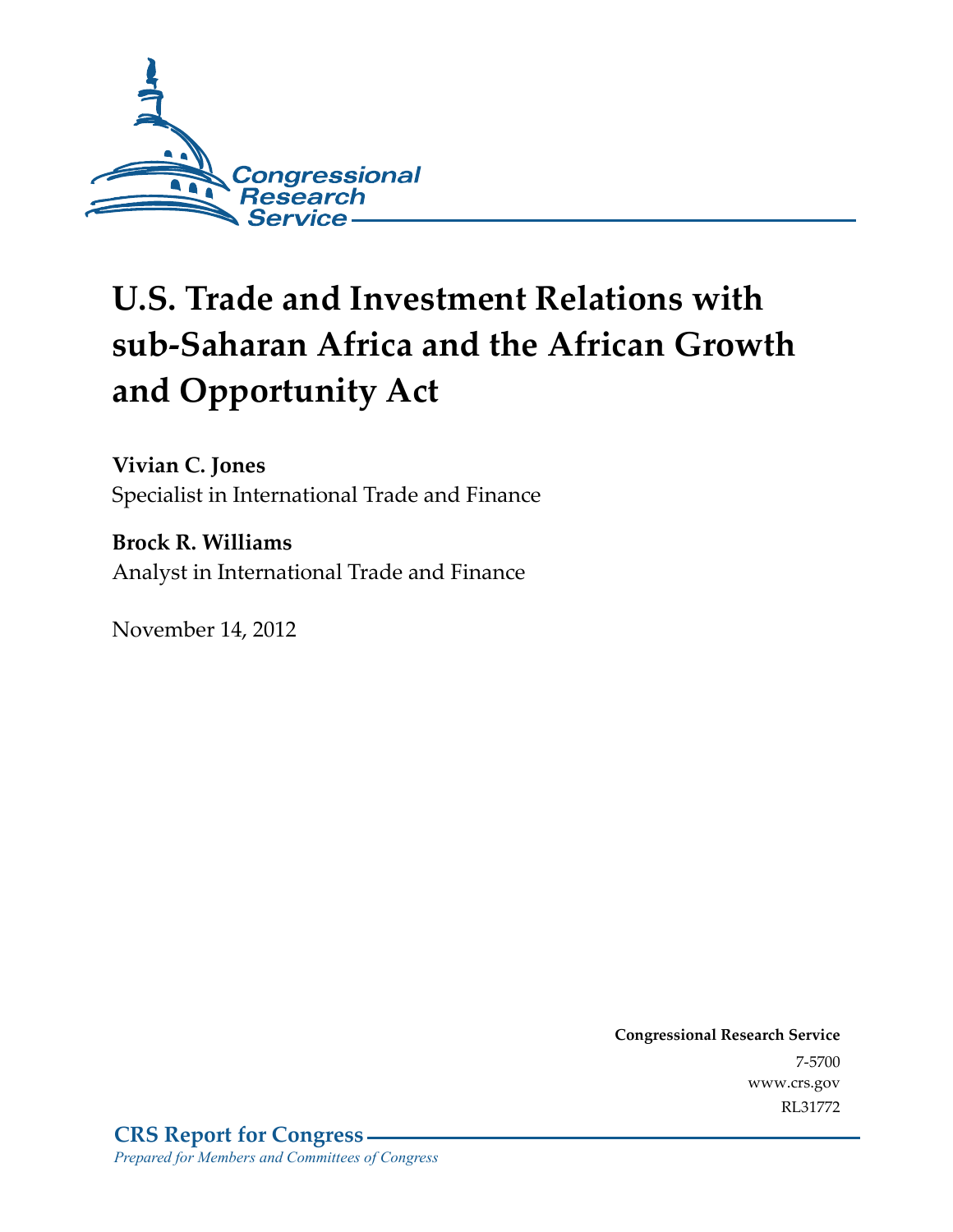Congressional Research Service

# U.S. Trade and Investment Relations with sub-Saharan Africa and the African Growth and Opportunity Act

**Vivian C. Jones**
Specialist in International Trade and Finance

**Brock R. Williams**
Analyst in International Trade and Finance

November 14, 2012

**Congressional Research Service**
7-5700
www.crs.gov
RL31772

**CRS Report for Congress**
*Prepared for Members and Committees of Congress*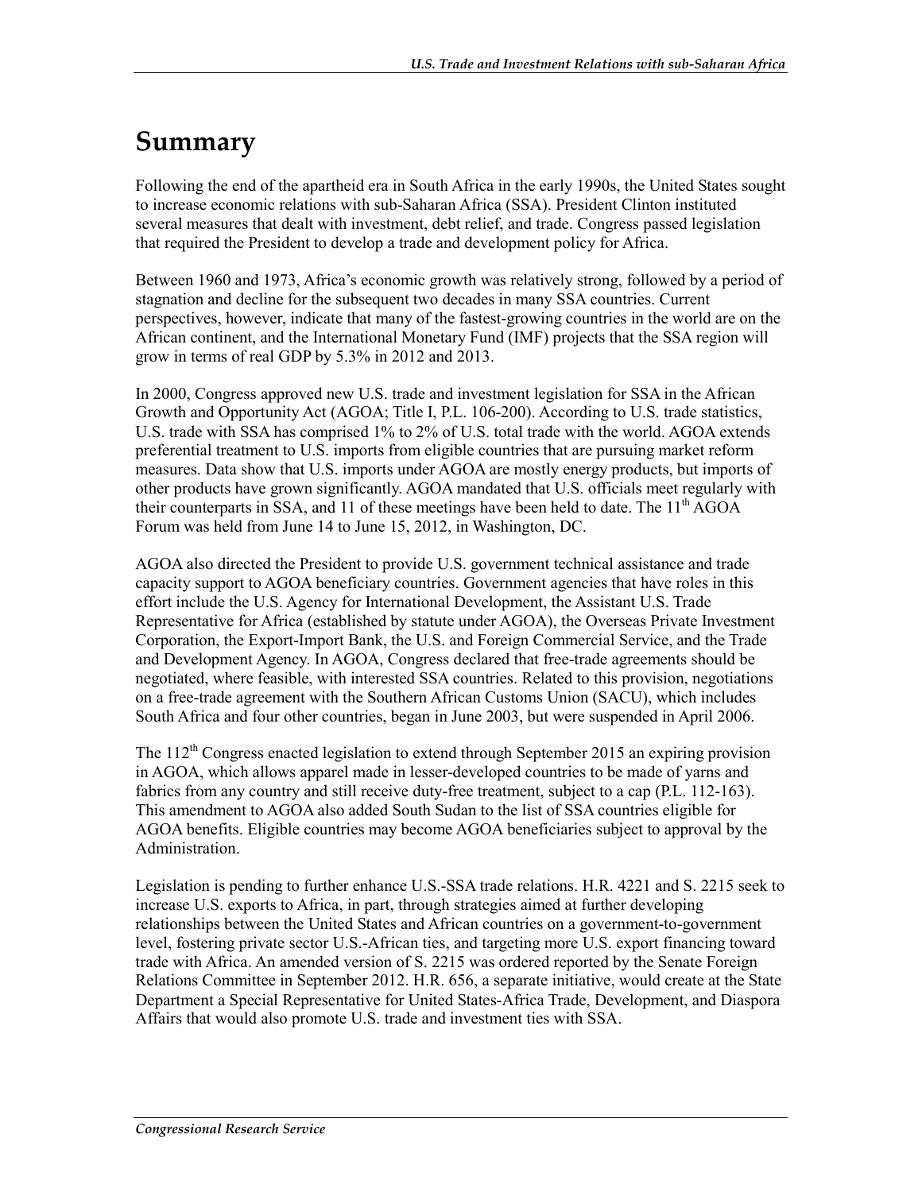# Summary

Following the end of the apartheid era in South Africa in the early 1990s, the United States sought to increase economic relations with sub-Saharan Africa (SSA). President Clinton instituted several measures that dealt with investment, debt relief, and trade. Congress passed legislation that required the President to develop a trade and development policy for Africa.

Between 1960 and 1973, Africa's economic growth was relatively strong, followed by a period of stagnation and decline for the subsequent two decades in many SSA countries. Current perspectives, however, indicate that many of the fastest-growing countries in the world are on the African continent, and the International Monetary Fund (IMF) projects that the SSA region will grow in terms of real GDP by 5.3% in 2012 and 2013.

In 2000, Congress approved new U.S. trade and investment legislation for SSA in the African Growth and Opportunity Act (AGOA; Title I, P.L. 106-200). According to U.S. trade statistics, U.S. trade with SSA has comprised 1% to 2% of U.S. total trade with the world. AGOA extends preferential treatment to U.S. imports from eligible countries that are pursuing market reform measures. Data show that U.S. imports under AGOA are mostly energy products, but imports of other products have grown significantly. AGOA mandated that U.S. officials meet regularly with their counterparts in SSA, and 11 of these meetings have been held to date. The 11th AGOA Forum was held from June 14 to June 15, 2012, in Washington, DC.

AGOA also directed the President to provide U.S. government technical assistance and trade capacity support to AGOA beneficiary countries. Government agencies that have roles in this effort include the U.S. Agency for International Development, the Assistant U.S. Trade Representative for Africa (established by statute under AGOA), the Overseas Private Investment Corporation, the Export-Import Bank, the U.S. and Foreign Commercial Service, and the Trade and Development Agency. In AGOA, Congress declared that free-trade agreements should be negotiated, where feasible, with interested SSA countries. Related to this provision, negotiations on a free-trade agreement with the Southern African Customs Union (SACU), which includes South Africa and four other countries, began in June 2003, but were suspended in April 2006.

The 112th Congress enacted legislation to extend through September 2015 an expiring provision in AGOA, which allows apparel made in lesser-developed countries to be made of yarns and fabrics from any country and still receive duty-free treatment, subject to a cap (P.L. 112-163). This amendment to AGOA also added South Sudan to the list of SSA countries eligible for AGOA benefits. Eligible countries may become AGOA beneficiaries subject to approval by the Administration.

Legislation is pending to further enhance U.S.-SSA trade relations. H.R. 4221 and S. 2215 seek to increase U.S. exports to Africa, in part, through strategies aimed at further developing relationships between the United States and African countries on a government-to-government level, fostering private sector U.S.-African ties, and targeting more U.S. export financing toward trade with Africa. An amended version of S. 2215 was ordered reported by the Senate Foreign Relations Committee in September 2012. H.R. 656, a separate initiative, would create at the State Department a Special Representative for United States-Africa Trade, Development, and Diaspora Affairs that would also promote U.S. trade and investment ties with SSA.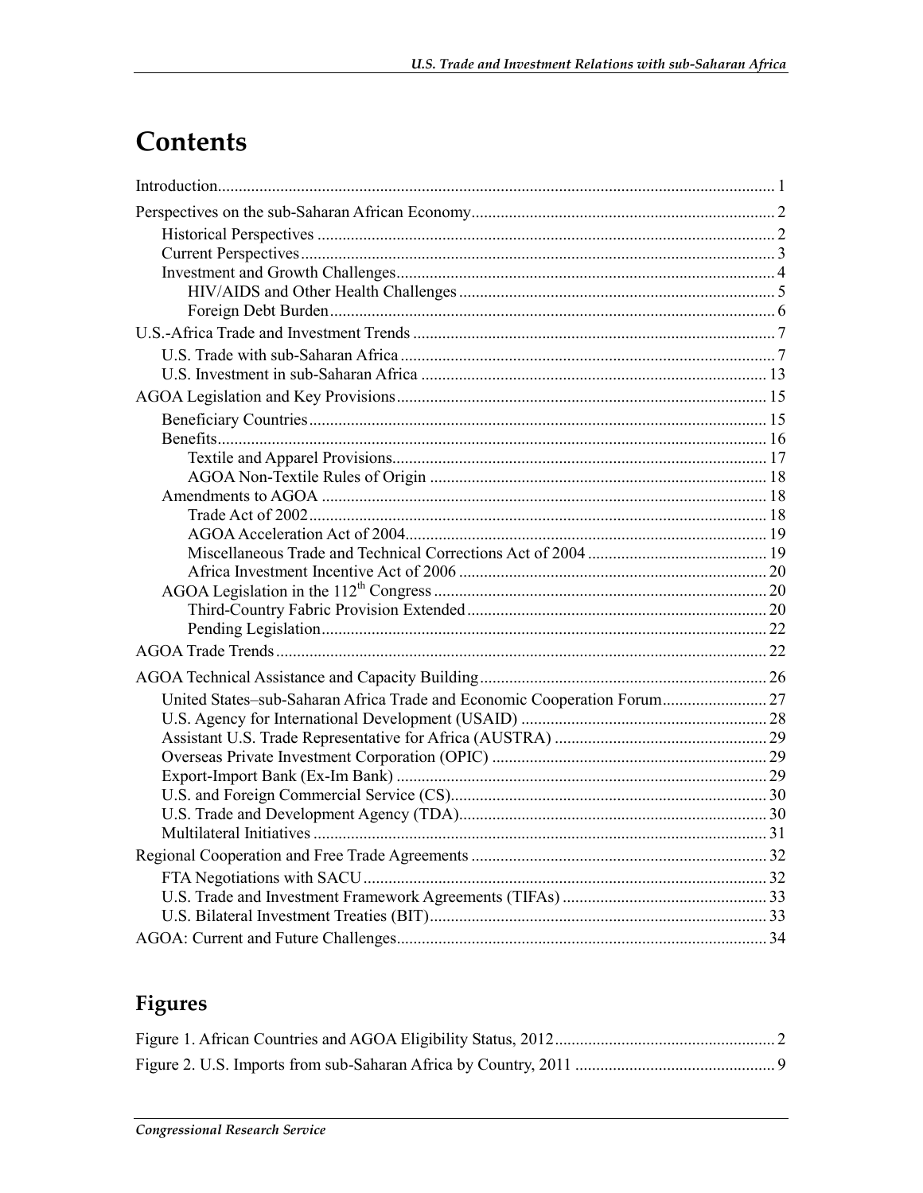# Contents

Introduction....................................................................................................................................... 1

Perspectives on the sub-Saharan African Economy......................................................................... 2

- Historical Perspectives ............................................................................................................. 2
- Current Perspectives................................................................................................................. 3
- Investment and Growth Challenges........................................................................................... 4
  - HIV/AIDS and Other Health Challenges ........................................................................... 5
  - Foreign Debt Burden.......................................................................................................... 6

U.S.-Africa Trade and Investment Trends ....................................................................................... 7

- U.S. Trade with sub-Saharan Africa .......................................................................................... 7
- U.S. Investment in sub-Saharan Africa ................................................................................... 13

AGOA Legislation and Key Provisions ......................................................................................... 15

- Beneficiary Countries.............................................................................................................. 15
- Benefits.................................................................................................................................... 16
  - Textile and Apparel Provisions......................................................................................... 17
  - AGOA Non-Textile Rules of Origin ................................................................................. 18
- Amendments to AGOA ........................................................................................................... 18
  - Trade Act of 2002............................................................................................................. 18
  - AGOA Acceleration Act of 2004...................................................................................... 19
  - Miscellaneous Trade and Technical Corrections Act of 2004 ........................................... 19
  - Africa Investment Incentive Act of 2006 .......................................................................... 20
- AGOA Legislation in the 112th Congress ............................................................................... 20
  - Third-Country Fabric Provision Extended........................................................................ 20
  - Pending Legislation........................................................................................................... 22

AGOA Trade Trends ...................................................................................................................... 22

AGOA Technical Assistance and Capacity Building..................................................................... 26

- United States–sub-Saharan Africa Trade and Economic Cooperation Forum......................... 27
- U.S. Agency for International Development (USAID) ........................................................... 28
- Assistant U.S. Trade Representative for Africa (AUSTRA) ................................................... 29
- Overseas Private Investment Corporation (OPIC) .................................................................. 29
- Export-Import Bank (Ex-Im Bank) ......................................................................................... 29
- U.S. and Foreign Commercial Service (CS)............................................................................ 30
- U.S. Trade and Development Agency (TDA).......................................................................... 30
- Multilateral Initiatives ............................................................................................................ 31

Regional Cooperation and Free Trade Agreements ....................................................................... 32

- FTA Negotiations with SACU................................................................................................ 32
- U.S. Trade and Investment Framework Agreements (TIFAs) ................................................. 33
- U.S. Bilateral Investment Treaties (BIT)................................................................................. 33

AGOA: Current and Future Challenges......................................................................................... 34

# Figures

Figure 1. African Countries and AGOA Eligibility Status, 2012..................................................... 2

Figure 2. U.S. Imports from sub-Saharan Africa by Country, 2011 ................................................ 9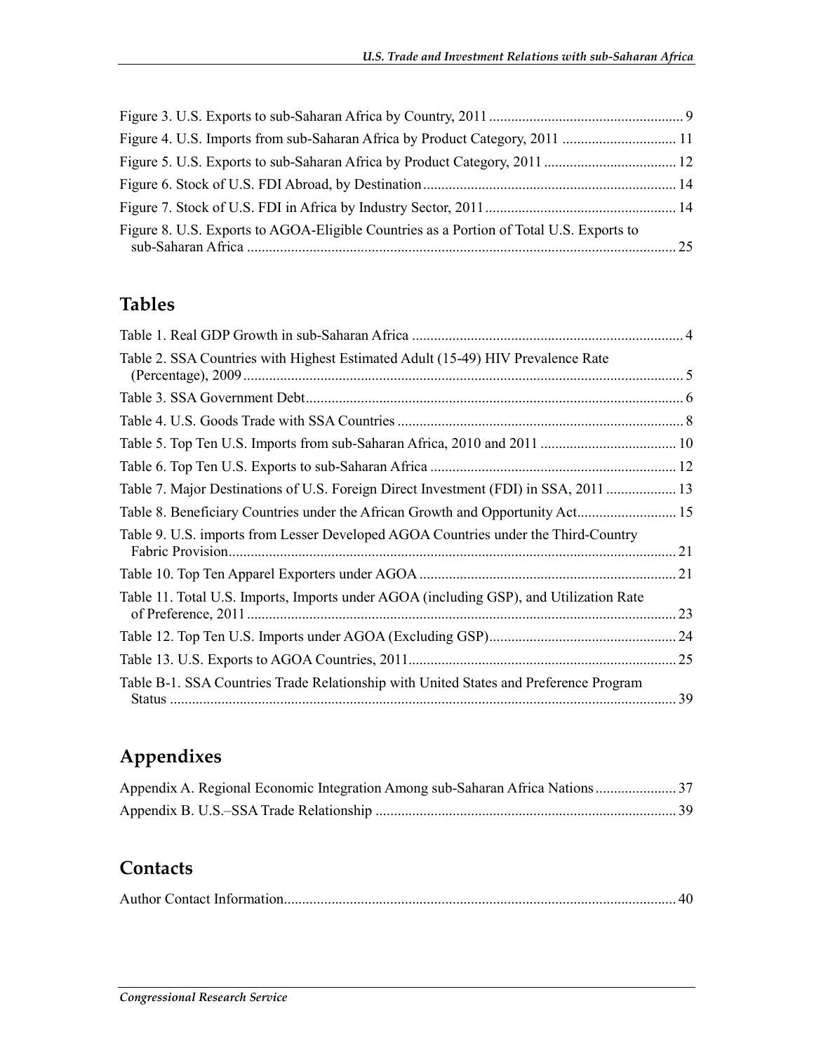Figure 3. U.S. Exports to sub-Saharan Africa by Country, 2011 .................................................... 9
Figure 4. U.S. Imports from sub-Saharan Africa by Product Category, 2011 ............................... 11
Figure 5. U.S. Exports to sub-Saharan Africa by Product Category, 2011 .................................... 12
Figure 6. Stock of U.S. FDI Abroad, by Destination ..................................................................... 14
Figure 7. Stock of U.S. FDI in Africa by Industry Sector, 2011 .................................................... 14
Figure 8. U.S. Exports to AGOA-Eligible Countries as a Portion of Total U.S. Exports to sub-Saharan Africa ..................................................................................................................... 25

## Tables

Table 1. Real GDP Growth in sub-Saharan Africa .......................................................................... 4
Table 2. SSA Countries with Highest Estimated Adult (15-49) HIV Prevalence Rate (Percentage), 2009 ........................................................................................................................ 5
Table 3. SSA Government Debt....................................................................................................... 6
Table 4. U.S. Goods Trade with SSA Countries .............................................................................. 8
Table 5. Top Ten U.S. Imports from sub-Saharan Africa, 2010 and 2011 ..................................... 10
Table 6. Top Ten U.S. Exports to sub-Saharan Africa ................................................................... 12
Table 7. Major Destinations of U.S. Foreign Direct Investment (FDI) in SSA, 2011 ................... 13
Table 8. Beneficiary Countries under the African Growth and Opportunity Act........................... 15
Table 9. U.S. imports from Lesser Developed AGOA Countries under the Third-Country Fabric Provision.......................................................................................................................... 21
Table 10. Top Ten Apparel Exporters under AGOA ...................................................................... 21
Table 11. Total U.S. Imports, Imports under AGOA (including GSP), and Utilization Rate of Preference, 2011 ..................................................................................................................... 23
Table 12. Top Ten U.S. Imports under AGOA (Excluding GSP)................................................... 24
Table 13. U.S. Exports to AGOA Countries, 2011......................................................................... 25
Table B-1. SSA Countries Trade Relationship with United States and Preference Program Status ......................................................................................................................................... 39

## Appendixes

Appendix A. Regional Economic Integration Among sub-Saharan Africa Nations ...................... 37
Appendix B. U.S.–SSA Trade Relationship .................................................................................. 39

## Contacts

Author Contact Information........................................................................................................... 40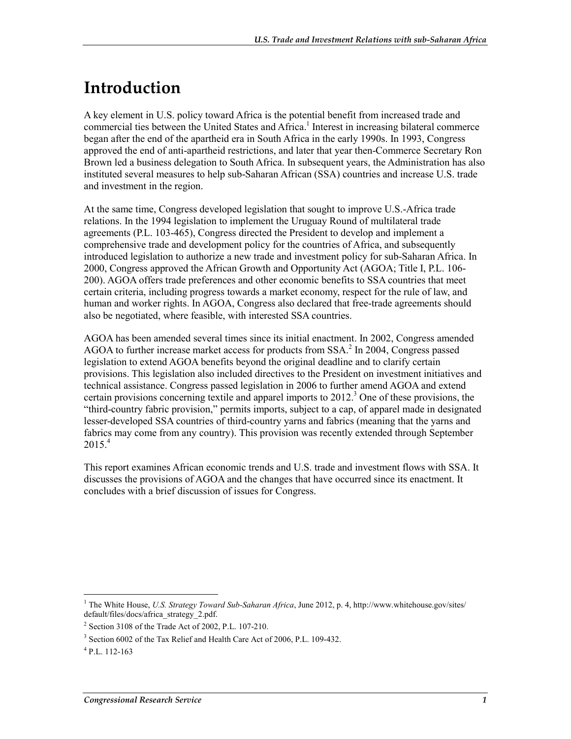# Introduction

A key element in U.S. policy toward Africa is the potential benefit from increased trade and commercial ties between the United States and Africa.[1] Interest in increasing bilateral commerce began after the end of the apartheid era in South Africa in the early 1990s. In 1993, Congress approved the end of anti-apartheid restrictions, and later that year then-Commerce Secretary Ron Brown led a business delegation to South Africa. In subsequent years, the Administration has also instituted several measures to help sub-Saharan African (SSA) countries and increase U.S. trade and investment in the region.

At the same time, Congress developed legislation that sought to improve U.S.-Africa trade relations. In the 1994 legislation to implement the Uruguay Round of multilateral trade agreements (P.L. 103-465), Congress directed the President to develop and implement a comprehensive trade and development policy for the countries of Africa, and subsequently introduced legislation to authorize a new trade and investment policy for sub-Saharan Africa. In 2000, Congress approved the African Growth and Opportunity Act (AGOA; Title I, P.L. 106-200). AGOA offers trade preferences and other economic benefits to SSA countries that meet certain criteria, including progress towards a market economy, respect for the rule of law, and human and worker rights. In AGOA, Congress also declared that free-trade agreements should also be negotiated, where feasible, with interested SSA countries.

AGOA has been amended several times since its initial enactment. In 2002, Congress amended AGOA to further increase market access for products from SSA.[2] In 2004, Congress passed legislation to extend AGOA benefits beyond the original deadline and to clarify certain provisions. This legislation also included directives to the President on investment initiatives and technical assistance. Congress passed legislation in 2006 to further amend AGOA and extend certain provisions concerning textile and apparel imports to 2012.[3] One of these provisions, the "third-country fabric provision," permits imports, subject to a cap, of apparel made in designated lesser-developed SSA countries of third-country yarns and fabrics (meaning that the yarns and fabrics may come from any country). This provision was recently extended through September 2015.[4]

This report examines African economic trends and U.S. trade and investment flows with SSA. It discusses the provisions of AGOA and the changes that have occurred since its enactment. It concludes with a brief discussion of issues for Congress.

---

[1] The White House, *U.S. Strategy Toward Sub-Saharan Africa*, June 2012, p. 4, http://www.whitehouse.gov/sites/default/files/docs/africa_strategy_2.pdf.

[2] Section 3108 of the Trade Act of 2002, P.L. 107-210.

[3] Section 6002 of the Tax Relief and Health Care Act of 2006, P.L. 109-432.

[4] P.L. 112-163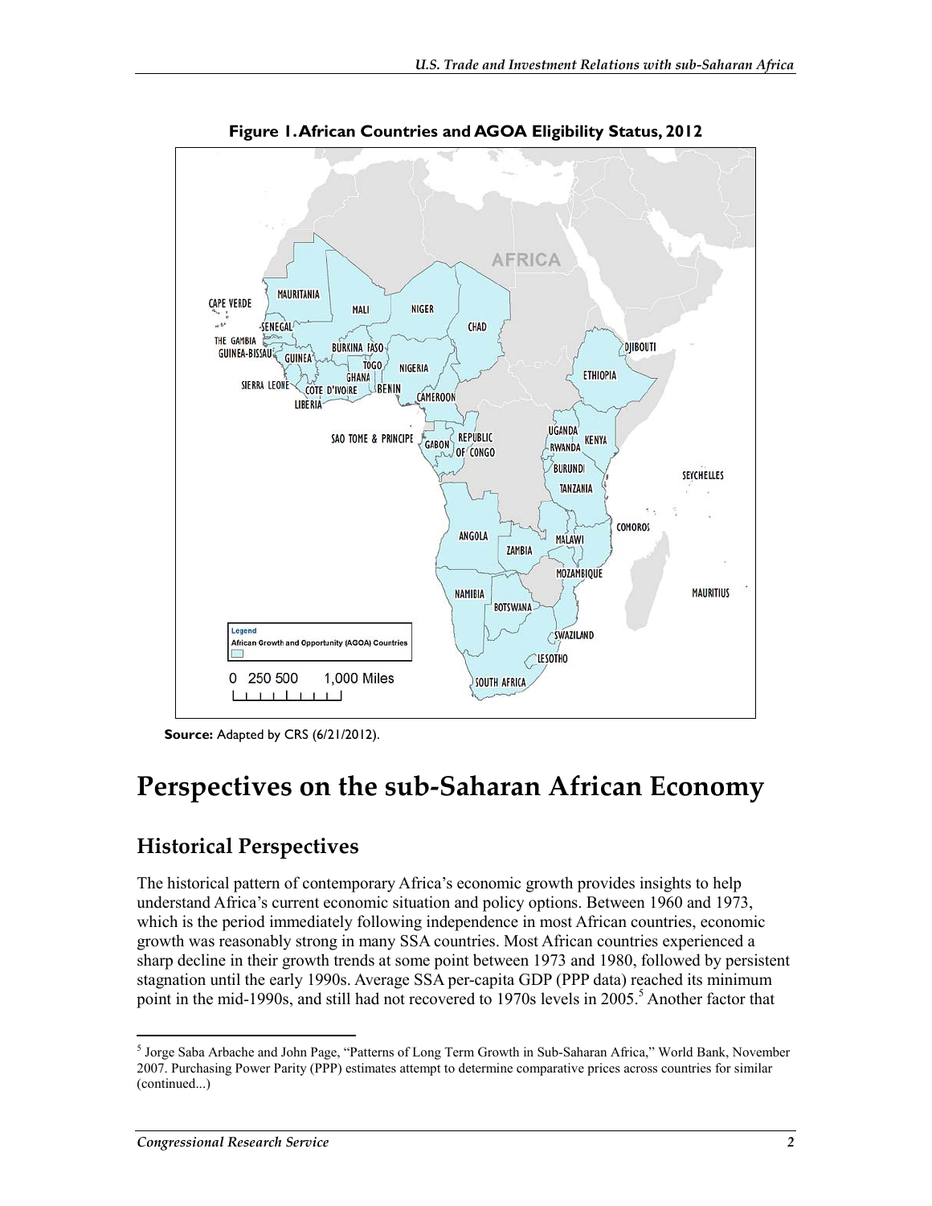**Figure 1. African Countries and AGOA Eligibility Status, 2012**

**Source:** Adapted by CRS (6/21/2012).

# Perspectives on the sub-Saharan African Economy

## Historical Perspectives

The historical pattern of contemporary Africa's economic growth provides insights to help understand Africa's current economic situation and policy options. Between 1960 and 1973, which is the period immediately following independence in most African countries, economic growth was reasonably strong in many SSA countries. Most African countries experienced a sharp decline in their growth trends at some point between 1973 and 1980, followed by persistent stagnation until the early 1990s. Average SSA per-capita GDP (PPP data) reached its minimum point in the mid-1990s, and still had not recovered to 1970s levels in 2005.[5] Another factor that

[5] Jorge Saba Arbache and John Page, "Patterns of Long Term Growth in Sub-Saharan Africa," World Bank, November 2007. Purchasing Power Parity (PPP) estimates attempt to determine comparative prices across countries for similar (continued...)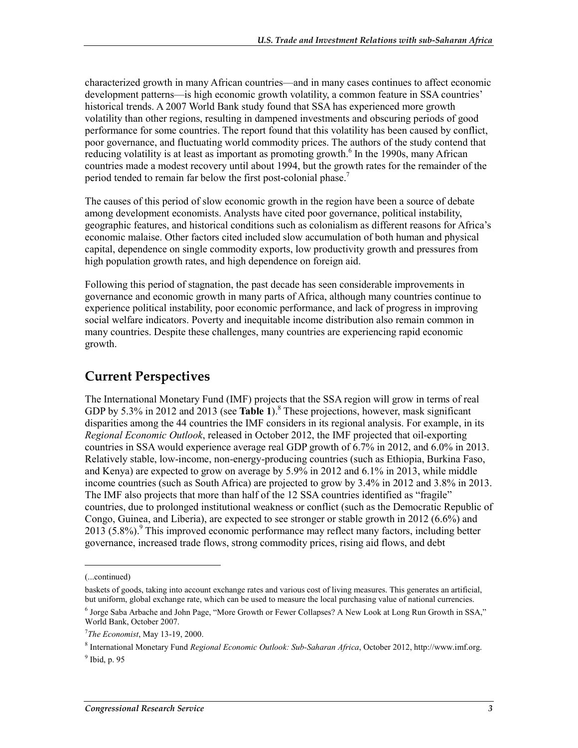characterized growth in many African countries—and in many cases continues to affect economic development patterns—is high economic growth volatility, a common feature in SSA countries' historical trends. A 2007 World Bank study found that SSA has experienced more growth volatility than other regions, resulting in dampened investments and obscuring periods of good performance for some countries. The report found that this volatility has been caused by conflict, poor governance, and fluctuating world commodity prices. The authors of the study contend that reducing volatility is at least as important as promoting growth.[6] In the 1990s, many African countries made a modest recovery until about 1994, but the growth rates for the remainder of the period tended to remain far below the first post-colonial phase.[7]

The causes of this period of slow economic growth in the region have been a source of debate among development economists. Analysts have cited poor governance, political instability, geographic features, and historical conditions such as colonialism as different reasons for Africa's economic malaise. Other factors cited included slow accumulation of both human and physical capital, dependence on single commodity exports, low productivity growth and pressures from high population growth rates, and high dependence on foreign aid.

Following this period of stagnation, the past decade has seen considerable improvements in governance and economic growth in many parts of Africa, although many countries continue to experience political instability, poor economic performance, and lack of progress in improving social welfare indicators. Poverty and inequitable income distribution also remain common in many countries. Despite these challenges, many countries are experiencing rapid economic growth.

## Current Perspectives

The International Monetary Fund (IMF) projects that the SSA region will grow in terms of real GDP by 5.3% in 2012 and 2013 (see **Table 1**).[8] These projections, however, mask significant disparities among the 44 countries the IMF considers in its regional analysis. For example, in its *Regional Economic Outlook*, released in October 2012, the IMF projected that oil-exporting countries in SSA would experience average real GDP growth of 6.7% in 2012, and 6.0% in 2013. Relatively stable, low-income, non-energy-producing countries (such as Ethiopia, Burkina Faso, and Kenya) are expected to grow on average by 5.9% in 2012 and 6.1% in 2013, while middle income countries (such as South Africa) are projected to grow by 3.4% in 2012 and 3.8% in 2013. The IMF also projects that more than half of the 12 SSA countries identified as "fragile" countries, due to prolonged institutional weakness or conflict (such as the Democratic Republic of Congo, Guinea, and Liberia), are expected to see stronger or stable growth in 2012 (6.6%) and 2013 (5.8%).[9] This improved economic performance may reflect many factors, including better governance, increased trade flows, strong commodity prices, rising aid flows, and debt

(...continued)

baskets of goods, taking into account exchange rates and various cost of living measures. This generates an artificial, but uniform, global exchange rate, which can be used to measure the local purchasing value of national currencies.

[6] Jorge Saba Arbache and John Page, "More Growth or Fewer Collapses? A New Look at Long Run Growth in SSA," World Bank, October 2007.

[7] *The Economist*, May 13-19, 2000.

[8] International Monetary Fund *Regional Economic Outlook: Sub-Saharan Africa*, October 2012, http://www.imf.org.

[9] Ibid, p. 95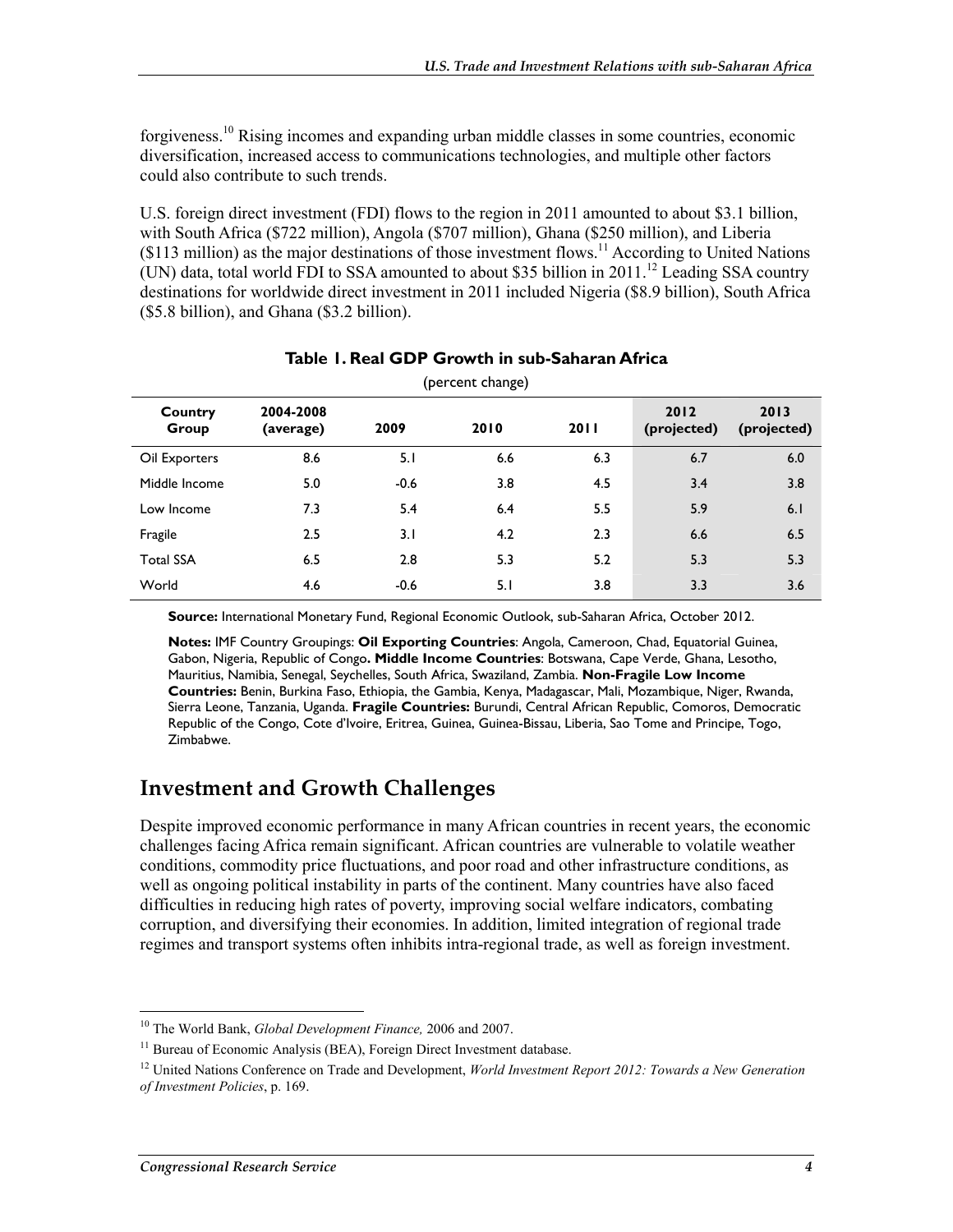forgiveness.[10] Rising incomes and expanding urban middle classes in some countries, economic diversification, increased access to communications technologies, and multiple other factors could also contribute to such trends.

U.S. foreign direct investment (FDI) flows to the region in 2011 amounted to about $3.1 billion, with South Africa ($722 million), Angola ($707 million), Ghana ($250 million), and Liberia ($113 million) as the major destinations of those investment flows.[11] According to United Nations (UN) data, total world FDI to SSA amounted to about $35 billion in 2011.[12] Leading SSA country destinations for worldwide direct investment in 2011 included Nigeria ($8.9 billion), South Africa ($5.8 billion), and Ghana ($3.2 billion).

**Table 1. Real GDP Growth in sub-Saharan Africa**

(percent change)

| Country Group | 2004-2008 (average) | 2009 | 2010 | 2011 | 2012 (projected) | 2013 (projected) |
|---|---|---|---|---|---|---|
| Oil Exporters | 8.6 | 5.1 | 6.6 | 6.3 | 6.7 | 6.0 |
| Middle Income | 5.0 | -0.6 | 3.8 | 4.5 | 3.4 | 3.8 |
| Low Income | 7.3 | 5.4 | 6.4 | 5.5 | 5.9 | 6.1 |
| Fragile | 2.5 | 3.1 | 4.2 | 2.3 | 6.6 | 6.5 |
| Total SSA | 6.5 | 2.8 | 5.3 | 5.2 | 5.3 | 5.3 |
| World | 4.6 | -0.6 | 5.1 | 3.8 | 3.3 | 3.6 |

**Source:** International Monetary Fund, Regional Economic Outlook, sub-Saharan Africa, October 2012.

**Notes:** IMF Country Groupings: **Oil Exporting Countries**: Angola, Cameroon, Chad, Equatorial Guinea, Gabon, Nigeria, Republic of Congo**. Middle Income Countries**: Botswana, Cape Verde, Ghana, Lesotho, Mauritius, Namibia, Senegal, Seychelles, South Africa, Swaziland, Zambia. **Non-Fragile Low Income Countries:** Benin, Burkina Faso, Ethiopia, the Gambia, Kenya, Madagascar, Mali, Mozambique, Niger, Rwanda, Sierra Leone, Tanzania, Uganda. **Fragile Countries:** Burundi, Central African Republic, Comoros, Democratic Republic of the Congo, Cote d'Ivoire, Eritrea, Guinea, Guinea-Bissau, Liberia, Sao Tome and Principe, Togo, Zimbabwe.

## Investment and Growth Challenges

Despite improved economic performance in many African countries in recent years, the economic challenges facing Africa remain significant. African countries are vulnerable to volatile weather conditions, commodity price fluctuations, and poor road and other infrastructure conditions, as well as ongoing political instability in parts of the continent. Many countries have also faced difficulties in reducing high rates of poverty, improving social welfare indicators, combating corruption, and diversifying their economies. In addition, limited integration of regional trade regimes and transport systems often inhibits intra-regional trade, as well as foreign investment.

---

[10] The World Bank, *Global Development Finance,* 2006 and 2007.

[11] Bureau of Economic Analysis (BEA), Foreign Direct Investment database.

[12] United Nations Conference on Trade and Development, *World Investment Report 2012: Towards a New Generation of Investment Policies*, p. 169.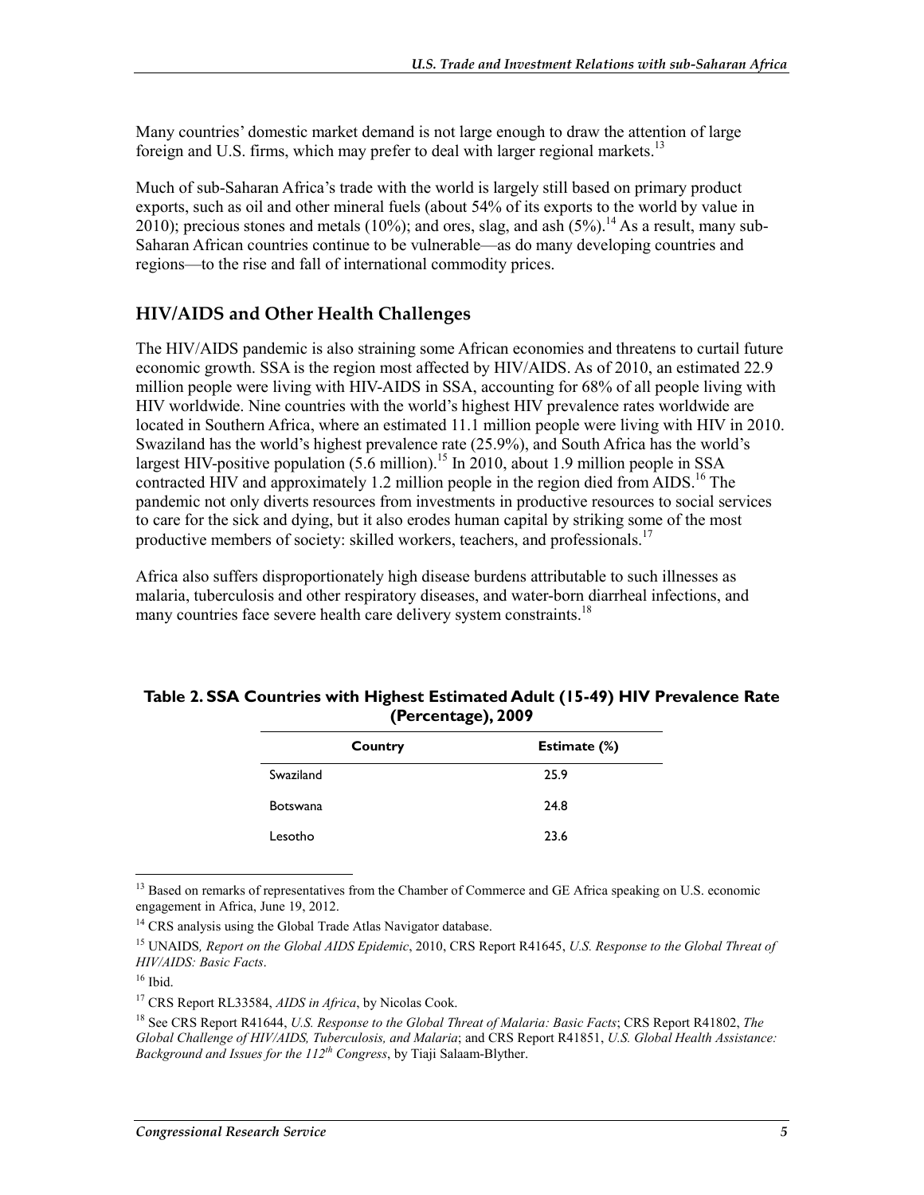Many countries' domestic market demand is not large enough to draw the attention of large foreign and U.S. firms, which may prefer to deal with larger regional markets.[13]

Much of sub-Saharan Africa's trade with the world is largely still based on primary product exports, such as oil and other mineral fuels (about 54% of its exports to the world by value in 2010); precious stones and metals (10%); and ores, slag, and ash (5%).[14] As a result, many sub-Saharan African countries continue to be vulnerable—as do many developing countries and regions—to the rise and fall of international commodity prices.

## HIV/AIDS and Other Health Challenges

The HIV/AIDS pandemic is also straining some African economies and threatens to curtail future economic growth. SSA is the region most affected by HIV/AIDS. As of 2010, an estimated 22.9 million people were living with HIV-AIDS in SSA, accounting for 68% of all people living with HIV worldwide. Nine countries with the world's highest HIV prevalence rates worldwide are located in Southern Africa, where an estimated 11.1 million people were living with HIV in 2010. Swaziland has the world's highest prevalence rate (25.9%), and South Africa has the world's largest HIV-positive population (5.6 million).[15] In 2010, about 1.9 million people in SSA contracted HIV and approximately 1.2 million people in the region died from AIDS.[16] The pandemic not only diverts resources from investments in productive resources to social services to care for the sick and dying, but it also erodes human capital by striking some of the most productive members of society: skilled workers, teachers, and professionals.[17]

Africa also suffers disproportionately high disease burdens attributable to such illnesses as malaria, tuberculosis and other respiratory diseases, and water-born diarrheal infections, and many countries face severe health care delivery system constraints.[18]

**Table 2. SSA Countries with Highest Estimated Adult (15-49) HIV Prevalence Rate (Percentage), 2009**

| Country | Estimate (%) |
|---|---|
| Swaziland | 25.9 |
| Botswana | 24.8 |
| Lesotho | 23.6 |

---

[13] Based on remarks of representatives from the Chamber of Commerce and GE Africa speaking on U.S. economic engagement in Africa, June 19, 2012.

[14] CRS analysis using the Global Trade Atlas Navigator database.

[15] UNAIDS, *Report on the Global AIDS Epidemic*, 2010, CRS Report R41645, *U.S. Response to the Global Threat of HIV/AIDS: Basic Facts*.

[16] Ibid.

[17] CRS Report RL33584, *AIDS in Africa*, by Nicolas Cook.

[18] See CRS Report R41644, *U.S. Response to the Global Threat of Malaria: Basic Facts*; CRS Report R41802, *The Global Challenge of HIV/AIDS, Tuberculosis, and Malaria*; and CRS Report R41851, *U.S. Global Health Assistance: Background and Issues for the 112th Congress*, by Tiaji Salaam-Blyther.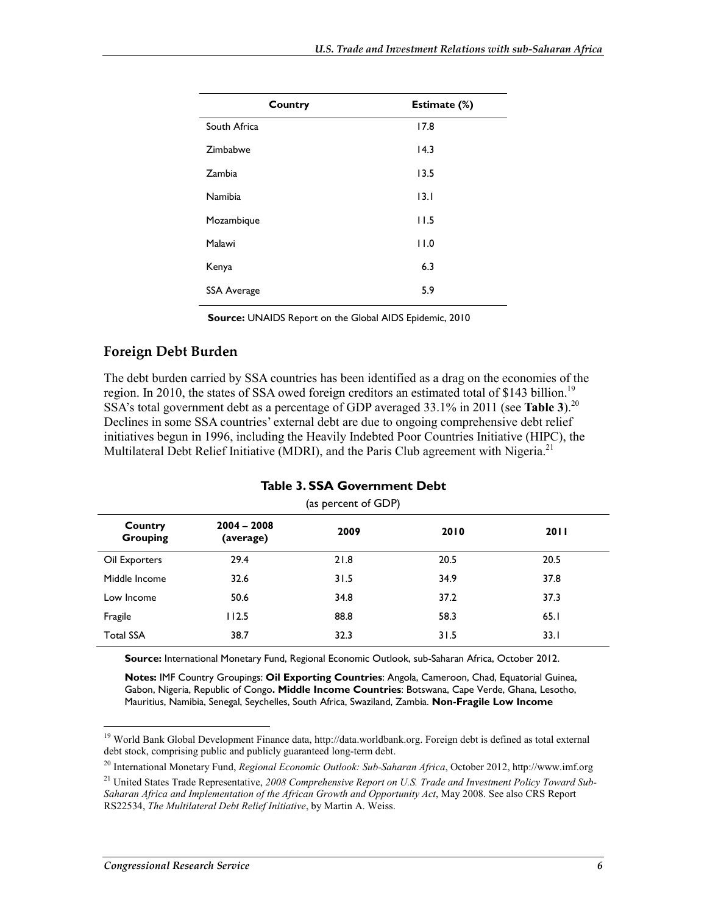| Country | Estimate (%) |
| --- | --- |
| South Africa | 17.8 |
| Zimbabwe | 14.3 |
| Zambia | 13.5 |
| Namibia | 13.1 |
| Mozambique | 11.5 |
| Malawi | 11.0 |
| Kenya | 6.3 |
| SSA Average | 5.9 |

**Source:** UNAIDS Report on the Global AIDS Epidemic, 2010

## Foreign Debt Burden

The debt burden carried by SSA countries has been identified as a drag on the economies of the region. In 2010, the states of SSA owed foreign creditors an estimated total of $143 billion.[19] SSA's total government debt as a percentage of GDP averaged 33.1% in 2011 (see **Table 3**).[20] Declines in some SSA countries' external debt are due to ongoing comprehensive debt relief initiatives begun in 1996, including the Heavily Indebted Poor Countries Initiative (HIPC), the Multilateral Debt Relief Initiative (MDRI), and the Paris Club agreement with Nigeria.[21]

**Table 3. SSA Government Debt**

(as percent of GDP)

| Country Grouping | 2004 – 2008 (average) | 2009 | 2010 | 2011 |
| --- | --- | --- | --- | --- |
| Oil Exporters | 29.4 | 21.8 | 20.5 | 20.5 |
| Middle Income | 32.6 | 31.5 | 34.9 | 37.8 |
| Low Income | 50.6 | 34.8 | 37.2 | 37.3 |
| Fragile | 112.5 | 88.8 | 58.3 | 65.1 |
| Total SSA | 38.7 | 32.3 | 31.5 | 33.1 |

**Source:** International Monetary Fund, Regional Economic Outlook, sub-Saharan Africa, October 2012.

**Notes:** IMF Country Groupings: **Oil Exporting Countries**: Angola, Cameroon, Chad, Equatorial Guinea, Gabon, Nigeria, Republic of Congo**. Middle Income Countries**: Botswana, Cape Verde, Ghana, Lesotho, Mauritius, Namibia, Senegal, Seychelles, South Africa, Swaziland, Zambia. **Non-Fragile Low Income**

[19] World Bank Global Development Finance data, http://data.worldbank.org. Foreign debt is defined as total external debt stock, comprising public and publicly guaranteed long-term debt.

[20] International Monetary Fund, *Regional Economic Outlook: Sub-Saharan Africa*, October 2012, http://www.imf.org

[21] United States Trade Representative, *2008 Comprehensive Report on U.S. Trade and Investment Policy Toward Sub-Saharan Africa and Implementation of the African Growth and Opportunity Act*, May 2008. See also CRS Report RS22534, *The Multilateral Debt Relief Initiative*, by Martin A. Weiss.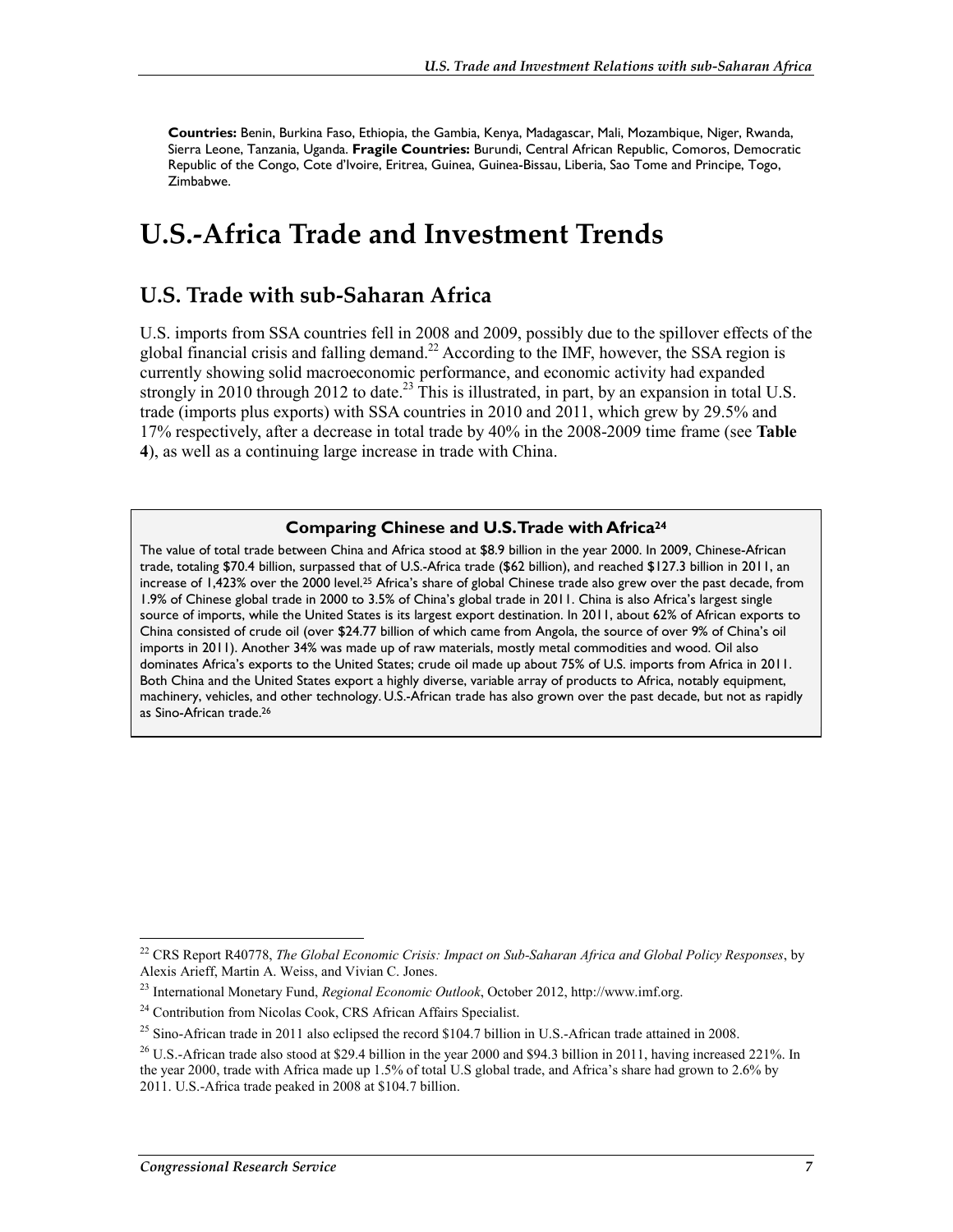**Countries:** Benin, Burkina Faso, Ethiopia, the Gambia, Kenya, Madagascar, Mali, Mozambique, Niger, Rwanda, Sierra Leone, Tanzania, Uganda. **Fragile Countries:** Burundi, Central African Republic, Comoros, Democratic Republic of the Congo, Cote d'Ivoire, Eritrea, Guinea, Guinea-Bissau, Liberia, Sao Tome and Principe, Togo, Zimbabwe.

# U.S.-Africa Trade and Investment Trends

## U.S. Trade with sub-Saharan Africa

U.S. imports from SSA countries fell in 2008 and 2009, possibly due to the spillover effects of the global financial crisis and falling demand.[22] According to the IMF, however, the SSA region is currently showing solid macroeconomic performance, and economic activity had expanded strongly in 2010 through 2012 to date.[23] This is illustrated, in part, by an expansion in total U.S. trade (imports plus exports) with SSA countries in 2010 and 2011, which grew by 29.5% and 17% respectively, after a decrease in total trade by 40% in the 2008-2009 time frame (see **Table 4**), as well as a continuing large increase in trade with China.

**Comparing Chinese and U.S. Trade with Africa[24]**

The value of total trade between China and Africa stood at $8.9 billion in the year 2000. In 2009, Chinese-African trade, totaling $70.4 billion, surpassed that of U.S.-Africa trade ($62 billion), and reached $127.3 billion in 2011, an increase of 1,423% over the 2000 level.[25] Africa's share of global Chinese trade also grew over the past decade, from 1.9% of Chinese global trade in 2000 to 3.5% of China's global trade in 2011. China is also Africa's largest single source of imports, while the United States is its largest export destination. In 2011, about 62% of African exports to China consisted of crude oil (over $24.77 billion of which came from Angola, the source of over 9% of China's oil imports in 2011). Another 34% was made up of raw materials, mostly metal commodities and wood. Oil also dominates Africa's exports to the United States; crude oil made up about 75% of U.S. imports from Africa in 2011. Both China and the United States export a highly diverse, variable array of products to Africa, notably equipment, machinery, vehicles, and other technology. U.S.-African trade has also grown over the past decade, but not as rapidly as Sino-African trade.[26]

---

[22] CRS Report R40778, *The Global Economic Crisis: Impact on Sub-Saharan Africa and Global Policy Responses*, by Alexis Arieff, Martin A. Weiss, and Vivian C. Jones.

[23] International Monetary Fund, *Regional Economic Outlook*, October 2012, http://www.imf.org.

[24] Contribution from Nicolas Cook, CRS African Affairs Specialist.

[25] Sino-African trade in 2011 also eclipsed the record $104.7 billion in U.S.-African trade attained in 2008.

[26] U.S.-African trade also stood at $29.4 billion in the year 2000 and $94.3 billion in 2011, having increased 221%. In the year 2000, trade with Africa made up 1.5% of total U.S global trade, and Africa's share had grown to 2.6% by 2011. U.S.-Africa trade peaked in 2008 at $104.7 billion.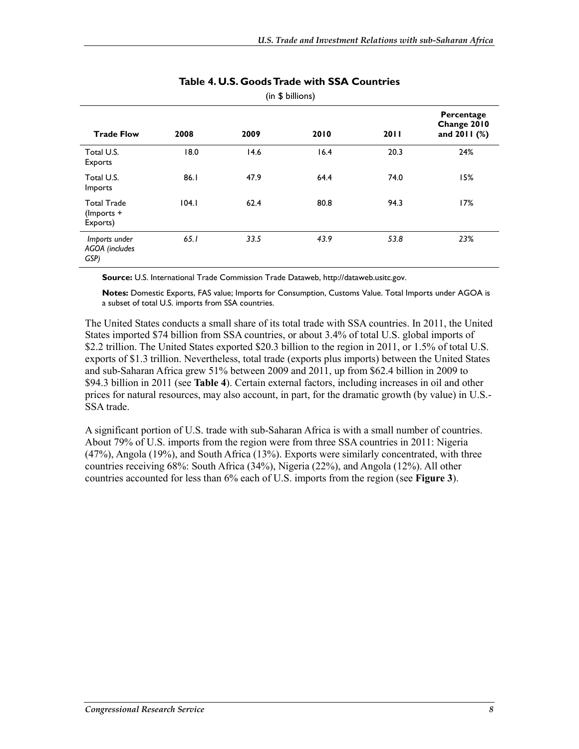**Table 4. U.S. Goods Trade with SSA Countries**

(in $ billions)

| Trade Flow | 2008 | 2009 | 2010 | 2011 | Percentage Change 2010 and 2011 (%) |
|---|---|---|---|---|---|
| Total U.S. Exports | 18.0 | 14.6 | 16.4 | 20.3 | 24% |
| Total U.S. Imports | 86.1 | 47.9 | 64.4 | 74.0 | 15% |
| Total Trade (Imports + Exports) | 104.1 | 62.4 | 80.8 | 94.3 | 17% |
| *Imports under AGOA (includes GSP)* | *65.1* | *33.5* | *43.9* | *53.8* | *23%* |

**Source:** U.S. International Trade Commission Trade Dataweb, http://dataweb.usitc.gov.

**Notes:** Domestic Exports, FAS value; Imports for Consumption, Customs Value. Total Imports under AGOA is a subset of total U.S. imports from SSA countries.

The United States conducts a small share of its total trade with SSA countries. In 2011, the United States imported $74 billion from SSA countries, or about 3.4% of total U.S. global imports of $2.2 trillion. The United States exported $20.3 billion to the region in 2011, or 1.5% of total U.S. exports of $1.3 trillion. Nevertheless, total trade (exports plus imports) between the United States and sub-Saharan Africa grew 51% between 2009 and 2011, up from $62.4 billion in 2009 to $94.3 billion in 2011 (see **Table 4**). Certain external factors, including increases in oil and other prices for natural resources, may also account, in part, for the dramatic growth (by value) in U.S.-SSA trade.

A significant portion of U.S. trade with sub-Saharan Africa is with a small number of countries. About 79% of U.S. imports from the region were from three SSA countries in 2011: Nigeria (47%), Angola (19%), and South Africa (13%). Exports were similarly concentrated, with three countries receiving 68%: South Africa (34%), Nigeria (22%), and Angola (12%). All other countries accounted for less than 6% each of U.S. imports from the region (see **Figure 3**).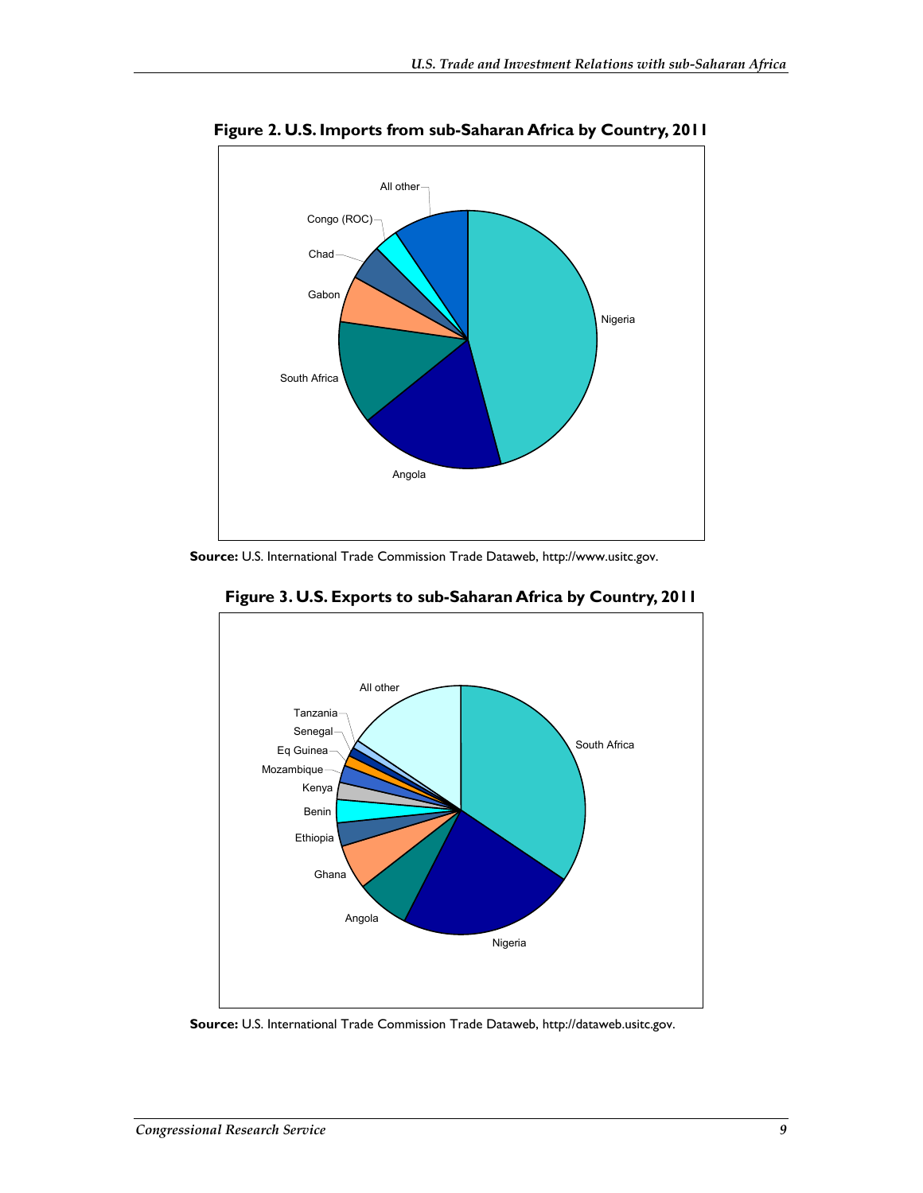**Figure 2. U.S. Imports from sub-Saharan Africa by Country, 2011**

All other
Congo (ROC)
Chad
Gabon
South Africa
Angola
Nigeria

**Source:** U.S. International Trade Commission Trade Dataweb, http://www.usitc.gov.

**Figure 3. U.S. Exports to sub-Saharan Africa by Country, 2011**

All other
Tanzania
Senegal
Eq Guinea
Mozambique
Kenya
Benin
Ethiopia
Ghana
Angola
Nigeria
South Africa

**Source:** U.S. International Trade Commission Trade Dataweb, http://dataweb.usitc.gov.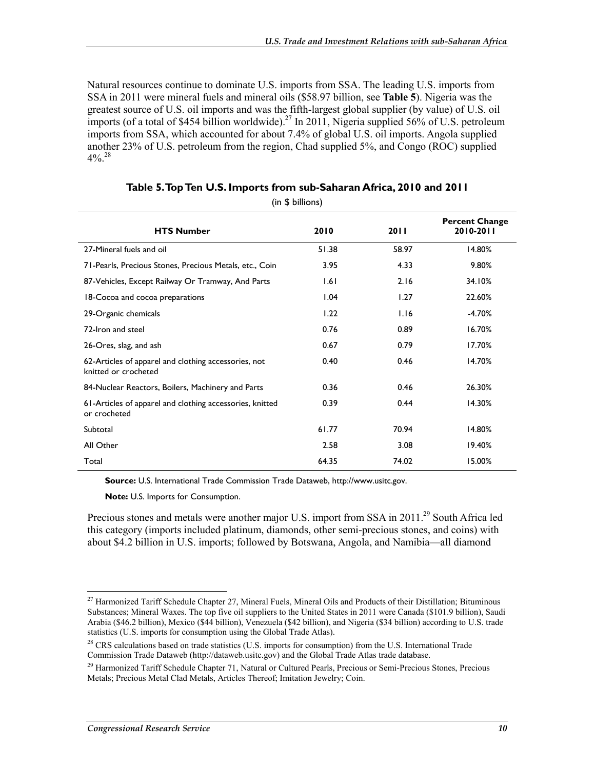Natural resources continue to dominate U.S. imports from SSA. The leading U.S. imports from SSA in 2011 were mineral fuels and mineral oils ($58.97 billion, see **Table 5**). Nigeria was the greatest source of U.S. oil imports and was the fifth-largest global supplier (by value) of U.S. oil imports (of a total of $454 billion worldwide).[27] In 2011, Nigeria supplied 56% of U.S. petroleum imports from SSA, which accounted for about 7.4% of global U.S. oil imports. Angola supplied another 23% of U.S. petroleum from the region, Chad supplied 5%, and Congo (ROC) supplied 4%.[28]

**Table 5. Top Ten U.S. Imports from sub-Saharan Africa, 2010 and 2011**

(in $ billions)

| HTS Number | 2010 | 2011 | Percent Change 2010-2011 |
|---|---|---|---|
| 27-Mineral fuels and oil | 51.38 | 58.97 | 14.80% |
| 71-Pearls, Precious Stones, Precious Metals, etc., Coin | 3.95 | 4.33 | 9.80% |
| 87-Vehicles, Except Railway Or Tramway, And Parts | 1.61 | 2.16 | 34.10% |
| 18-Cocoa and cocoa preparations | 1.04 | 1.27 | 22.60% |
| 29-Organic chemicals | 1.22 | 1.16 | -4.70% |
| 72-Iron and steel | 0.76 | 0.89 | 16.70% |
| 26-Ores, slag, and ash | 0.67 | 0.79 | 17.70% |
| 62-Articles of apparel and clothing accessories, not knitted or crocheted | 0.40 | 0.46 | 14.70% |
| 84-Nuclear Reactors, Boilers, Machinery and Parts | 0.36 | 0.46 | 26.30% |
| 61-Articles of apparel and clothing accessories, knitted or crocheted | 0.39 | 0.44 | 14.30% |
| Subtotal | 61.77 | 70.94 | 14.80% |
| All Other | 2.58 | 3.08 | 19.40% |
| Total | 64.35 | 74.02 | 15.00% |

**Source:** U.S. International Trade Commission Trade Dataweb, http://www.usitc.gov.

**Note:** U.S. Imports for Consumption.

Precious stones and metals were another major U.S. import from SSA in 2011.[29] South Africa led this category (imports included platinum, diamonds, other semi-precious stones, and coins) with about $4.2 billion in U.S. imports; followed by Botswana, Angola, and Namibia—all diamond

---

[27] Harmonized Tariff Schedule Chapter 27, Mineral Fuels, Mineral Oils and Products of their Distillation; Bituminous Substances; Mineral Waxes. The top five oil suppliers to the United States in 2011 were Canada ($101.9 billion), Saudi Arabia ($46.2 billion), Mexico ($44 billion), Venezuela ($42 billion), and Nigeria ($34 billion) according to U.S. trade statistics (U.S. imports for consumption using the Global Trade Atlas).

[28] CRS calculations based on trade statistics (U.S. imports for consumption) from the U.S. International Trade Commission Trade Dataweb (http://dataweb.usitc.gov) and the Global Trade Atlas trade database.

[29] Harmonized Tariff Schedule Chapter 71, Natural or Cultured Pearls, Precious or Semi-Precious Stones, Precious Metals; Precious Metal Clad Metals, Articles Thereof; Imitation Jewelry; Coin.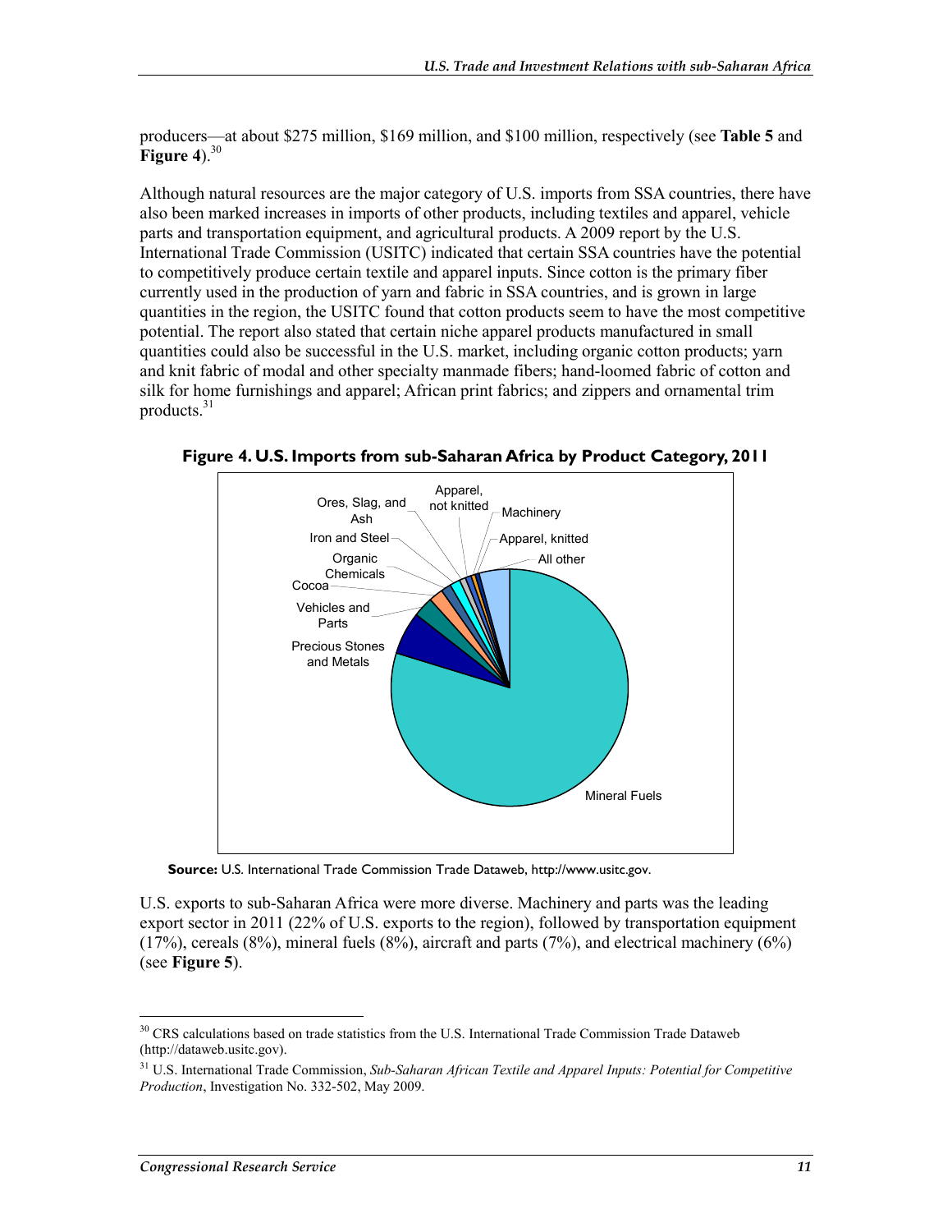producers—at about $275 million, $169 million, and $100 million, respectively (see **Table 5** and **Figure 4**).[30]

Although natural resources are the major category of U.S. imports from SSA countries, there have also been marked increases in imports of other products, including textiles and apparel, vehicle parts and transportation equipment, and agricultural products. A 2009 report by the U.S. International Trade Commission (USITC) indicated that certain SSA countries have the potential to competitively produce certain textile and apparel inputs. Since cotton is the primary fiber currently used in the production of yarn and fabric in SSA countries, and is grown in large quantities in the region, the USITC found that cotton products seem to have the most competitive potential. The report also stated that certain niche apparel products manufactured in small quantities could also be successful in the U.S. market, including organic cotton products; yarn and knit fabric of modal and other specialty manmade fibers; hand-loomed fabric of cotton and silk for home furnishings and apparel; African print fabrics; and zippers and ornamental trim products.[31]

**Figure 4. U.S. Imports from sub-Saharan Africa by Product Category, 2011**

Mineral Fuels; Precious Stones and Metals; Vehicles and Parts; Cocoa; Organic Chemicals; Iron and Steel; Ores, Slag, and Ash; Apparel, not knitted; Machinery; Apparel, knitted; All other

**Source:** U.S. International Trade Commission Trade Dataweb, http://www.usitc.gov.

U.S. exports to sub-Saharan Africa were more diverse. Machinery and parts was the leading export sector in 2011 (22% of U.S. exports to the region), followed by transportation equipment (17%), cereals (8%), mineral fuels (8%), aircraft and parts (7%), and electrical machinery (6%) (see **Figure 5**).

---

[30] CRS calculations based on trade statistics from the U.S. International Trade Commission Trade Dataweb (http://dataweb.usitc.gov).

[31] U.S. International Trade Commission, *Sub-Saharan African Textile and Apparel Inputs: Potential for Competitive Production*, Investigation No. 332-502, May 2009.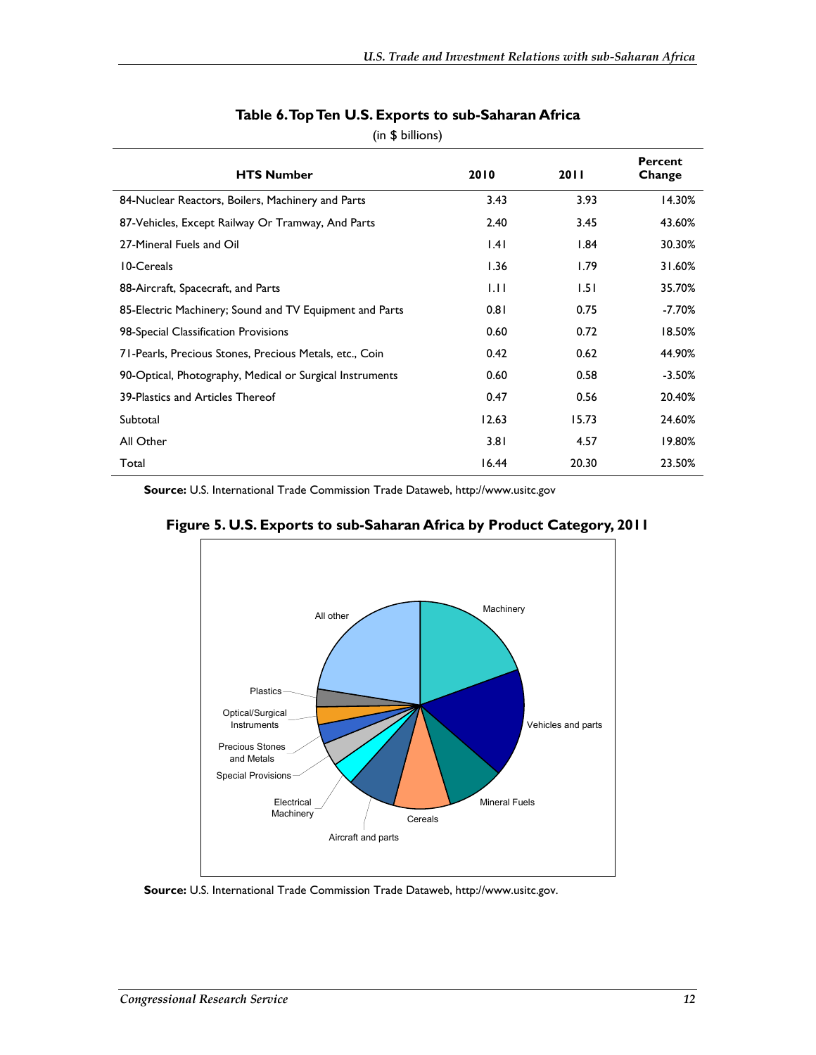**Table 6. Top Ten U.S. Exports to sub-Saharan Africa**

(in $ billions)

| HTS Number | 2010 | 2011 | Percent Change |
|---|---|---|---|
| 84-Nuclear Reactors, Boilers, Machinery and Parts | 3.43 | 3.93 | 14.30% |
| 87-Vehicles, Except Railway Or Tramway, And Parts | 2.40 | 3.45 | 43.60% |
| 27-Mineral Fuels and Oil | 1.41 | 1.84 | 30.30% |
| 10-Cereals | 1.36 | 1.79 | 31.60% |
| 88-Aircraft, Spacecraft, and Parts | 1.11 | 1.51 | 35.70% |
| 85-Electric Machinery; Sound and TV Equipment and Parts | 0.81 | 0.75 | -7.70% |
| 98-Special Classification Provisions | 0.60 | 0.72 | 18.50% |
| 71-Pearls, Precious Stones, Precious Metals, etc., Coin | 0.42 | 0.62 | 44.90% |
| 90-Optical, Photography, Medical or Surgical Instruments | 0.60 | 0.58 | -3.50% |
| 39-Plastics and Articles Thereof | 0.47 | 0.56 | 20.40% |
| Subtotal | 12.63 | 15.73 | 24.60% |
| All Other | 3.81 | 4.57 | 19.80% |
| Total | 16.44 | 20.30 | 23.50% |

**Source:** U.S. International Trade Commission Trade Dataweb, http://www.usitc.gov

**Figure 5. U.S. Exports to sub-Saharan Africa by Product Category, 2011**

**Source:** U.S. International Trade Commission Trade Dataweb, http://www.usitc.gov.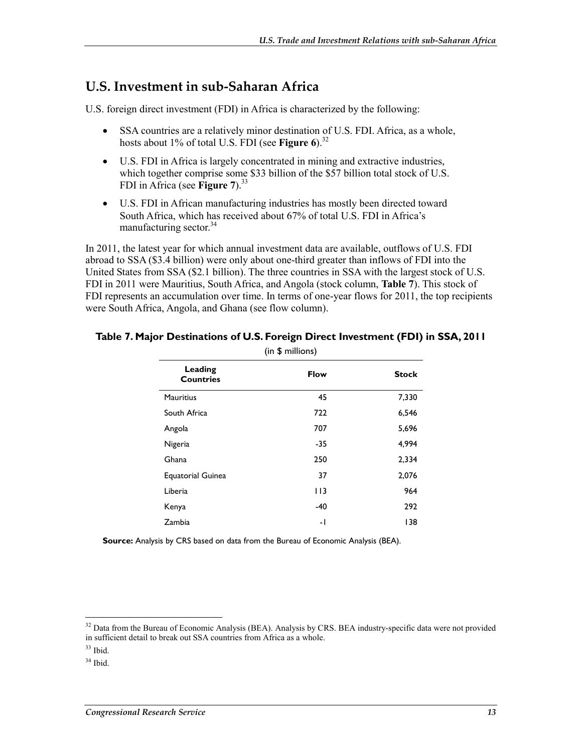## U.S. Investment in sub-Saharan Africa

U.S. foreign direct investment (FDI) in Africa is characterized by the following:

- SSA countries are a relatively minor destination of U.S. FDI. Africa, as a whole, hosts about 1% of total U.S. FDI (see **Figure 6**).[32]
- U.S. FDI in Africa is largely concentrated in mining and extractive industries, which together comprise some $33 billion of the $57 billion total stock of U.S. FDI in Africa (see **Figure 7**).[33]
- U.S. FDI in African manufacturing industries has mostly been directed toward South Africa, which has received about 67% of total U.S. FDI in Africa's manufacturing sector.[34]

In 2011, the latest year for which annual investment data are available, outflows of U.S. FDI abroad to SSA ($3.4 billion) were only about one-third greater than inflows of FDI into the United States from SSA ($2.1 billion). The three countries in SSA with the largest stock of U.S. FDI in 2011 were Mauritius, South Africa, and Angola (stock column, **Table 7**). This stock of FDI represents an accumulation over time. In terms of one-year flows for 2011, the top recipients were South Africa, Angola, and Ghana (see flow column).

**Table 7. Major Destinations of U.S. Foreign Direct Investment (FDI) in SSA, 2011**

(in $ millions)

| Leading Countries | Flow | Stock |
|---|---|---|
| Mauritius | 45 | 7,330 |
| South Africa | 722 | 6,546 |
| Angola | 707 | 5,696 |
| Nigeria | -35 | 4,994 |
| Ghana | 250 | 2,334 |
| Equatorial Guinea | 37 | 2,076 |
| Liberia | 113 | 964 |
| Kenya | -40 | 292 |
| Zambia | -1 | 138 |

**Source:** Analysis by CRS based on data from the Bureau of Economic Analysis (BEA).

---

[32] Data from the Bureau of Economic Analysis (BEA). Analysis by CRS. BEA industry-specific data were not provided in sufficient detail to break out SSA countries from Africa as a whole.

[33] Ibid.

[34] Ibid.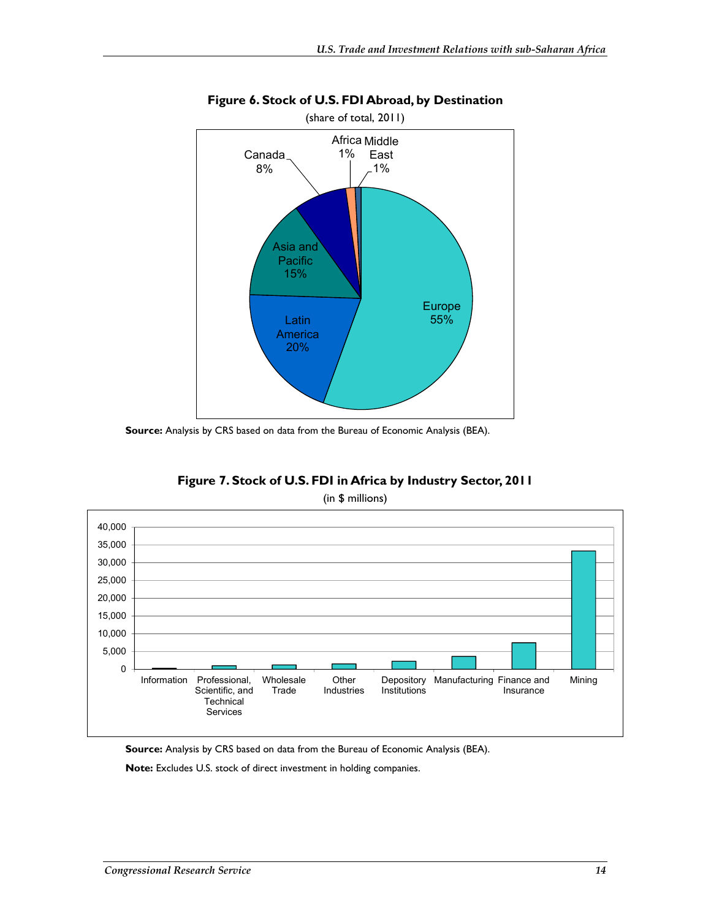**Figure 6. Stock of U.S. FDI Abroad, by Destination**

(share of total, 2011)

Europe 55%
Latin America 20%
Asia and Pacific 15%
Canada 8%
Africa 1%
Middle East 1%

**Source:** Analysis by CRS based on data from the Bureau of Economic Analysis (BEA).

**Figure 7. Stock of U.S. FDI in Africa by Industry Sector, 2011**

(in $ millions)

**Source:** Analysis by CRS based on data from the Bureau of Economic Analysis (BEA).

**Note:** Excludes U.S. stock of direct investment in holding companies.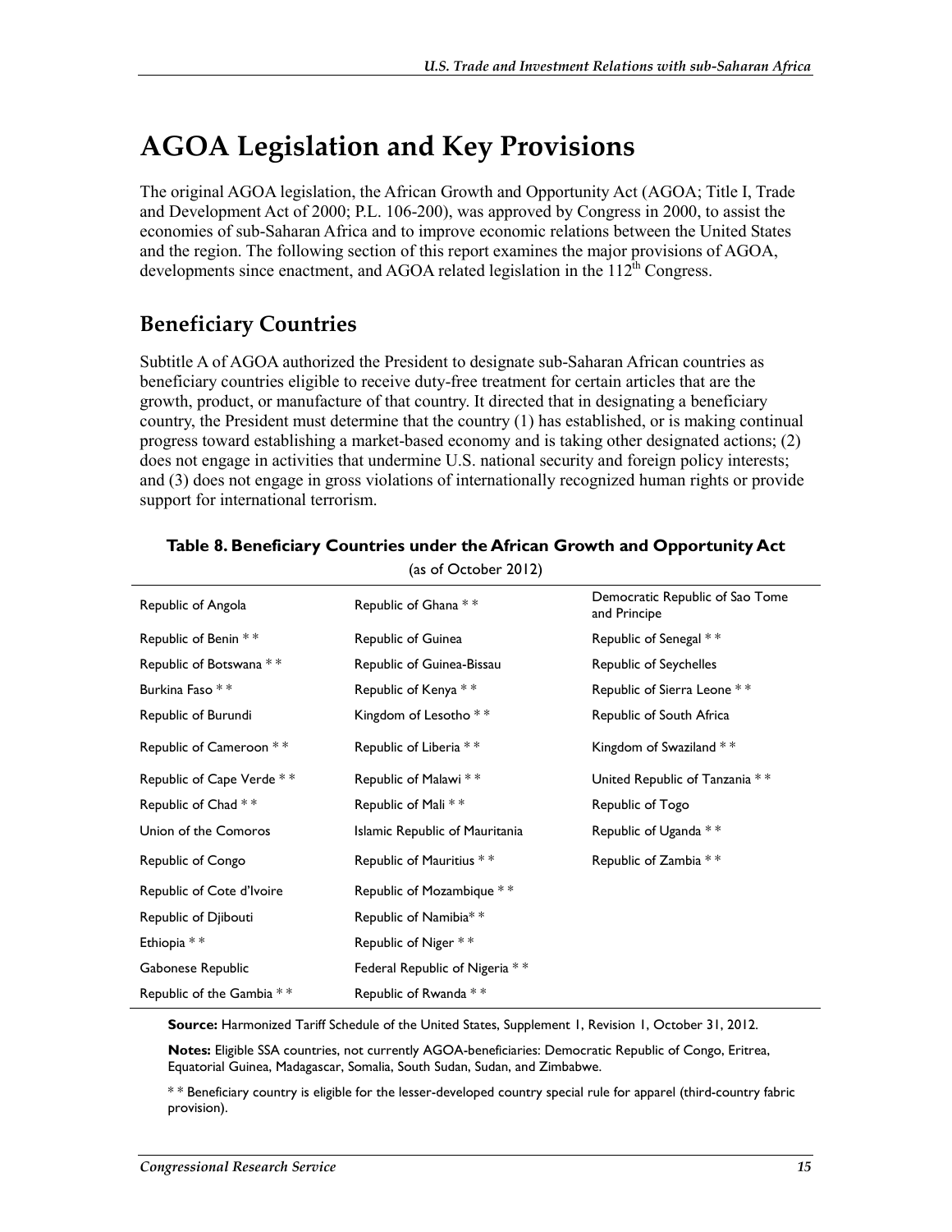# AGOA Legislation and Key Provisions

The original AGOA legislation, the African Growth and Opportunity Act (AGOA; Title I, Trade and Development Act of 2000; P.L. 106-200), was approved by Congress in 2000, to assist the economies of sub-Saharan Africa and to improve economic relations between the United States and the region. The following section of this report examines the major provisions of AGOA, developments since enactment, and AGOA related legislation in the 112th Congress.

## Beneficiary Countries

Subtitle A of AGOA authorized the President to designate sub-Saharan African countries as beneficiary countries eligible to receive duty-free treatment for certain articles that are the growth, product, or manufacture of that country. It directed that in designating a beneficiary country, the President must determine that the country (1) has established, or is making continual progress toward establishing a market-based economy and is taking other designated actions; (2) does not engage in activities that undermine U.S. national security and foreign policy interests; and (3) does not engage in gross violations of internationally recognized human rights or provide support for international terrorism.

**Table 8. Beneficiary Countries under the African Growth and Opportunity Act**
(as of October 2012)

| | | |
|---|---|---|
| Republic of Angola | Republic of Ghana * * | Democratic Republic of Sao Tome and Principe |
| Republic of Benin * * | Republic of Guinea | Republic of Senegal * * |
| Republic of Botswana * * | Republic of Guinea-Bissau | Republic of Seychelles |
| Burkina Faso * * | Republic of Kenya * * | Republic of Sierra Leone * * |
| Republic of Burundi | Kingdom of Lesotho * * | Republic of South Africa |
| Republic of Cameroon * * | Republic of Liberia * * | Kingdom of Swaziland * * |
| Republic of Cape Verde * * | Republic of Malawi * * | United Republic of Tanzania * * |
| Republic of Chad * * | Republic of Mali * * | Republic of Togo |
| Union of the Comoros | Islamic Republic of Mauritania | Republic of Uganda * * |
| Republic of Congo | Republic of Mauritius * * | Republic of Zambia * * |
| Republic of Cote d'Ivoire | Republic of Mozambique * * | |
| Republic of Djibouti | Republic of Namibia* * | |
| Ethiopia * * | Republic of Niger * * | |
| Gabonese Republic | Federal Republic of Nigeria * * | |
| Republic of the Gambia * * | Republic of Rwanda * * | |

**Source:** Harmonized Tariff Schedule of the United States, Supplement 1, Revision 1, October 31, 2012.

**Notes:** Eligible SSA countries, not currently AGOA-beneficiaries: Democratic Republic of Congo, Eritrea, Equatorial Guinea, Madagascar, Somalia, South Sudan, Sudan, and Zimbabwe.

* * Beneficiary country is eligible for the lesser-developed country special rule for apparel (third-country fabric provision).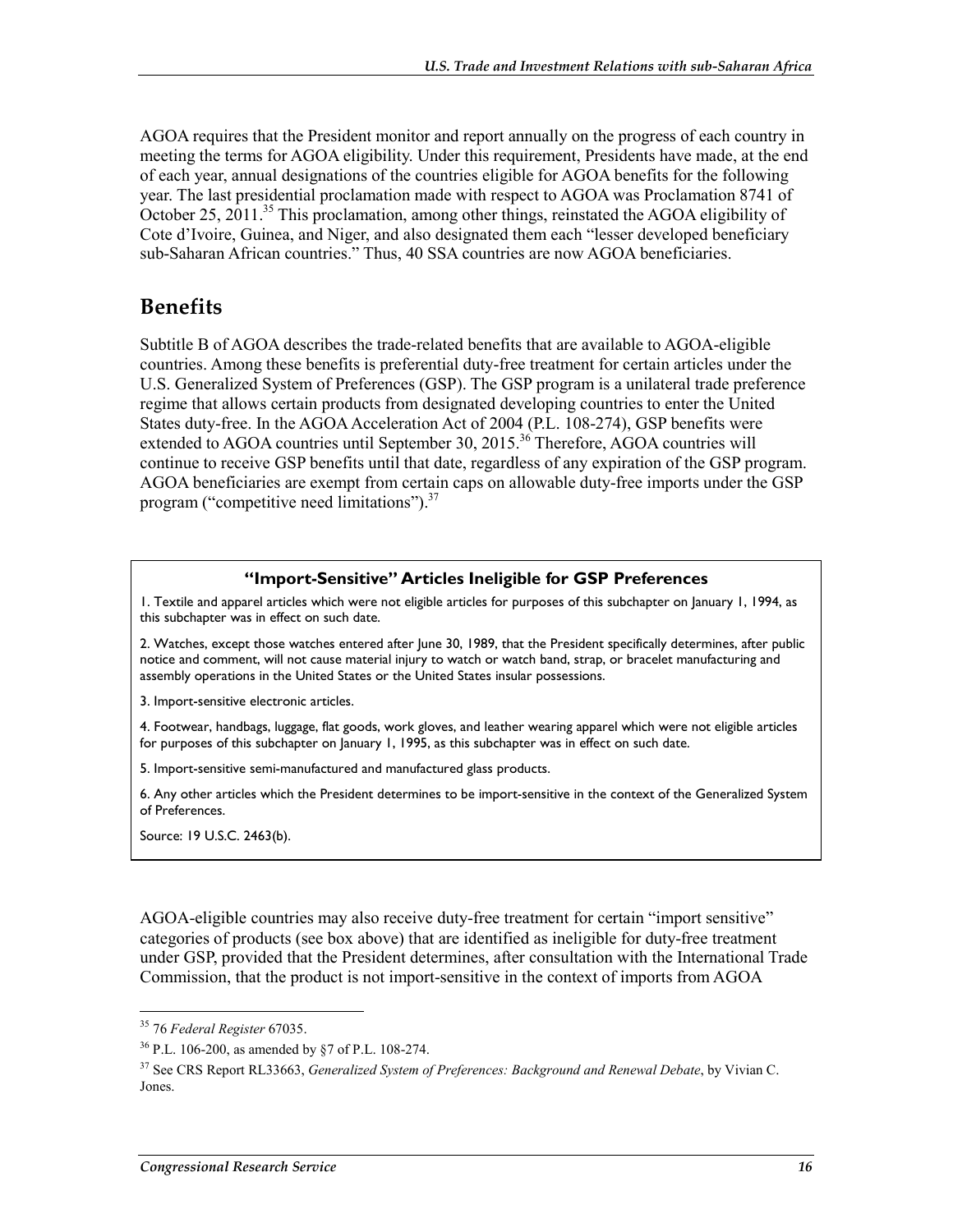AGOA requires that the President monitor and report annually on the progress of each country in meeting the terms for AGOA eligibility. Under this requirement, Presidents have made, at the end of each year, annual designations of the countries eligible for AGOA benefits for the following year. The last presidential proclamation made with respect to AGOA was Proclamation 8741 of October 25, 2011.[35] This proclamation, among other things, reinstated the AGOA eligibility of Cote d'Ivoire, Guinea, and Niger, and also designated them each "lesser developed beneficiary sub-Saharan African countries." Thus, 40 SSA countries are now AGOA beneficiaries.

## Benefits

Subtitle B of AGOA describes the trade-related benefits that are available to AGOA-eligible countries. Among these benefits is preferential duty-free treatment for certain articles under the U.S. Generalized System of Preferences (GSP). The GSP program is a unilateral trade preference regime that allows certain products from designated developing countries to enter the United States duty-free. In the AGOA Acceleration Act of 2004 (P.L. 108-274), GSP benefits were extended to AGOA countries until September 30, 2015.[36] Therefore, AGOA countries will continue to receive GSP benefits until that date, regardless of any expiration of the GSP program. AGOA beneficiaries are exempt from certain caps on allowable duty-free imports under the GSP program ("competitive need limitations").[37]

> **"Import-Sensitive" Articles Ineligible for GSP Preferences**
>
> 1. Textile and apparel articles which were not eligible articles for purposes of this subchapter on January 1, 1994, as this subchapter was in effect on such date.
>
> 2. Watches, except those watches entered after June 30, 1989, that the President specifically determines, after public notice and comment, will not cause material injury to watch or watch band, strap, or bracelet manufacturing and assembly operations in the United States or the United States insular possessions.
>
> 3. Import-sensitive electronic articles.
>
> 4. Footwear, handbags, luggage, flat goods, work gloves, and leather wearing apparel which were not eligible articles for purposes of this subchapter on January 1, 1995, as this subchapter was in effect on such date.
>
> 5. Import-sensitive semi-manufactured and manufactured glass products.
>
> 6. Any other articles which the President determines to be import-sensitive in the context of the Generalized System of Preferences.
>
> Source: 19 U.S.C. 2463(b).

AGOA-eligible countries may also receive duty-free treatment for certain "import sensitive" categories of products (see box above) that are identified as ineligible for duty-free treatment under GSP, provided that the President determines, after consultation with the International Trade Commission, that the product is not import-sensitive in the context of imports from AGOA

---

[35] 76 *Federal Register* 67035.

[36] P.L. 106-200, as amended by §7 of P.L. 108-274.

[37] See CRS Report RL33663, *Generalized System of Preferences: Background and Renewal Debate*, by Vivian C. Jones.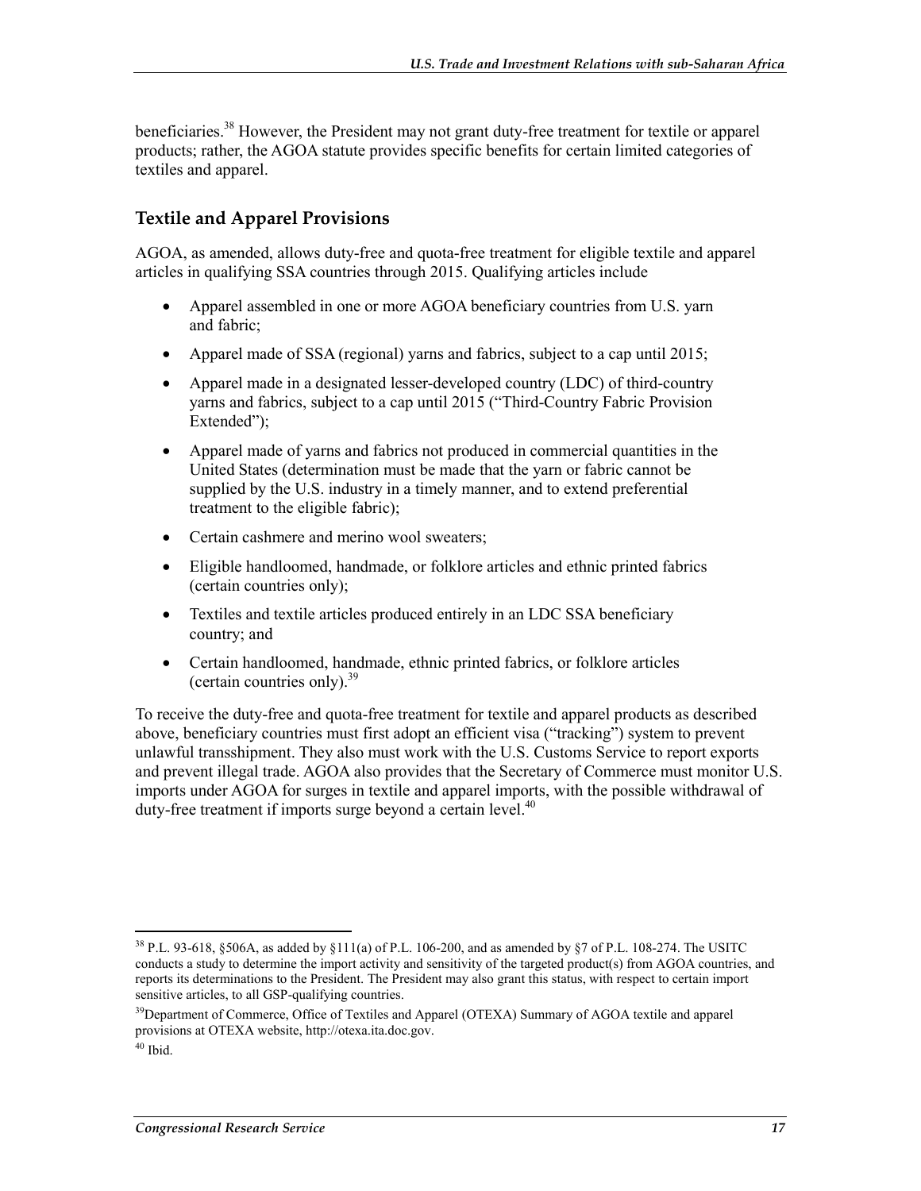beneficiaries.[38] However, the President may not grant duty-free treatment for textile or apparel products; rather, the AGOA statute provides specific benefits for certain limited categories of textiles and apparel.

## Textile and Apparel Provisions

AGOA, as amended, allows duty-free and quota-free treatment for eligible textile and apparel articles in qualifying SSA countries through 2015. Qualifying articles include

- Apparel assembled in one or more AGOA beneficiary countries from U.S. yarn and fabric;
- Apparel made of SSA (regional) yarns and fabrics, subject to a cap until 2015;
- Apparel made in a designated lesser-developed country (LDC) of third-country yarns and fabrics, subject to a cap until 2015 ("Third-Country Fabric Provision Extended");
- Apparel made of yarns and fabrics not produced in commercial quantities in the United States (determination must be made that the yarn or fabric cannot be supplied by the U.S. industry in a timely manner, and to extend preferential treatment to the eligible fabric);
- Certain cashmere and merino wool sweaters;
- Eligible handloomed, handmade, or folklore articles and ethnic printed fabrics (certain countries only);
- Textiles and textile articles produced entirely in an LDC SSA beneficiary country; and
- Certain handloomed, handmade, ethnic printed fabrics, or folklore articles (certain countries only).[39]

To receive the duty-free and quota-free treatment for textile and apparel products as described above, beneficiary countries must first adopt an efficient visa ("tracking") system to prevent unlawful transshipment. They also must work with the U.S. Customs Service to report exports and prevent illegal trade. AGOA also provides that the Secretary of Commerce must monitor U.S. imports under AGOA for surges in textile and apparel imports, with the possible withdrawal of duty-free treatment if imports surge beyond a certain level.[40]

---

[38] P.L. 93-618, §506A, as added by §111(a) of P.L. 106-200, and as amended by §7 of P.L. 108-274. The USITC conducts a study to determine the import activity and sensitivity of the targeted product(s) from AGOA countries, and reports its determinations to the President. The President may also grant this status, with respect to certain import sensitive articles, to all GSP-qualifying countries.

[39] Department of Commerce, Office of Textiles and Apparel (OTEXA) Summary of AGOA textile and apparel provisions at OTEXA website, http://otexa.ita.doc.gov.

[40] Ibid.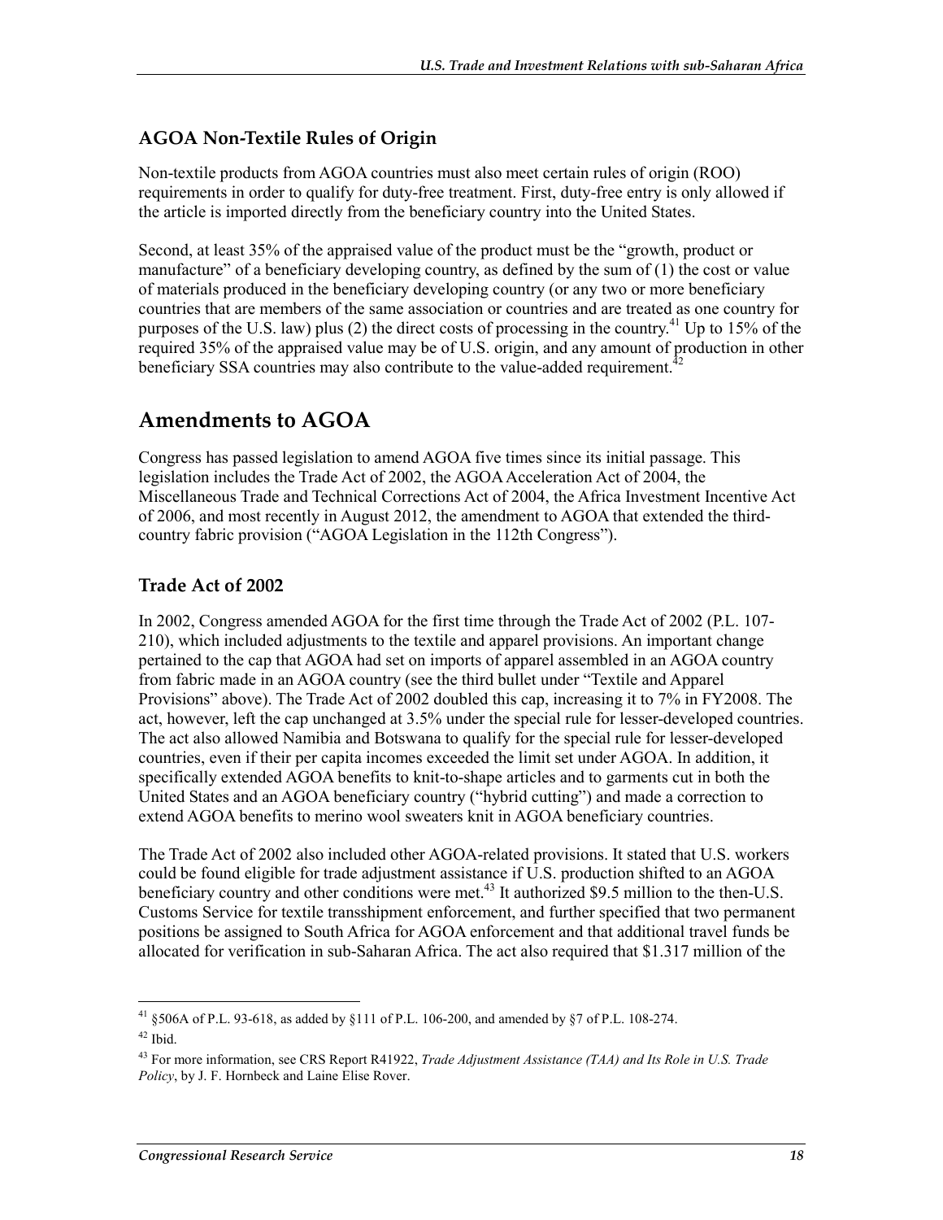### AGOA Non-Textile Rules of Origin

Non-textile products from AGOA countries must also meet certain rules of origin (ROO) requirements in order to qualify for duty-free treatment. First, duty-free entry is only allowed if the article is imported directly from the beneficiary country into the United States.

Second, at least 35% of the appraised value of the product must be the "growth, product or manufacture" of a beneficiary developing country, as defined by the sum of (1) the cost or value of materials produced in the beneficiary developing country (or any two or more beneficiary countries that are members of the same association or countries and are treated as one country for purposes of the U.S. law) plus (2) the direct costs of processing in the country.[41] Up to 15% of the required 35% of the appraised value may be of U.S. origin, and any amount of production in other beneficiary SSA countries may also contribute to the value-added requirement.[42]

## Amendments to AGOA

Congress has passed legislation to amend AGOA five times since its initial passage. This legislation includes the Trade Act of 2002, the AGOA Acceleration Act of 2004, the Miscellaneous Trade and Technical Corrections Act of 2004, the Africa Investment Incentive Act of 2006, and most recently in August 2012, the amendment to AGOA that extended the third-country fabric provision ("AGOA Legislation in the 112th Congress").

### Trade Act of 2002

In 2002, Congress amended AGOA for the first time through the Trade Act of 2002 (P.L. 107-210), which included adjustments to the textile and apparel provisions. An important change pertained to the cap that AGOA had set on imports of apparel assembled in an AGOA country from fabric made in an AGOA country (see the third bullet under "Textile and Apparel Provisions" above). The Trade Act of 2002 doubled this cap, increasing it to 7% in FY2008. The act, however, left the cap unchanged at 3.5% under the special rule for lesser-developed countries. The act also allowed Namibia and Botswana to qualify for the special rule for lesser-developed countries, even if their per capita incomes exceeded the limit set under AGOA. In addition, it specifically extended AGOA benefits to knit-to-shape articles and to garments cut in both the United States and an AGOA beneficiary country ("hybrid cutting") and made a correction to extend AGOA benefits to merino wool sweaters knit in AGOA beneficiary countries.

The Trade Act of 2002 also included other AGOA-related provisions. It stated that U.S. workers could be found eligible for trade adjustment assistance if U.S. production shifted to an AGOA beneficiary country and other conditions were met.[43] It authorized $9.5 million to the then-U.S. Customs Service for textile transshipment enforcement, and further specified that two permanent positions be assigned to South Africa for AGOA enforcement and that additional travel funds be allocated for verification in sub-Saharan Africa. The act also required that $1.317 million of the

---

[41] §506A of P.L. 93-618, as added by §111 of P.L. 106-200, and amended by §7 of P.L. 108-274.

[42] Ibid.

[43] For more information, see CRS Report R41922, *Trade Adjustment Assistance (TAA) and Its Role in U.S. Trade Policy*, by J. F. Hornbeck and Laine Elise Rover.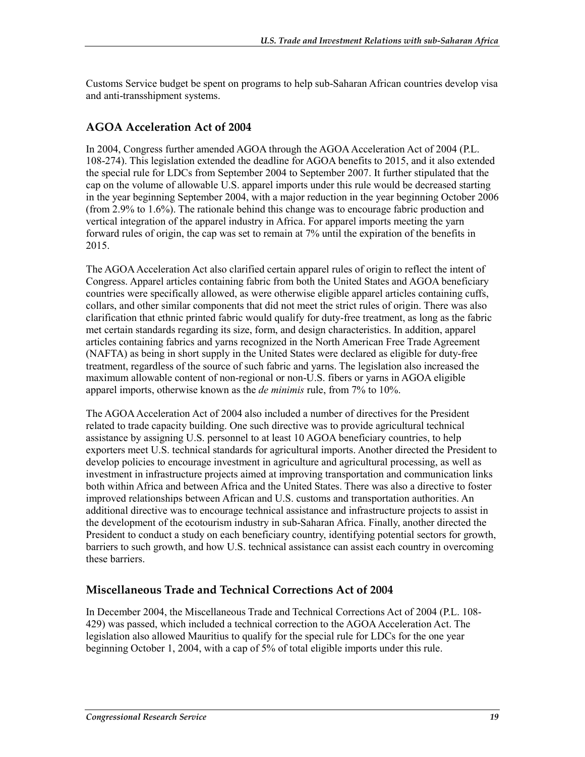Customs Service budget be spent on programs to help sub-Saharan African countries develop visa and anti-transshipment systems.

### AGOA Acceleration Act of 2004

In 2004, Congress further amended AGOA through the AGOA Acceleration Act of 2004 (P.L. 108-274). This legislation extended the deadline for AGOA benefits to 2015, and it also extended the special rule for LDCs from September 2004 to September 2007. It further stipulated that the cap on the volume of allowable U.S. apparel imports under this rule would be decreased starting in the year beginning September 2004, with a major reduction in the year beginning October 2006 (from 2.9% to 1.6%). The rationale behind this change was to encourage fabric production and vertical integration of the apparel industry in Africa. For apparel imports meeting the yarn forward rules of origin, the cap was set to remain at 7% until the expiration of the benefits in 2015.

The AGOA Acceleration Act also clarified certain apparel rules of origin to reflect the intent of Congress. Apparel articles containing fabric from both the United States and AGOA beneficiary countries were specifically allowed, as were otherwise eligible apparel articles containing cuffs, collars, and other similar components that did not meet the strict rules of origin. There was also clarification that ethnic printed fabric would qualify for duty-free treatment, as long as the fabric met certain standards regarding its size, form, and design characteristics. In addition, apparel articles containing fabrics and yarns recognized in the North American Free Trade Agreement (NAFTA) as being in short supply in the United States were declared as eligible for duty-free treatment, regardless of the source of such fabric and yarns. The legislation also increased the maximum allowable content of non-regional or non-U.S. fibers or yarns in AGOA eligible apparel imports, otherwise known as the *de minimis* rule, from 7% to 10%.

The AGOA Acceleration Act of 2004 also included a number of directives for the President related to trade capacity building. One such directive was to provide agricultural technical assistance by assigning U.S. personnel to at least 10 AGOA beneficiary countries, to help exporters meet U.S. technical standards for agricultural imports. Another directed the President to develop policies to encourage investment in agriculture and agricultural processing, as well as investment in infrastructure projects aimed at improving transportation and communication links both within Africa and between Africa and the United States. There was also a directive to foster improved relationships between African and U.S. customs and transportation authorities. An additional directive was to encourage technical assistance and infrastructure projects to assist in the development of the ecotourism industry in sub-Saharan Africa. Finally, another directed the President to conduct a study on each beneficiary country, identifying potential sectors for growth, barriers to such growth, and how U.S. technical assistance can assist each country in overcoming these barriers.

### Miscellaneous Trade and Technical Corrections Act of 2004

In December 2004, the Miscellaneous Trade and Technical Corrections Act of 2004 (P.L. 108-429) was passed, which included a technical correction to the AGOA Acceleration Act. The legislation also allowed Mauritius to qualify for the special rule for LDCs for the one year beginning October 1, 2004, with a cap of 5% of total eligible imports under this rule.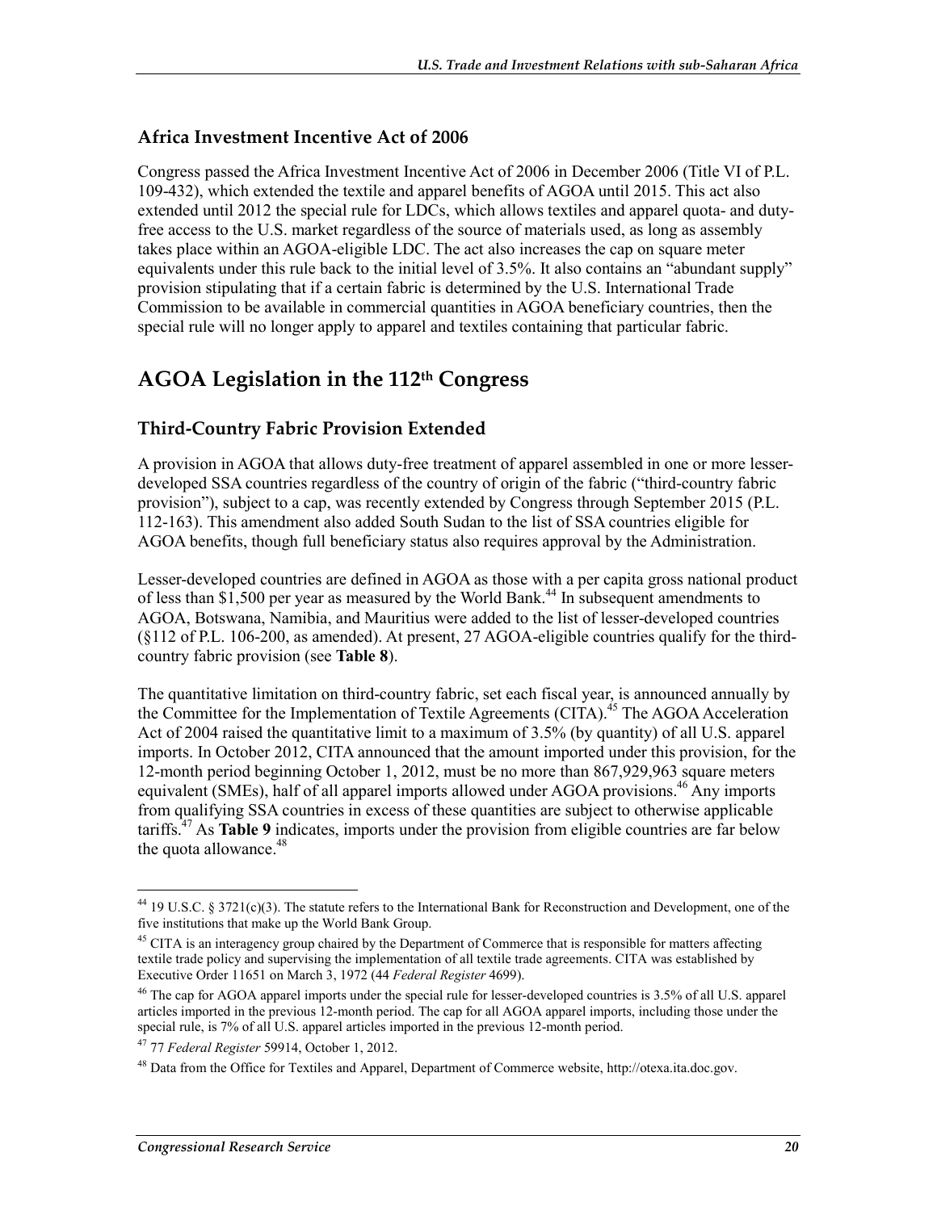### Africa Investment Incentive Act of 2006

Congress passed the Africa Investment Incentive Act of 2006 in December 2006 (Title VI of P.L. 109-432), which extended the textile and apparel benefits of AGOA until 2015. This act also extended until 2012 the special rule for LDCs, which allows textiles and apparel quota- and duty-free access to the U.S. market regardless of the source of materials used, as long as assembly takes place within an AGOA-eligible LDC. The act also increases the cap on square meter equivalents under this rule back to the initial level of 3.5%. It also contains an "abundant supply" provision stipulating that if a certain fabric is determined by the U.S. International Trade Commission to be available in commercial quantities in AGOA beneficiary countries, then the special rule will no longer apply to apparel and textiles containing that particular fabric.

## AGOA Legislation in the 112th Congress

### Third-Country Fabric Provision Extended

A provision in AGOA that allows duty-free treatment of apparel assembled in one or more lesser-developed SSA countries regardless of the country of origin of the fabric ("third-country fabric provision"), subject to a cap, was recently extended by Congress through September 2015 (P.L. 112-163). This amendment also added South Sudan to the list of SSA countries eligible for AGOA benefits, though full beneficiary status also requires approval by the Administration.

Lesser-developed countries are defined in AGOA as those with a per capita gross national product of less than $1,500 per year as measured by the World Bank.[44] In subsequent amendments to AGOA, Botswana, Namibia, and Mauritius were added to the list of lesser-developed countries (§112 of P.L. 106-200, as amended). At present, 27 AGOA-eligible countries qualify for the third-country fabric provision (see **Table 8**).

The quantitative limitation on third-country fabric, set each fiscal year, is announced annually by the Committee for the Implementation of Textile Agreements (CITA).[45] The AGOA Acceleration Act of 2004 raised the quantitative limit to a maximum of 3.5% (by quantity) of all U.S. apparel imports. In October 2012, CITA announced that the amount imported under this provision, for the 12-month period beginning October 1, 2012, must be no more than 867,929,963 square meters equivalent (SMEs), half of all apparel imports allowed under AGOA provisions.[46] Any imports from qualifying SSA countries in excess of these quantities are subject to otherwise applicable tariffs.[47] As **Table 9** indicates, imports under the provision from eligible countries are far below the quota allowance.[48]

---

[44] 19 U.S.C. § 3721(c)(3). The statute refers to the International Bank for Reconstruction and Development, one of the five institutions that make up the World Bank Group.

[45] CITA is an interagency group chaired by the Department of Commerce that is responsible for matters affecting textile trade policy and supervising the implementation of all textile trade agreements. CITA was established by Executive Order 11651 on March 3, 1972 (44 *Federal Register* 4699).

[46] The cap for AGOA apparel imports under the special rule for lesser-developed countries is 3.5% of all U.S. apparel articles imported in the previous 12-month period. The cap for all AGOA apparel imports, including those under the special rule, is 7% of all U.S. apparel articles imported in the previous 12-month period.

[47] 77 *Federal Register* 59914, October 1, 2012.

[48] Data from the Office for Textiles and Apparel, Department of Commerce website, http://otexa.ita.doc.gov.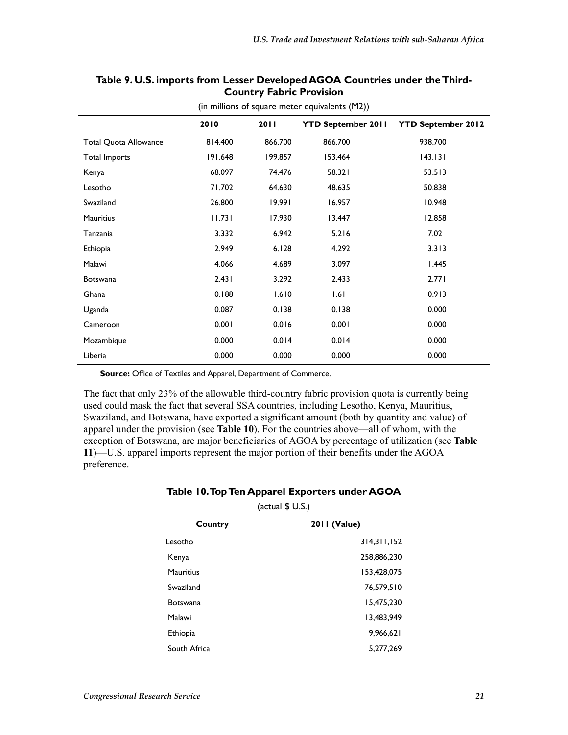**Table 9. U.S. imports from Lesser Developed AGOA Countries under the Third-Country Fabric Provision**

(in millions of square meter equivalents (M2))

| | 2010 | 2011 | YTD September 2011 | YTD September 2012 |
|---|---|---|---|---|
| Total Quota Allowance | 814.400 | 866.700 | 866.700 | 938.700 |
| Total Imports | 191.648 | 199.857 | 153.464 | 143.131 |
| Kenya | 68.097 | 74.476 | 58.321 | 53.513 |
| Lesotho | 71.702 | 64.630 | 48.635 | 50.838 |
| Swaziland | 26.800 | 19.991 | 16.957 | 10.948 |
| Mauritius | 11.731 | 17.930 | 13.447 | 12.858 |
| Tanzania | 3.332 | 6.942 | 5.216 | 7.02 |
| Ethiopia | 2.949 | 6.128 | 4.292 | 3.313 |
| Malawi | 4.066 | 4.689 | 3.097 | 1.445 |
| Botswana | 2.431 | 3.292 | 2.433 | 2.771 |
| Ghana | 0.188 | 1.610 | 1.61 | 0.913 |
| Uganda | 0.087 | 0.138 | 0.138 | 0.000 |
| Cameroon | 0.001 | 0.016 | 0.001 | 0.000 |
| Mozambique | 0.000 | 0.014 | 0.014 | 0.000 |
| Liberia | 0.000 | 0.000 | 0.000 | 0.000 |

**Source:** Office of Textiles and Apparel, Department of Commerce.

The fact that only 23% of the allowable third-country fabric provision quota is currently being used could mask the fact that several SSA countries, including Lesotho, Kenya, Mauritius, Swaziland, and Botswana, have exported a significant amount (both by quantity and value) of apparel under the provision (see **Table 10**). For the countries above—all of whom, with the exception of Botswana, are major beneficiaries of AGOA by percentage of utilization (see **Table 11**)—U.S. apparel imports represent the major portion of their benefits under the AGOA preference.

**Table 10. Top Ten Apparel Exporters under AGOA**

(actual $ U.S.)

| Country | 2011 (Value) |
|---|---|
| Lesotho | 314,311,152 |
| Kenya | 258,886,230 |
| Mauritius | 153,428,075 |
| Swaziland | 76,579,510 |
| Botswana | 15,475,230 |
| Malawi | 13,483,949 |
| Ethiopia | 9,966,621 |
| South Africa | 5,277,269 |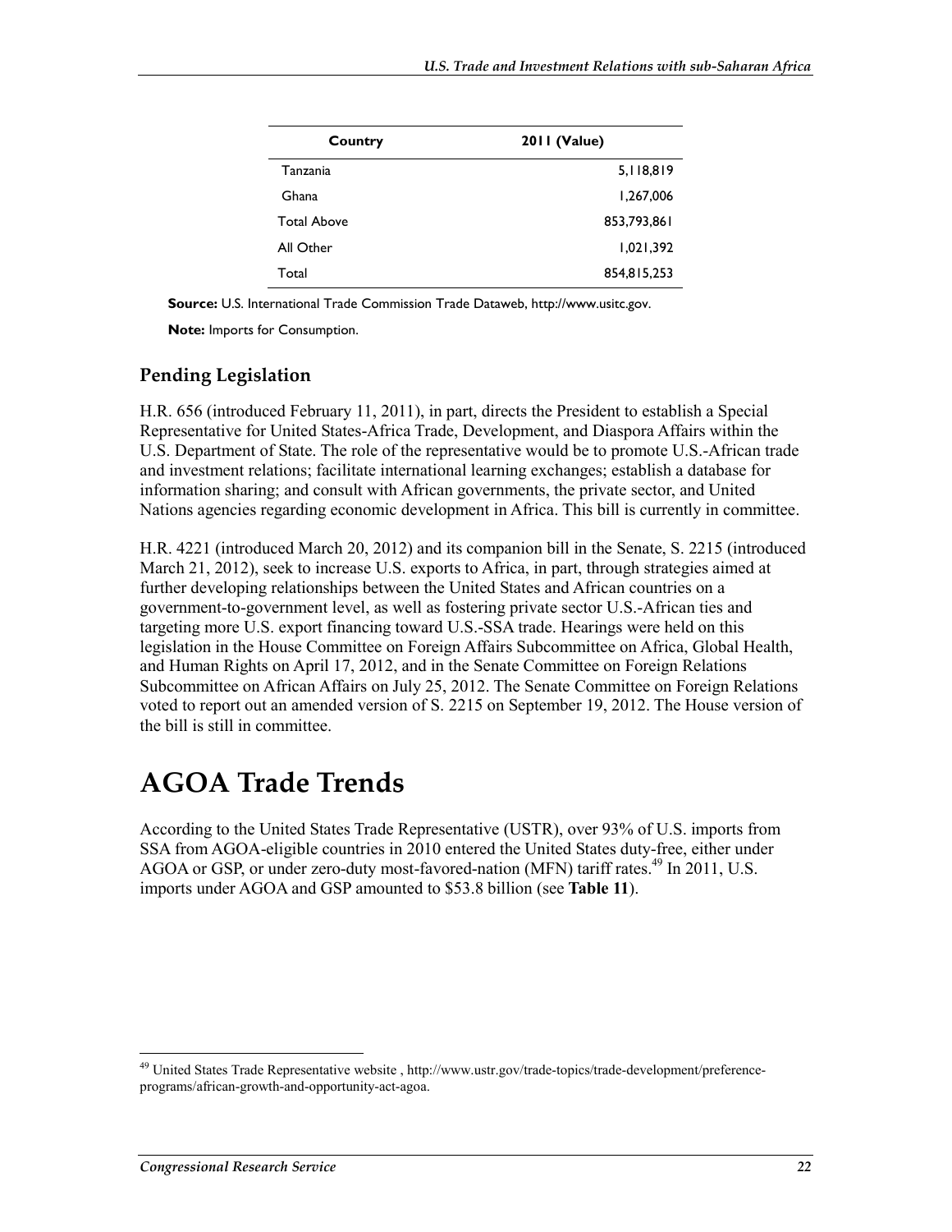| Country | 2011 (Value) |
| --- | --- |
| Tanzania | 5,118,819 |
| Ghana | 1,267,006 |
| Total Above | 853,793,861 |
| All Other | 1,021,392 |
| Total | 854,815,253 |

**Source:** U.S. International Trade Commission Trade Dataweb, http://www.usitc.gov.

**Note:** Imports for Consumption.

### Pending Legislation

H.R. 656 (introduced February 11, 2011), in part, directs the President to establish a Special Representative for United States-Africa Trade, Development, and Diaspora Affairs within the U.S. Department of State. The role of the representative would be to promote U.S.-African trade and investment relations; facilitate international learning exchanges; establish a database for information sharing; and consult with African governments, the private sector, and United Nations agencies regarding economic development in Africa. This bill is currently in committee.

H.R. 4221 (introduced March 20, 2012) and its companion bill in the Senate, S. 2215 (introduced March 21, 2012), seek to increase U.S. exports to Africa, in part, through strategies aimed at further developing relationships between the United States and African countries on a government-to-government level, as well as fostering private sector U.S.-African ties and targeting more U.S. export financing toward U.S.-SSA trade. Hearings were held on this legislation in the House Committee on Foreign Affairs Subcommittee on Africa, Global Health, and Human Rights on April 17, 2012, and in the Senate Committee on Foreign Relations Subcommittee on African Affairs on July 25, 2012. The Senate Committee on Foreign Relations voted to report out an amended version of S. 2215 on September 19, 2012. The House version of the bill is still in committee.

# AGOA Trade Trends

According to the United States Trade Representative (USTR), over 93% of U.S. imports from SSA from AGOA-eligible countries in 2010 entered the United States duty-free, either under AGOA or GSP, or under zero-duty most-favored-nation (MFN) tariff rates.[49] In 2011, U.S. imports under AGOA and GSP amounted to $53.8 billion (see **Table 11**).

[49] United States Trade Representative website , http://www.ustr.gov/trade-topics/trade-development/preference-programs/african-growth-and-opportunity-act-agoa.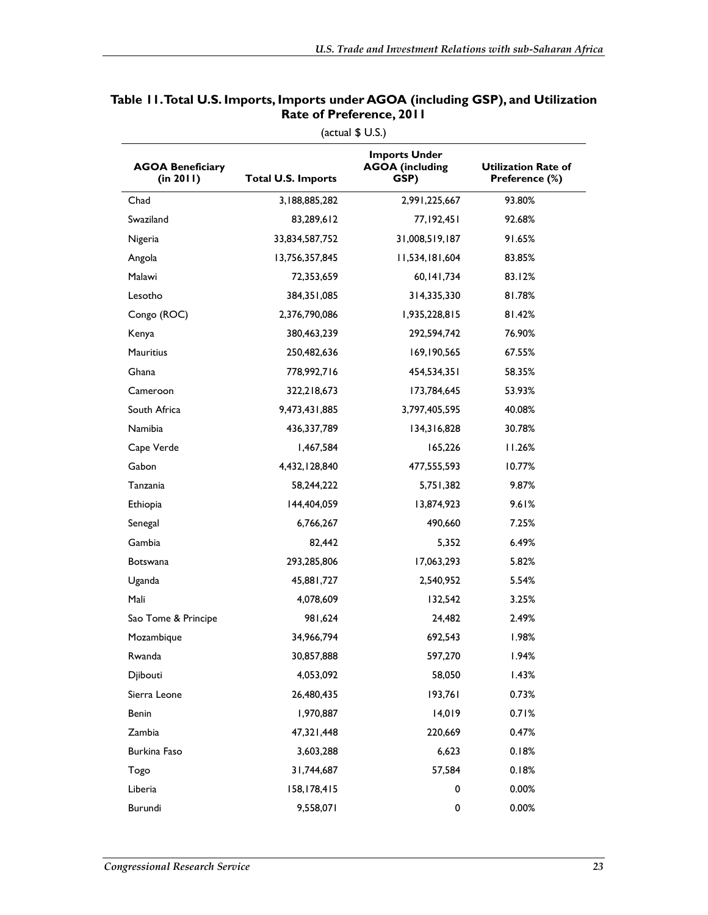**Table 11. Total U.S. Imports, Imports under AGOA (including GSP), and Utilization Rate of Preference, 2011**

(actual $ U.S.)

| AGOA Beneficiary (in 2011) | Total U.S. Imports | Imports Under AGOA (including GSP) | Utilization Rate of Preference (%) |
|---|---|---|---|
| Chad | 3,188,885,282 | 2,991,225,667 | 93.80% |
| Swaziland | 83,289,612 | 77,192,451 | 92.68% |
| Nigeria | 33,834,587,752 | 31,008,519,187 | 91.65% |
| Angola | 13,756,357,845 | 11,534,181,604 | 83.85% |
| Malawi | 72,353,659 | 60,141,734 | 83.12% |
| Lesotho | 384,351,085 | 314,335,330 | 81.78% |
| Congo (ROC) | 2,376,790,086 | 1,935,228,815 | 81.42% |
| Kenya | 380,463,239 | 292,594,742 | 76.90% |
| Mauritius | 250,482,636 | 169,190,565 | 67.55% |
| Ghana | 778,992,716 | 454,534,351 | 58.35% |
| Cameroon | 322,218,673 | 173,784,645 | 53.93% |
| South Africa | 9,473,431,885 | 3,797,405,595 | 40.08% |
| Namibia | 436,337,789 | 134,316,828 | 30.78% |
| Cape Verde | 1,467,584 | 165,226 | 11.26% |
| Gabon | 4,432,128,840 | 477,555,593 | 10.77% |
| Tanzania | 58,244,222 | 5,751,382 | 9.87% |
| Ethiopia | 144,404,059 | 13,874,923 | 9.61% |
| Senegal | 6,766,267 | 490,660 | 7.25% |
| Gambia | 82,442 | 5,352 | 6.49% |
| Botswana | 293,285,806 | 17,063,293 | 5.82% |
| Uganda | 45,881,727 | 2,540,952 | 5.54% |
| Mali | 4,078,609 | 132,542 | 3.25% |
| Sao Tome & Principe | 981,624 | 24,482 | 2.49% |
| Mozambique | 34,966,794 | 692,543 | 1.98% |
| Rwanda | 30,857,888 | 597,270 | 1.94% |
| Djibouti | 4,053,092 | 58,050 | 1.43% |
| Sierra Leone | 26,480,435 | 193,761 | 0.73% |
| Benin | 1,970,887 | 14,019 | 0.71% |
| Zambia | 47,321,448 | 220,669 | 0.47% |
| Burkina Faso | 3,603,288 | 6,623 | 0.18% |
| Togo | 31,744,687 | 57,584 | 0.18% |
| Liberia | 158,178,415 | 0 | 0.00% |
| Burundi | 9,558,071 | 0 | 0.00% |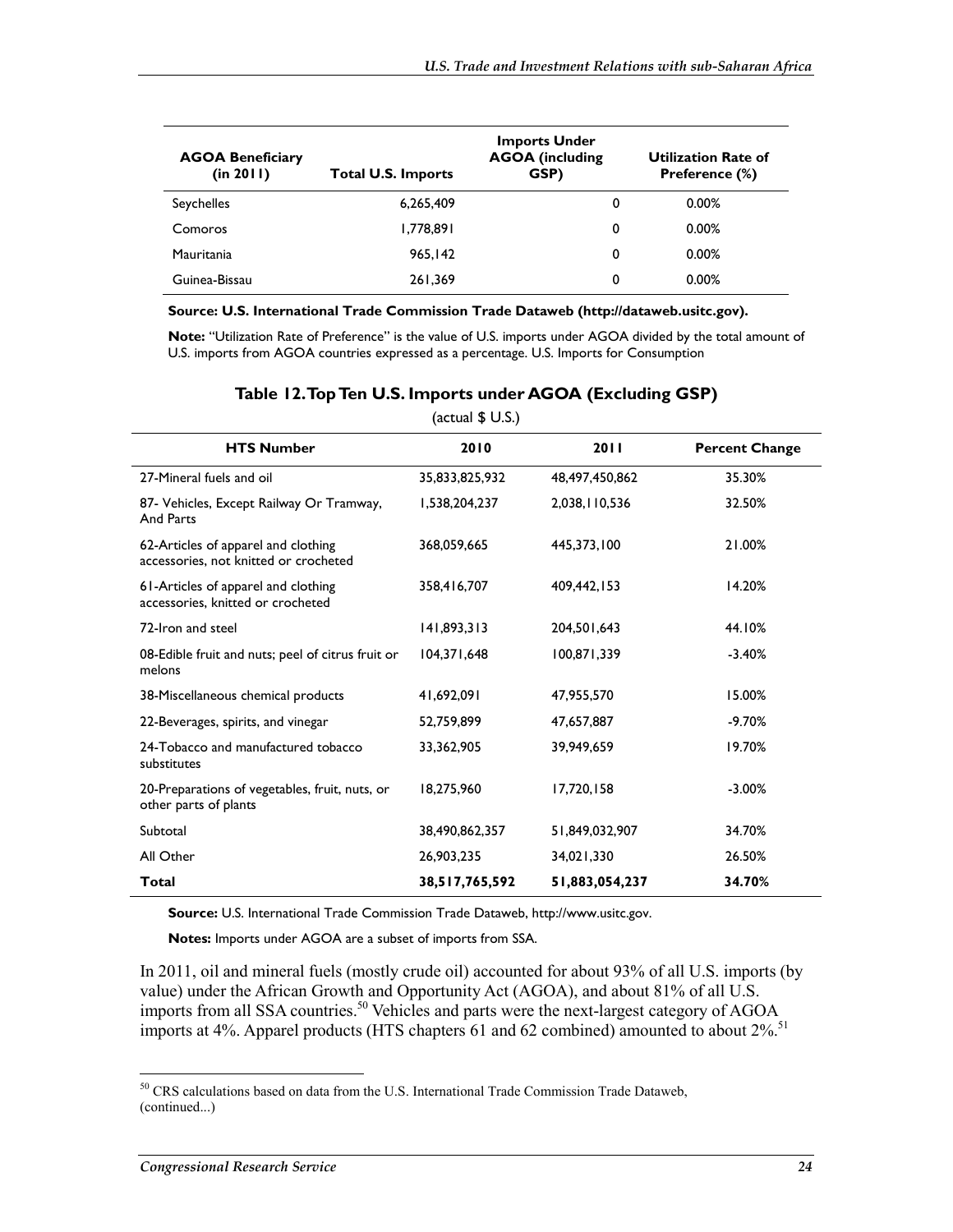| AGOA Beneficiary (in 2011) | Total U.S. Imports | Imports Under AGOA (including GSP) | Utilization Rate of Preference (%) |
|---|---|---|---|
| Seychelles | 6,265,409 | 0 | 0.00% |
| Comoros | 1,778,891 | 0 | 0.00% |
| Mauritania | 965,142 | 0 | 0.00% |
| Guinea-Bissau | 261,369 | 0 | 0.00% |

**Source: U.S. International Trade Commission Trade Dataweb (http://dataweb.usitc.gov).**

**Note:** "Utilization Rate of Preference" is the value of U.S. imports under AGOA divided by the total amount of U.S. imports from AGOA countries expressed as a percentage. U.S. Imports for Consumption

### Table 12. Top Ten U.S. Imports under AGOA (Excluding GSP)

(actual $ U.S.)

| HTS Number | 2010 | 2011 | Percent Change |
|---|---|---|---|
| 27-Mineral fuels and oil | 35,833,825,932 | 48,497,450,862 | 35.30% |
| 87- Vehicles, Except Railway Or Tramway, And Parts | 1,538,204,237 | 2,038,110,536 | 32.50% |
| 62-Articles of apparel and clothing accessories, not knitted or crocheted | 368,059,665 | 445,373,100 | 21.00% |
| 61-Articles of apparel and clothing accessories, knitted or crocheted | 358,416,707 | 409,442,153 | 14.20% |
| 72-Iron and steel | 141,893,313 | 204,501,643 | 44.10% |
| 08-Edible fruit and nuts; peel of citrus fruit or melons | 104,371,648 | 100,871,339 | -3.40% |
| 38-Miscellaneous chemical products | 41,692,091 | 47,955,570 | 15.00% |
| 22-Beverages, spirits, and vinegar | 52,759,899 | 47,657,887 | -9.70% |
| 24-Tobacco and manufactured tobacco substitutes | 33,362,905 | 39,949,659 | 19.70% |
| 20-Preparations of vegetables, fruit, nuts, or other parts of plants | 18,275,960 | 17,720,158 | -3.00% |
| Subtotal | 38,490,862,357 | 51,849,032,907 | 34.70% |
| All Other | 26,903,235 | 34,021,330 | 26.50% |
| **Total** | **38,517,765,592** | **51,883,054,237** | **34.70%** |

**Source:** U.S. International Trade Commission Trade Dataweb, http://www.usitc.gov.

**Notes:** Imports under AGOA are a subset of imports from SSA.

In 2011, oil and mineral fuels (mostly crude oil) accounted for about 93% of all U.S. imports (by value) under the African Growth and Opportunity Act (AGOA), and about 81% of all U.S. imports from all SSA countries.[50] Vehicles and parts were the next-largest category of AGOA imports at 4%. Apparel products (HTS chapters 61 and 62 combined) amounted to about 2%.[51]

---

[50] CRS calculations based on data from the U.S. International Trade Commission Trade Dataweb, (continued...)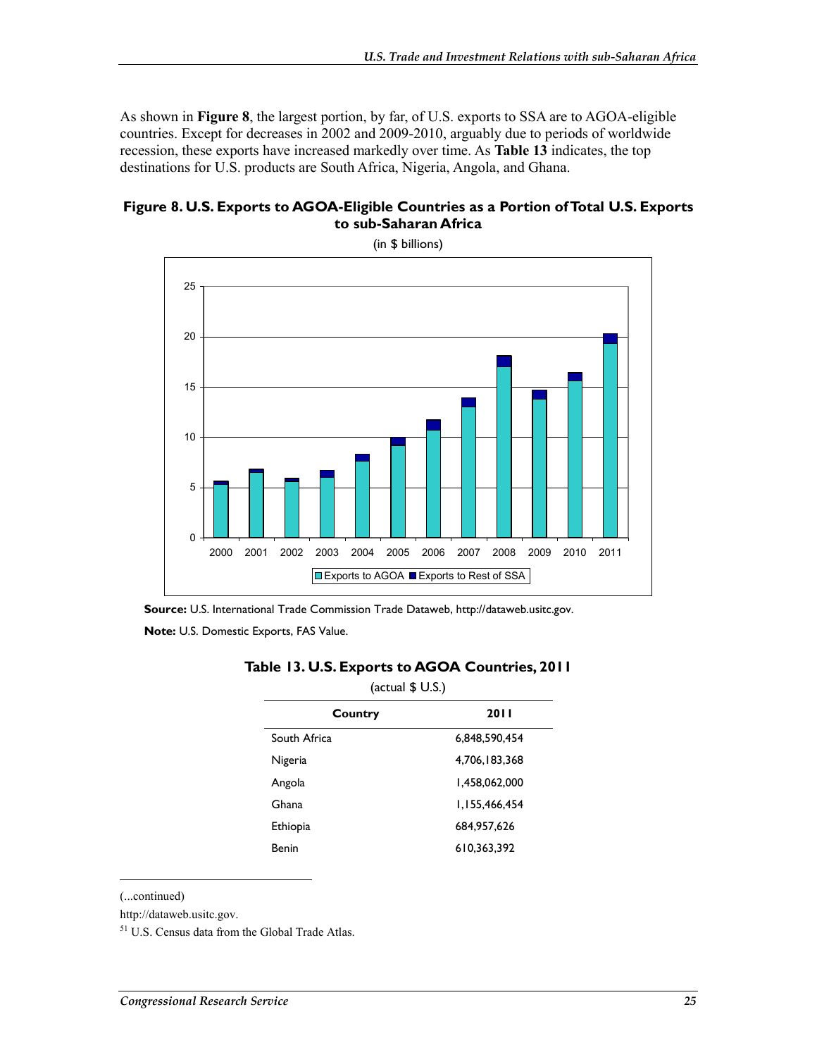As shown in **Figure 8**, the largest portion, by far, of U.S. exports to SSA are to AGOA-eligible countries. Except for decreases in 2002 and 2009-2010, arguably due to periods of worldwide recession, these exports have increased markedly over time. As **Table 13** indicates, the top destinations for U.S. products are South Africa, Nigeria, Angola, and Ghana.

**Figure 8. U.S. Exports to AGOA-Eligible Countries as a Portion of Total U.S. Exports to sub-Saharan Africa**

(in $ billions)

**Source:** U.S. International Trade Commission Trade Dataweb, http://dataweb.usitc.gov.

**Note:** U.S. Domestic Exports, FAS Value.

**Table 13. U.S. Exports to AGOA Countries, 2011**

(actual $ U.S.)

| Country | 2011 |
|---|---|
| South Africa | 6,848,590,454 |
| Nigeria | 4,706,183,368 |
| Angola | 1,458,062,000 |
| Ghana | 1,155,466,454 |
| Ethiopia | 684,957,626 |
| Benin | 610,363,392 |

---

(...continued)

http://dataweb.usitc.gov.

[51] U.S. Census data from the Global Trade Atlas.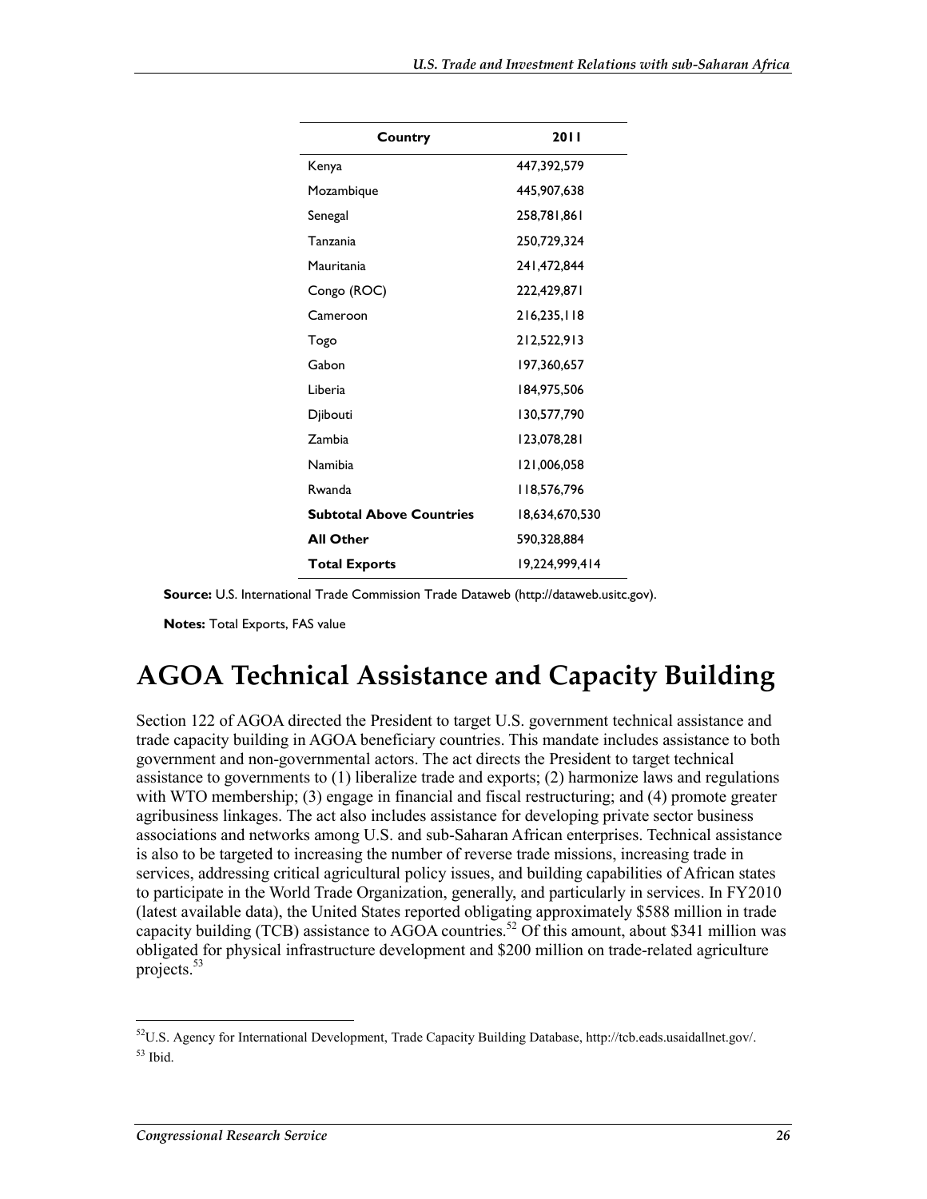| Country | 2011 |
| --- | --- |
| Kenya | 447,392,579 |
| Mozambique | 445,907,638 |
| Senegal | 258,781,861 |
| Tanzania | 250,729,324 |
| Mauritania | 241,472,844 |
| Congo (ROC) | 222,429,871 |
| Cameroon | 216,235,118 |
| Togo | 212,522,913 |
| Gabon | 197,360,657 |
| Liberia | 184,975,506 |
| Djibouti | 130,577,790 |
| Zambia | 123,078,281 |
| Namibia | 121,006,058 |
| Rwanda | 118,576,796 |
| **Subtotal Above Countries** | 18,634,670,530 |
| **All Other** | 590,328,884 |
| **Total Exports** | 19,224,999,414 |

**Source:** U.S. International Trade Commission Trade Dataweb (http://dataweb.usitc.gov).

**Notes:** Total Exports, FAS value

# AGOA Technical Assistance and Capacity Building

Section 122 of AGOA directed the President to target U.S. government technical assistance and trade capacity building in AGOA beneficiary countries. This mandate includes assistance to both government and non-governmental actors. The act directs the President to target technical assistance to governments to (1) liberalize trade and exports; (2) harmonize laws and regulations with WTO membership; (3) engage in financial and fiscal restructuring; and (4) promote greater agribusiness linkages. The act also includes assistance for developing private sector business associations and networks among U.S. and sub-Saharan African enterprises. Technical assistance is also to be targeted to increasing the number of reverse trade missions, increasing trade in services, addressing critical agricultural policy issues, and building capabilities of African states to participate in the World Trade Organization, generally, and particularly in services. In FY2010 (latest available data), the United States reported obligating approximately $588 million in trade capacity building (TCB) assistance to AGOA countries.[52] Of this amount, about $341 million was obligated for physical infrastructure development and $200 million on trade-related agriculture projects.[53]

[52] U.S. Agency for International Development, Trade Capacity Building Database, http://tcb.eads.usaidallnet.gov/.

[53] Ibid.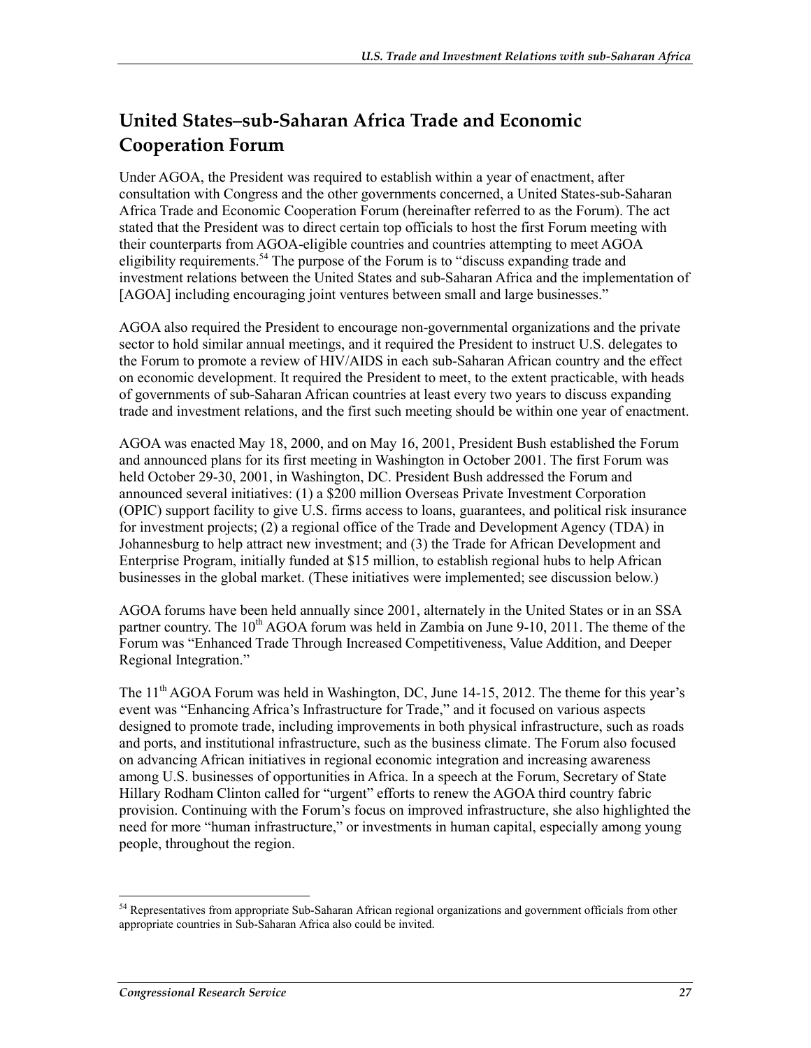## United States–sub-Saharan Africa Trade and Economic Cooperation Forum

Under AGOA, the President was required to establish within a year of enactment, after consultation with Congress and the other governments concerned, a United States-sub-Saharan Africa Trade and Economic Cooperation Forum (hereinafter referred to as the Forum). The act stated that the President was to direct certain top officials to host the first Forum meeting with their counterparts from AGOA-eligible countries and countries attempting to meet AGOA eligibility requirements.[54] The purpose of the Forum is to "discuss expanding trade and investment relations between the United States and sub-Saharan Africa and the implementation of [AGOA] including encouraging joint ventures between small and large businesses."

AGOA also required the President to encourage non-governmental organizations and the private sector to hold similar annual meetings, and it required the President to instruct U.S. delegates to the Forum to promote a review of HIV/AIDS in each sub-Saharan African country and the effect on economic development. It required the President to meet, to the extent practicable, with heads of governments of sub-Saharan African countries at least every two years to discuss expanding trade and investment relations, and the first such meeting should be within one year of enactment.

AGOA was enacted May 18, 2000, and on May 16, 2001, President Bush established the Forum and announced plans for its first meeting in Washington in October 2001. The first Forum was held October 29-30, 2001, in Washington, DC. President Bush addressed the Forum and announced several initiatives: (1) a $200 million Overseas Private Investment Corporation (OPIC) support facility to give U.S. firms access to loans, guarantees, and political risk insurance for investment projects; (2) a regional office of the Trade and Development Agency (TDA) in Johannesburg to help attract new investment; and (3) the Trade for African Development and Enterprise Program, initially funded at $15 million, to establish regional hubs to help African businesses in the global market. (These initiatives were implemented; see discussion below.)

AGOA forums have been held annually since 2001, alternately in the United States or in an SSA partner country. The 10th AGOA forum was held in Zambia on June 9-10, 2011. The theme of the Forum was "Enhanced Trade Through Increased Competitiveness, Value Addition, and Deeper Regional Integration."

The 11th AGOA Forum was held in Washington, DC, June 14-15, 2012. The theme for this year's event was "Enhancing Africa's Infrastructure for Trade," and it focused on various aspects designed to promote trade, including improvements in both physical infrastructure, such as roads and ports, and institutional infrastructure, such as the business climate. The Forum also focused on advancing African initiatives in regional economic integration and increasing awareness among U.S. businesses of opportunities in Africa. In a speech at the Forum, Secretary of State Hillary Rodham Clinton called for "urgent" efforts to renew the AGOA third country fabric provision. Continuing with the Forum's focus on improved infrastructure, she also highlighted the need for more "human infrastructure," or investments in human capital, especially among young people, throughout the region.

---

[54] Representatives from appropriate Sub-Saharan African regional organizations and government officials from other appropriate countries in Sub-Saharan Africa also could be invited.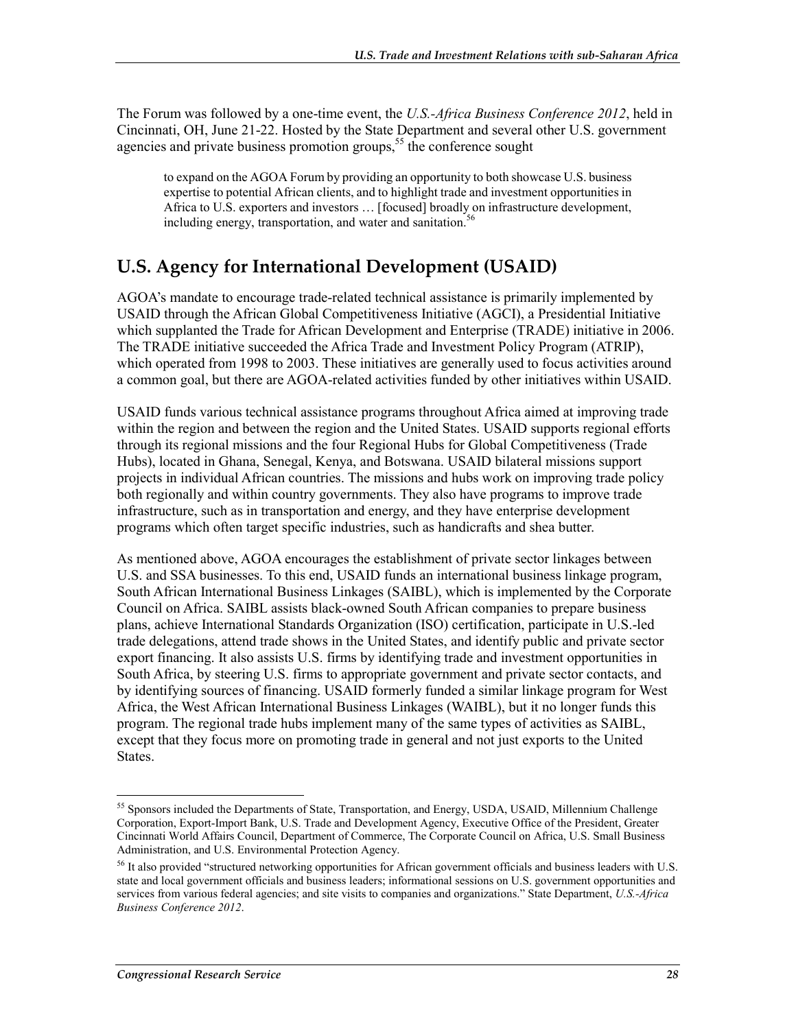The Forum was followed by a one-time event, the *U.S.-Africa Business Conference 2012*, held in Cincinnati, OH, June 21-22. Hosted by the State Department and several other U.S. government agencies and private business promotion groups,[55] the conference sought

> to expand on the AGOA Forum by providing an opportunity to both showcase U.S. business expertise to potential African clients, and to highlight trade and investment opportunities in Africa to U.S. exporters and investors … [focused] broadly on infrastructure development, including energy, transportation, and water and sanitation.[56]

## U.S. Agency for International Development (USAID)

AGOA's mandate to encourage trade-related technical assistance is primarily implemented by USAID through the African Global Competitiveness Initiative (AGCI), a Presidential Initiative which supplanted the Trade for African Development and Enterprise (TRADE) initiative in 2006. The TRADE initiative succeeded the Africa Trade and Investment Policy Program (ATRIP), which operated from 1998 to 2003. These initiatives are generally used to focus activities around a common goal, but there are AGOA-related activities funded by other initiatives within USAID.

USAID funds various technical assistance programs throughout Africa aimed at improving trade within the region and between the region and the United States. USAID supports regional efforts through its regional missions and the four Regional Hubs for Global Competitiveness (Trade Hubs), located in Ghana, Senegal, Kenya, and Botswana. USAID bilateral missions support projects in individual African countries. The missions and hubs work on improving trade policy both regionally and within country governments. They also have programs to improve trade infrastructure, such as in transportation and energy, and they have enterprise development programs which often target specific industries, such as handicrafts and shea butter.

As mentioned above, AGOA encourages the establishment of private sector linkages between U.S. and SSA businesses. To this end, USAID funds an international business linkage program, South African International Business Linkages (SAIBL), which is implemented by the Corporate Council on Africa. SAIBL assists black-owned South African companies to prepare business plans, achieve International Standards Organization (ISO) certification, participate in U.S.-led trade delegations, attend trade shows in the United States, and identify public and private sector export financing. It also assists U.S. firms by identifying trade and investment opportunities in South Africa, by steering U.S. firms to appropriate government and private sector contacts, and by identifying sources of financing. USAID formerly funded a similar linkage program for West Africa, the West African International Business Linkages (WAIBL), but it no longer funds this program. The regional trade hubs implement many of the same types of activities as SAIBL, except that they focus more on promoting trade in general and not just exports to the United States.

---

[55] Sponsors included the Departments of State, Transportation, and Energy, USDA, USAID, Millennium Challenge Corporation, Export-Import Bank, U.S. Trade and Development Agency, Executive Office of the President, Greater Cincinnati World Affairs Council, Department of Commerce, The Corporate Council on Africa, U.S. Small Business Administration, and U.S. Environmental Protection Agency.

[56] It also provided "structured networking opportunities for African government officials and business leaders with U.S. state and local government officials and business leaders; informational sessions on U.S. government opportunities and services from various federal agencies; and site visits to companies and organizations." State Department, *U.S.-Africa Business Conference 2012*.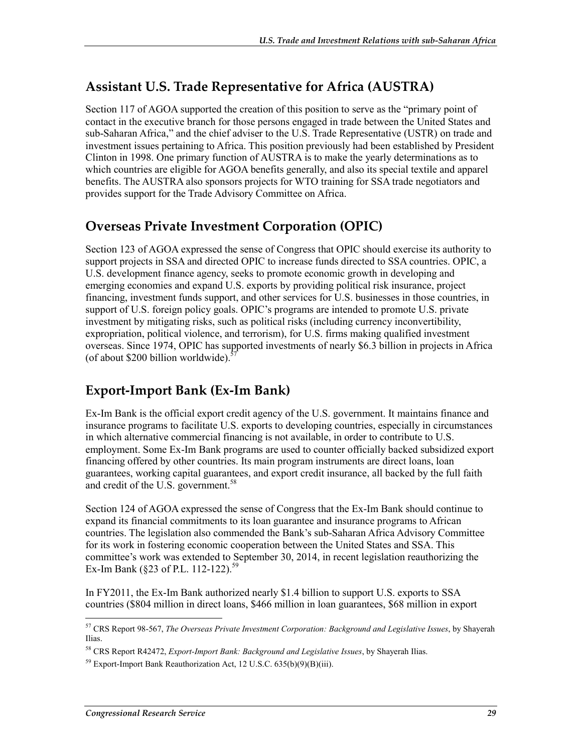## Assistant U.S. Trade Representative for Africa (AUSTRA)

Section 117 of AGOA supported the creation of this position to serve as the "primary point of contact in the executive branch for those persons engaged in trade between the United States and sub-Saharan Africa," and the chief adviser to the U.S. Trade Representative (USTR) on trade and investment issues pertaining to Africa. This position previously had been established by President Clinton in 1998. One primary function of AUSTRA is to make the yearly determinations as to which countries are eligible for AGOA benefits generally, and also its special textile and apparel benefits. The AUSTRA also sponsors projects for WTO training for SSA trade negotiators and provides support for the Trade Advisory Committee on Africa.

## Overseas Private Investment Corporation (OPIC)

Section 123 of AGOA expressed the sense of Congress that OPIC should exercise its authority to support projects in SSA and directed OPIC to increase funds directed to SSA countries. OPIC, a U.S. development finance agency, seeks to promote economic growth in developing and emerging economies and expand U.S. exports by providing political risk insurance, project financing, investment funds support, and other services for U.S. businesses in those countries, in support of U.S. foreign policy goals. OPIC's programs are intended to promote U.S. private investment by mitigating risks, such as political risks (including currency inconvertibility, expropriation, political violence, and terrorism), for U.S. firms making qualified investment overseas. Since 1974, OPIC has supported investments of nearly $6.3 billion in projects in Africa (of about $200 billion worldwide).[57]

## Export-Import Bank (Ex-Im Bank)

Ex-Im Bank is the official export credit agency of the U.S. government. It maintains finance and insurance programs to facilitate U.S. exports to developing countries, especially in circumstances in which alternative commercial financing is not available, in order to contribute to U.S. employment. Some Ex-Im Bank programs are used to counter officially backed subsidized export financing offered by other countries. Its main program instruments are direct loans, loan guarantees, working capital guarantees, and export credit insurance, all backed by the full faith and credit of the U.S. government.[58]

Section 124 of AGOA expressed the sense of Congress that the Ex-Im Bank should continue to expand its financial commitments to its loan guarantee and insurance programs to African countries. The legislation also commended the Bank's sub-Saharan Africa Advisory Committee for its work in fostering economic cooperation between the United States and SSA. This committee's work was extended to September 30, 2014, in recent legislation reauthorizing the Ex-Im Bank (§23 of P.L. 112-122).[59]

In FY2011, the Ex-Im Bank authorized nearly $1.4 billion to support U.S. exports to SSA countries ($804 million in direct loans, $466 million in loan guarantees, $68 million in export

---

[57] CRS Report 98-567, *The Overseas Private Investment Corporation: Background and Legislative Issues*, by Shayerah Ilias.

[58] CRS Report R42472, *Export-Import Bank: Background and Legislative Issues*, by Shayerah Ilias.

[59] Export-Import Bank Reauthorization Act, 12 U.S.C. 635(b)(9)(B)(iii).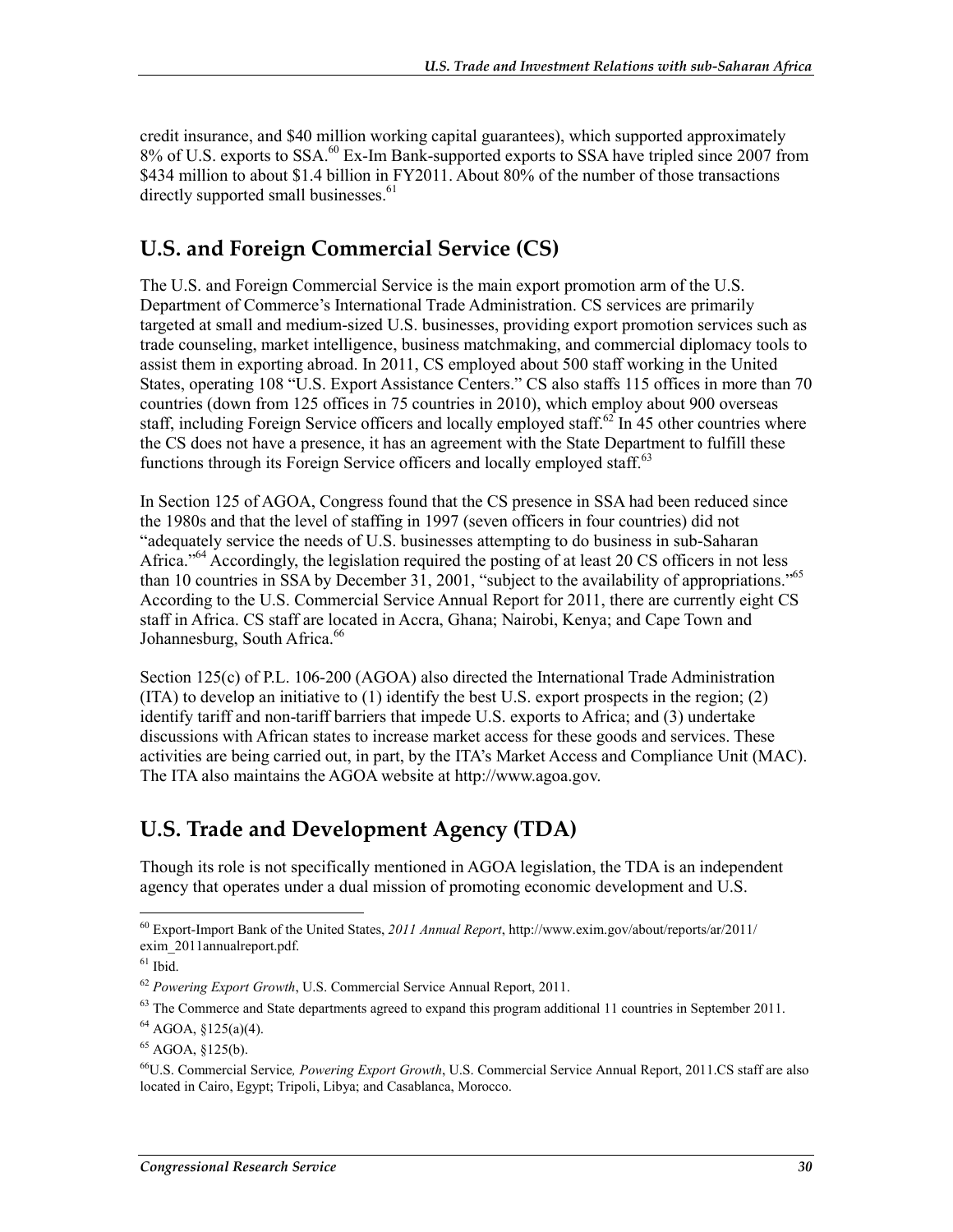credit insurance, and $40 million working capital guarantees), which supported approximately 8% of U.S. exports to SSA.[60] Ex-Im Bank-supported exports to SSA have tripled since 2007 from $434 million to about $1.4 billion in FY2011. About 80% of the number of those transactions directly supported small businesses.[61]

## U.S. and Foreign Commercial Service (CS)

The U.S. and Foreign Commercial Service is the main export promotion arm of the U.S. Department of Commerce's International Trade Administration. CS services are primarily targeted at small and medium-sized U.S. businesses, providing export promotion services such as trade counseling, market intelligence, business matchmaking, and commercial diplomacy tools to assist them in exporting abroad. In 2011, CS employed about 500 staff working in the United States, operating 108 "U.S. Export Assistance Centers." CS also staffs 115 offices in more than 70 countries (down from 125 offices in 75 countries in 2010), which employ about 900 overseas staff, including Foreign Service officers and locally employed staff.[62] In 45 other countries where the CS does not have a presence, it has an agreement with the State Department to fulfill these functions through its Foreign Service officers and locally employed staff.[63]

In Section 125 of AGOA, Congress found that the CS presence in SSA had been reduced since the 1980s and that the level of staffing in 1997 (seven officers in four countries) did not "adequately service the needs of U.S. businesses attempting to do business in sub-Saharan Africa."[64] Accordingly, the legislation required the posting of at least 20 CS officers in not less than 10 countries in SSA by December 31, 2001, "subject to the availability of appropriations."[65] According to the U.S. Commercial Service Annual Report for 2011, there are currently eight CS staff in Africa. CS staff are located in Accra, Ghana; Nairobi, Kenya; and Cape Town and Johannesburg, South Africa.[66]

Section 125(c) of P.L. 106-200 (AGOA) also directed the International Trade Administration (ITA) to develop an initiative to (1) identify the best U.S. export prospects in the region; (2) identify tariff and non-tariff barriers that impede U.S. exports to Africa; and (3) undertake discussions with African states to increase market access for these goods and services. These activities are being carried out, in part, by the ITA's Market Access and Compliance Unit (MAC). The ITA also maintains the AGOA website at http://www.agoa.gov.

## U.S. Trade and Development Agency (TDA)

Though its role is not specifically mentioned in AGOA legislation, the TDA is an independent agency that operates under a dual mission of promoting economic development and U.S.

---

[60] Export-Import Bank of the United States, *2011 Annual Report*, http://www.exim.gov/about/reports/ar/2011/exim_2011annualreport.pdf.

[61] Ibid.

[62] *Powering Export Growth*, U.S. Commercial Service Annual Report, 2011.

[63] The Commerce and State departments agreed to expand this program additional 11 countries in September 2011.

[64] AGOA, §125(a)(4).

[65] AGOA, §125(b).

[66] U.S. Commercial Service*, Powering Export Growth*, U.S. Commercial Service Annual Report, 2011.CS staff are also located in Cairo, Egypt; Tripoli, Libya; and Casablanca, Morocco.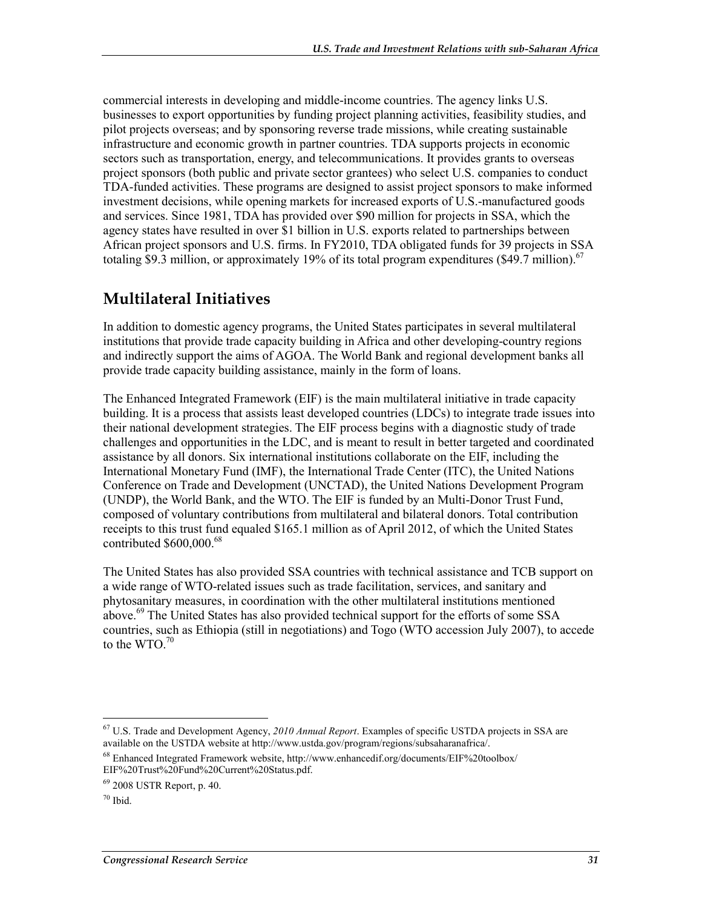commercial interests in developing and middle-income countries. The agency links U.S. businesses to export opportunities by funding project planning activities, feasibility studies, and pilot projects overseas; and by sponsoring reverse trade missions, while creating sustainable infrastructure and economic growth in partner countries. TDA supports projects in economic sectors such as transportation, energy, and telecommunications. It provides grants to overseas project sponsors (both public and private sector grantees) who select U.S. companies to conduct TDA-funded activities. These programs are designed to assist project sponsors to make informed investment decisions, while opening markets for increased exports of U.S.-manufactured goods and services. Since 1981, TDA has provided over $90 million for projects in SSA, which the agency states have resulted in over $1 billion in U.S. exports related to partnerships between African project sponsors and U.S. firms. In FY2010, TDA obligated funds for 39 projects in SSA totaling $9.3 million, or approximately 19% of its total program expenditures ($49.7 million).[67]

## Multilateral Initiatives

In addition to domestic agency programs, the United States participates in several multilateral institutions that provide trade capacity building in Africa and other developing-country regions and indirectly support the aims of AGOA. The World Bank and regional development banks all provide trade capacity building assistance, mainly in the form of loans.

The Enhanced Integrated Framework (EIF) is the main multilateral initiative in trade capacity building. It is a process that assists least developed countries (LDCs) to integrate trade issues into their national development strategies. The EIF process begins with a diagnostic study of trade challenges and opportunities in the LDC, and is meant to result in better targeted and coordinated assistance by all donors. Six international institutions collaborate on the EIF, including the International Monetary Fund (IMF), the International Trade Center (ITC), the United Nations Conference on Trade and Development (UNCTAD), the United Nations Development Program (UNDP), the World Bank, and the WTO. The EIF is funded by an Multi-Donor Trust Fund, composed of voluntary contributions from multilateral and bilateral donors. Total contribution receipts to this trust fund equaled $165.1 million as of April 2012, of which the United States contributed $600,000.[68]

The United States has also provided SSA countries with technical assistance and TCB support on a wide range of WTO-related issues such as trade facilitation, services, and sanitary and phytosanitary measures, in coordination with the other multilateral institutions mentioned above.[69] The United States has also provided technical support for the efforts of some SSA countries, such as Ethiopia (still in negotiations) and Togo (WTO accession July 2007), to accede to the WTO.[70]

---

[67] U.S. Trade and Development Agency, *2010 Annual Report*. Examples of specific USTDA projects in SSA are available on the USTDA website at http://www.ustda.gov/program/regions/subsaharanafrica/.

[68] Enhanced Integrated Framework website, http://www.enhancedif.org/documents/EIF%20toolbox/EIF%20Trust%20Fund%20Current%20Status.pdf.

[69] 2008 USTR Report, p. 40.

[70] Ibid.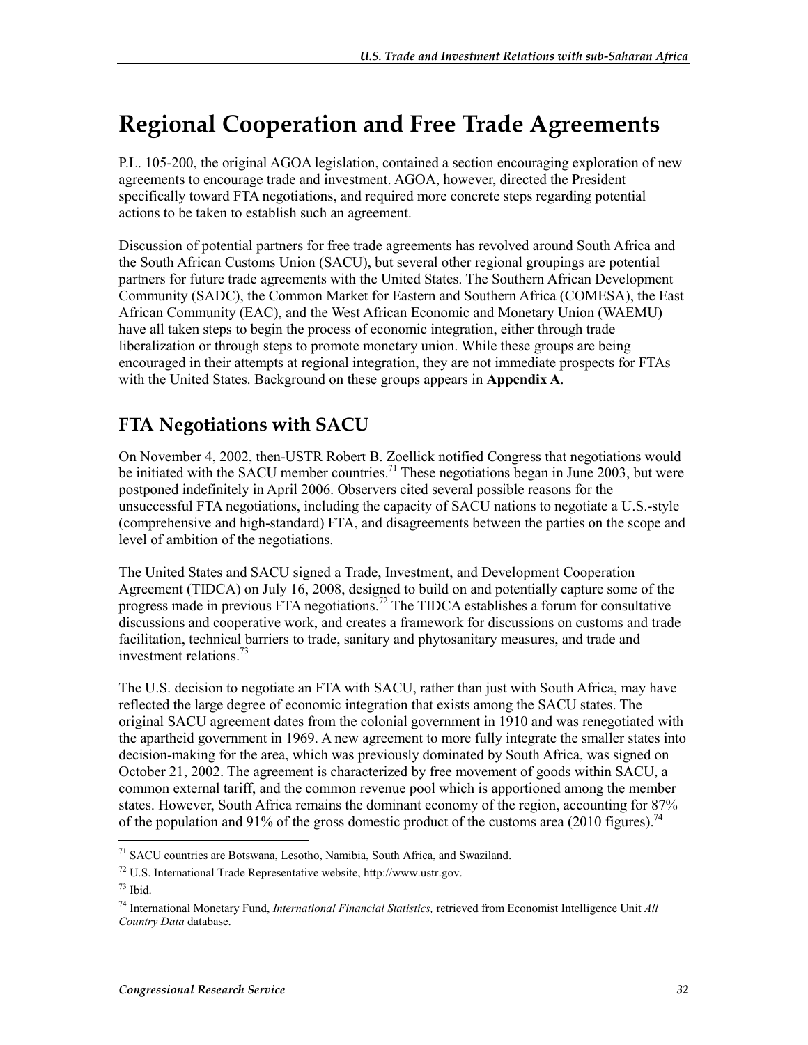# Regional Cooperation and Free Trade Agreements

P.L. 105-200, the original AGOA legislation, contained a section encouraging exploration of new agreements to encourage trade and investment. AGOA, however, directed the President specifically toward FTA negotiations, and required more concrete steps regarding potential actions to be taken to establish such an agreement.

Discussion of potential partners for free trade agreements has revolved around South Africa and the South African Customs Union (SACU), but several other regional groupings are potential partners for future trade agreements with the United States. The Southern African Development Community (SADC), the Common Market for Eastern and Southern Africa (COMESA), the East African Community (EAC), and the West African Economic and Monetary Union (WAEMU) have all taken steps to begin the process of economic integration, either through trade liberalization or through steps to promote monetary union. While these groups are being encouraged in their attempts at regional integration, they are not immediate prospects for FTAs with the United States. Background on these groups appears in **Appendix A**.

## FTA Negotiations with SACU

On November 4, 2002, then-USTR Robert B. Zoellick notified Congress that negotiations would be initiated with the SACU member countries.[71] These negotiations began in June 2003, but were postponed indefinitely in April 2006. Observers cited several possible reasons for the unsuccessful FTA negotiations, including the capacity of SACU nations to negotiate a U.S.-style (comprehensive and high-standard) FTA, and disagreements between the parties on the scope and level of ambition of the negotiations.

The United States and SACU signed a Trade, Investment, and Development Cooperation Agreement (TIDCA) on July 16, 2008, designed to build on and potentially capture some of the progress made in previous FTA negotiations.[72] The TIDCA establishes a forum for consultative discussions and cooperative work, and creates a framework for discussions on customs and trade facilitation, technical barriers to trade, sanitary and phytosanitary measures, and trade and investment relations.[73]

The U.S. decision to negotiate an FTA with SACU, rather than just with South Africa, may have reflected the large degree of economic integration that exists among the SACU states. The original SACU agreement dates from the colonial government in 1910 and was renegotiated with the apartheid government in 1969. A new agreement to more fully integrate the smaller states into decision-making for the area, which was previously dominated by South Africa, was signed on October 21, 2002. The agreement is characterized by free movement of goods within SACU, a common external tariff, and the common revenue pool which is apportioned among the member states. However, South Africa remains the dominant economy of the region, accounting for 87% of the population and 91% of the gross domestic product of the customs area (2010 figures).[74]

---

[71] SACU countries are Botswana, Lesotho, Namibia, South Africa, and Swaziland.

[72] U.S. International Trade Representative website, http://www.ustr.gov.

[73] Ibid.

[74] International Monetary Fund, *International Financial Statistics,* retrieved from Economist Intelligence Unit *All Country Data* database.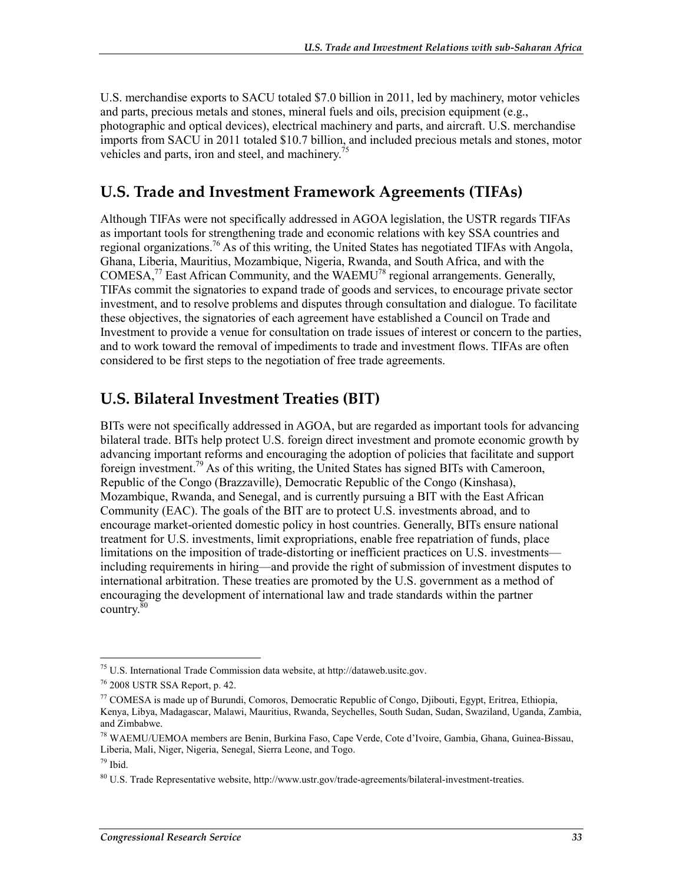U.S. merchandise exports to SACU totaled $7.0 billion in 2011, led by machinery, motor vehicles and parts, precious metals and stones, mineral fuels and oils, precision equipment (e.g., photographic and optical devices), electrical machinery and parts, and aircraft. U.S. merchandise imports from SACU in 2011 totaled $10.7 billion, and included precious metals and stones, motor vehicles and parts, iron and steel, and machinery.[75]

## U.S. Trade and Investment Framework Agreements (TIFAs)

Although TIFAs were not specifically addressed in AGOA legislation, the USTR regards TIFAs as important tools for strengthening trade and economic relations with key SSA countries and regional organizations.[76] As of this writing, the United States has negotiated TIFAs with Angola, Ghana, Liberia, Mauritius, Mozambique, Nigeria, Rwanda, and South Africa, and with the COMESA,[77] East African Community, and the WAEMU[78] regional arrangements. Generally, TIFAs commit the signatories to expand trade of goods and services, to encourage private sector investment, and to resolve problems and disputes through consultation and dialogue. To facilitate these objectives, the signatories of each agreement have established a Council on Trade and Investment to provide a venue for consultation on trade issues of interest or concern to the parties, and to work toward the removal of impediments to trade and investment flows. TIFAs are often considered to be first steps to the negotiation of free trade agreements.

## U.S. Bilateral Investment Treaties (BIT)

BITs were not specifically addressed in AGOA, but are regarded as important tools for advancing bilateral trade. BITs help protect U.S. foreign direct investment and promote economic growth by advancing important reforms and encouraging the adoption of policies that facilitate and support foreign investment.[79] As of this writing, the United States has signed BITs with Cameroon, Republic of the Congo (Brazzaville), Democratic Republic of the Congo (Kinshasa), Mozambique, Rwanda, and Senegal, and is currently pursuing a BIT with the East African Community (EAC). The goals of the BIT are to protect U.S. investments abroad, and to encourage market-oriented domestic policy in host countries. Generally, BITs ensure national treatment for U.S. investments, limit expropriations, enable free repatriation of funds, place limitations on the imposition of trade-distorting or inefficient practices on U.S. investments—including requirements in hiring—and provide the right of submission of investment disputes to international arbitration. These treaties are promoted by the U.S. government as a method of encouraging the development of international law and trade standards within the partner country.[80]

---

[75] U.S. International Trade Commission data website, at http://dataweb.usitc.gov.

[76] 2008 USTR SSA Report, p. 42.

[77] COMESA is made up of Burundi, Comoros, Democratic Republic of Congo, Djibouti, Egypt, Eritrea, Ethiopia, Kenya, Libya, Madagascar, Malawi, Mauritius, Rwanda, Seychelles, South Sudan, Sudan, Swaziland, Uganda, Zambia, and Zimbabwe.

[78] WAEMU/UEMOA members are Benin, Burkina Faso, Cape Verde, Cote d'Ivoire, Gambia, Ghana, Guinea-Bissau, Liberia, Mali, Niger, Nigeria, Senegal, Sierra Leone, and Togo.

[79] Ibid.

[80] U.S. Trade Representative website, http://www.ustr.gov/trade-agreements/bilateral-investment-treaties.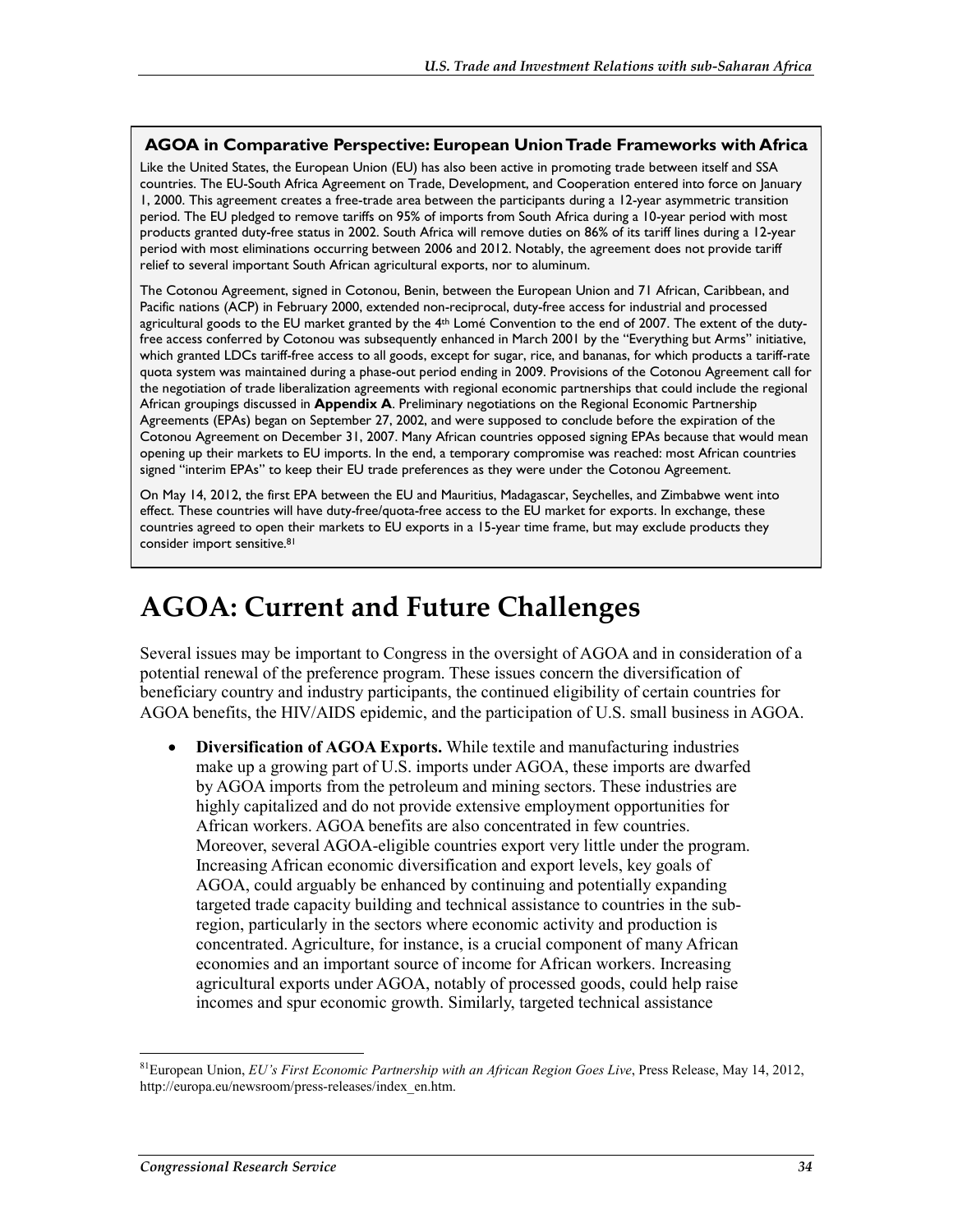**AGOA in Comparative Perspective: European Union Trade Frameworks with Africa**

Like the United States, the European Union (EU) has also been active in promoting trade between itself and SSA countries. The EU-South Africa Agreement on Trade, Development, and Cooperation entered into force on January 1, 2000. This agreement creates a free-trade area between the participants during a 12-year asymmetric transition period. The EU pledged to remove tariffs on 95% of imports from South Africa during a 10-year period with most products granted duty-free status in 2002. South Africa will remove duties on 86% of its tariff lines during a 12-year period with most eliminations occurring between 2006 and 2012. Notably, the agreement does not provide tariff relief to several important South African agricultural exports, nor to aluminum.

The Cotonou Agreement, signed in Cotonou, Benin, between the European Union and 71 African, Caribbean, and Pacific nations (ACP) in February 2000, extended non-reciprocal, duty-free access for industrial and processed agricultural goods to the EU market granted by the 4th Lomé Convention to the end of 2007. The extent of the duty-free access conferred by Cotonou was subsequently enhanced in March 2001 by the "Everything but Arms" initiative, which granted LDCs tariff-free access to all goods, except for sugar, rice, and bananas, for which products a tariff-rate quota system was maintained during a phase-out period ending in 2009. Provisions of the Cotonou Agreement call for the negotiation of trade liberalization agreements with regional economic partnerships that could include the regional African groupings discussed in **Appendix A**. Preliminary negotiations on the Regional Economic Partnership Agreements (EPAs) began on September 27, 2002, and were supposed to conclude before the expiration of the Cotonou Agreement on December 31, 2007. Many African countries opposed signing EPAs because that would mean opening up their markets to EU imports. In the end, a temporary compromise was reached: most African countries signed "interim EPAs" to keep their EU trade preferences as they were under the Cotonou Agreement.

On May 14, 2012, the first EPA between the EU and Mauritius, Madagascar, Seychelles, and Zimbabwe went into effect. These countries will have duty-free/quota-free access to the EU market for exports. In exchange, these countries agreed to open their markets to EU exports in a 15-year time frame, but may exclude products they consider import sensitive.[81]

# AGOA: Current and Future Challenges

Several issues may be important to Congress in the oversight of AGOA and in consideration of a potential renewal of the preference program. These issues concern the diversification of beneficiary country and industry participants, the continued eligibility of certain countries for AGOA benefits, the HIV/AIDS epidemic, and the participation of U.S. small business in AGOA.

- **Diversification of AGOA Exports.** While textile and manufacturing industries make up a growing part of U.S. imports under AGOA, these imports are dwarfed by AGOA imports from the petroleum and mining sectors. These industries are highly capitalized and do not provide extensive employment opportunities for African workers. AGOA benefits are also concentrated in few countries. Moreover, several AGOA-eligible countries export very little under the program. Increasing African economic diversification and export levels, key goals of AGOA, could arguably be enhanced by continuing and potentially expanding targeted trade capacity building and technical assistance to countries in the sub-region, particularly in the sectors where economic activity and production is concentrated. Agriculture, for instance, is a crucial component of many African economies and an important source of income for African workers. Increasing agricultural exports under AGOA, notably of processed goods, could help raise incomes and spur economic growth. Similarly, targeted technical assistance

[81] European Union, *EU's First Economic Partnership with an African Region Goes Live*, Press Release, May 14, 2012, http://europa.eu/newsroom/press-releases/index_en.htm.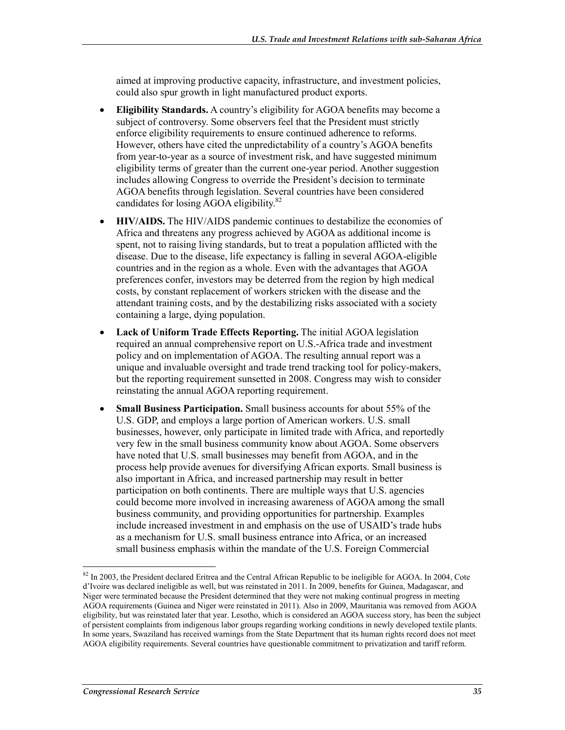aimed at improving productive capacity, infrastructure, and investment policies, could also spur growth in light manufactured product exports.

- **Eligibility Standards.** A country's eligibility for AGOA benefits may become a subject of controversy. Some observers feel that the President must strictly enforce eligibility requirements to ensure continued adherence to reforms. However, others have cited the unpredictability of a country's AGOA benefits from year-to-year as a source of investment risk, and have suggested minimum eligibility terms of greater than the current one-year period. Another suggestion includes allowing Congress to override the President's decision to terminate AGOA benefits through legislation. Several countries have been considered candidates for losing AGOA eligibility.[82]
- **HIV/AIDS.** The HIV/AIDS pandemic continues to destabilize the economies of Africa and threatens any progress achieved by AGOA as additional income is spent, not to raising living standards, but to treat a population afflicted with the disease. Due to the disease, life expectancy is falling in several AGOA-eligible countries and in the region as a whole. Even with the advantages that AGOA preferences confer, investors may be deterred from the region by high medical costs, by constant replacement of workers stricken with the disease and the attendant training costs, and by the destabilizing risks associated with a society containing a large, dying population.
- **Lack of Uniform Trade Effects Reporting.** The initial AGOA legislation required an annual comprehensive report on U.S.-Africa trade and investment policy and on implementation of AGOA. The resulting annual report was a unique and invaluable oversight and trade trend tracking tool for policy-makers, but the reporting requirement sunsetted in 2008. Congress may wish to consider reinstating the annual AGOA reporting requirement.
- **Small Business Participation.** Small business accounts for about 55% of the U.S. GDP, and employs a large portion of American workers. U.S. small businesses, however, only participate in limited trade with Africa, and reportedly very few in the small business community know about AGOA. Some observers have noted that U.S. small businesses may benefit from AGOA, and in the process help provide avenues for diversifying African exports. Small business is also important in Africa, and increased partnership may result in better participation on both continents. There are multiple ways that U.S. agencies could become more involved in increasing awareness of AGOA among the small business community, and providing opportunities for partnership. Examples include increased investment in and emphasis on the use of USAID's trade hubs as a mechanism for U.S. small business entrance into Africa, or an increased small business emphasis within the mandate of the U.S. Foreign Commercial

---

[82] In 2003, the President declared Eritrea and the Central African Republic to be ineligible for AGOA. In 2004, Cote d'Ivoire was declared ineligible as well, but was reinstated in 2011. In 2009, benefits for Guinea, Madagascar, and Niger were terminated because the President determined that they were not making continual progress in meeting AGOA requirements (Guinea and Niger were reinstated in 2011). Also in 2009, Mauritania was removed from AGOA eligibility, but was reinstated later that year. Lesotho, which is considered an AGOA success story, has been the subject of persistent complaints from indigenous labor groups regarding working conditions in newly developed textile plants. In some years, Swaziland has received warnings from the State Department that its human rights record does not meet AGOA eligibility requirements. Several countries have questionable commitment to privatization and tariff reform.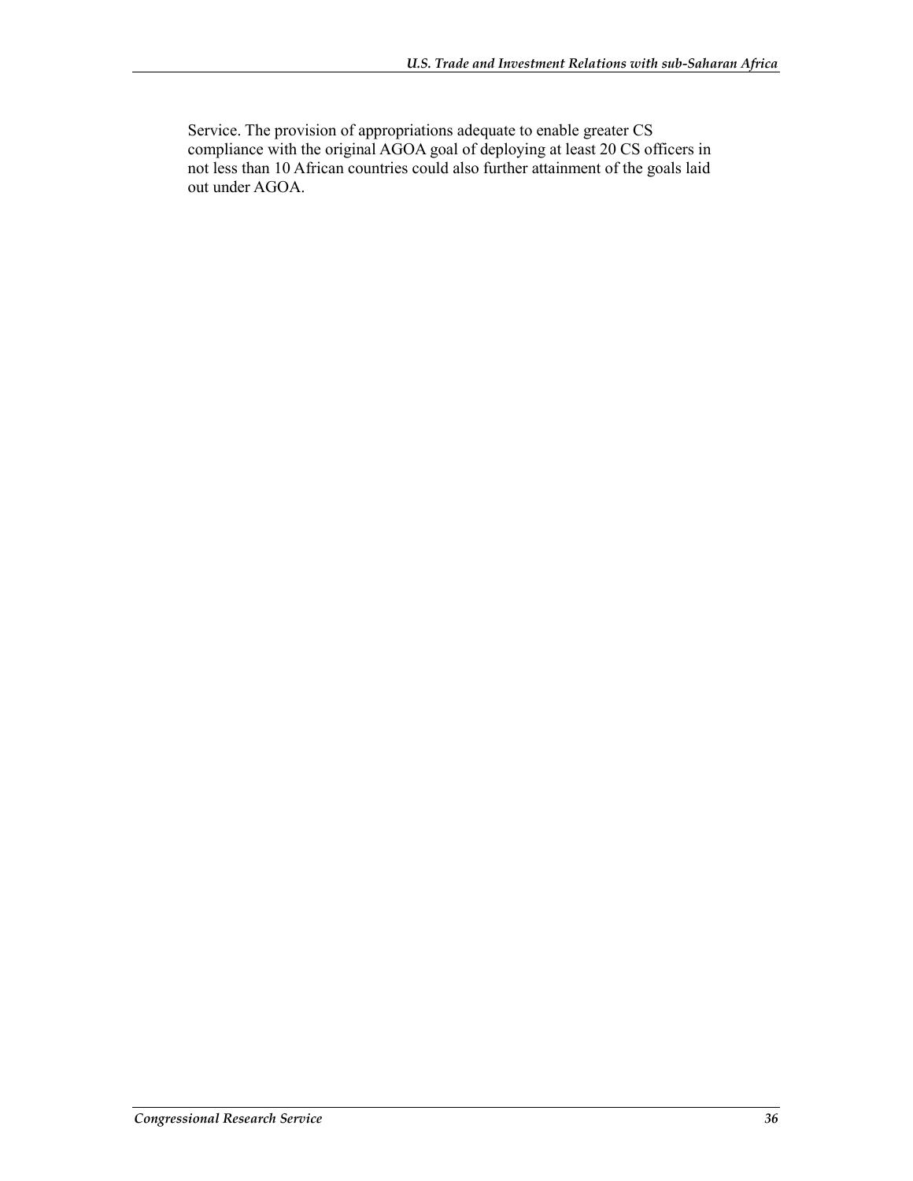Service. The provision of appropriations adequate to enable greater CS compliance with the original AGOA goal of deploying at least 20 CS officers in not less than 10 African countries could also further attainment of the goals laid out under AGOA.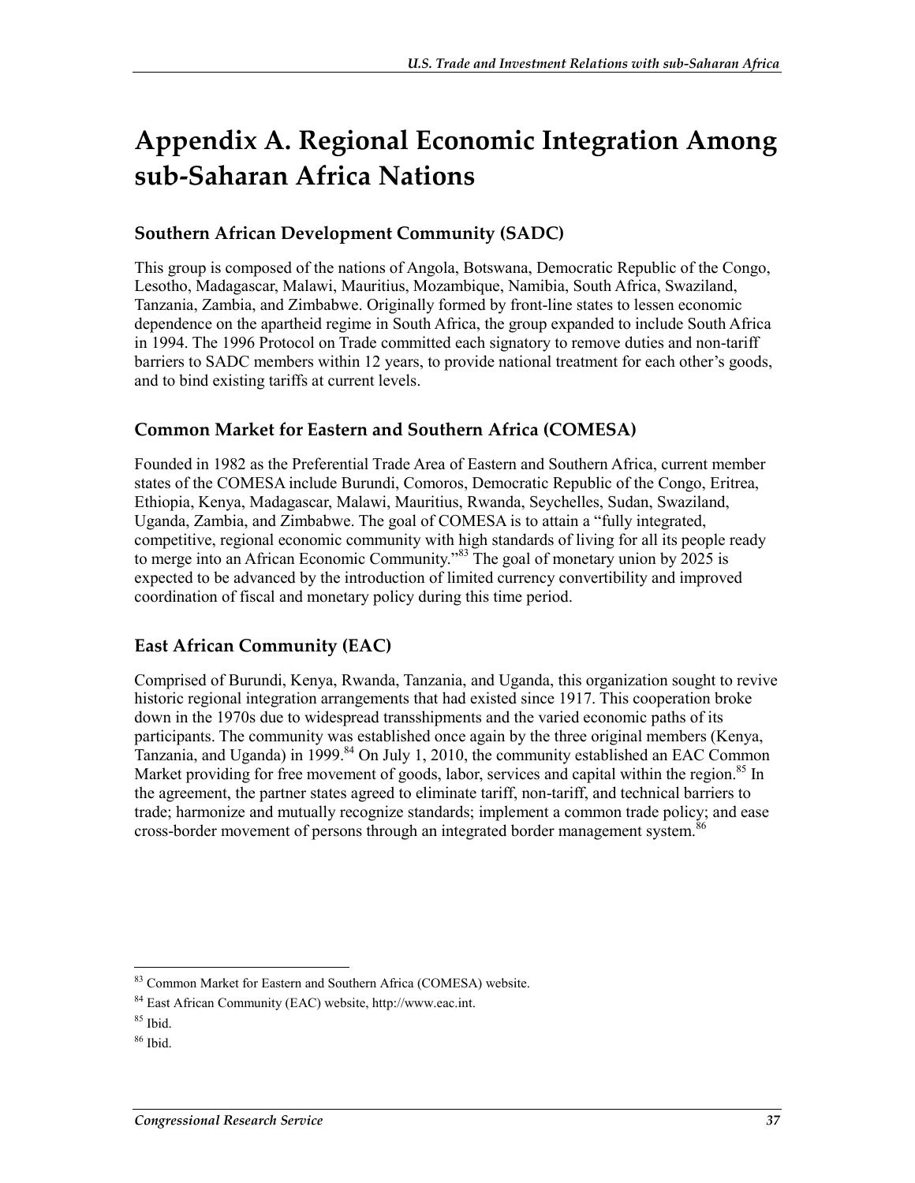# Appendix A. Regional Economic Integration Among sub-Saharan Africa Nations

## Southern African Development Community (SADC)

This group is composed of the nations of Angola, Botswana, Democratic Republic of the Congo, Lesotho, Madagascar, Malawi, Mauritius, Mozambique, Namibia, South Africa, Swaziland, Tanzania, Zambia, and Zimbabwe. Originally formed by front-line states to lessen economic dependence on the apartheid regime in South Africa, the group expanded to include South Africa in 1994. The 1996 Protocol on Trade committed each signatory to remove duties and non-tariff barriers to SADC members within 12 years, to provide national treatment for each other's goods, and to bind existing tariffs at current levels.

## Common Market for Eastern and Southern Africa (COMESA)

Founded in 1982 as the Preferential Trade Area of Eastern and Southern Africa, current member states of the COMESA include Burundi, Comoros, Democratic Republic of the Congo, Eritrea, Ethiopia, Kenya, Madagascar, Malawi, Mauritius, Rwanda, Seychelles, Sudan, Swaziland, Uganda, Zambia, and Zimbabwe. The goal of COMESA is to attain a "fully integrated, competitive, regional economic community with high standards of living for all its people ready to merge into an African Economic Community."[83] The goal of monetary union by 2025 is expected to be advanced by the introduction of limited currency convertibility and improved coordination of fiscal and monetary policy during this time period.

## East African Community (EAC)

Comprised of Burundi, Kenya, Rwanda, Tanzania, and Uganda, this organization sought to revive historic regional integration arrangements that had existed since 1917. This cooperation broke down in the 1970s due to widespread transshipments and the varied economic paths of its participants. The community was established once again by the three original members (Kenya, Tanzania, and Uganda) in 1999.[84] On July 1, 2010, the community established an EAC Common Market providing for free movement of goods, labor, services and capital within the region.[85] In the agreement, the partner states agreed to eliminate tariff, non-tariff, and technical barriers to trade; harmonize and mutually recognize standards; implement a common trade policy; and ease cross-border movement of persons through an integrated border management system.[86]

---

[83] Common Market for Eastern and Southern Africa (COMESA) website.

[84] East African Community (EAC) website, http://www.eac.int.

[85] Ibid.

[86] Ibid.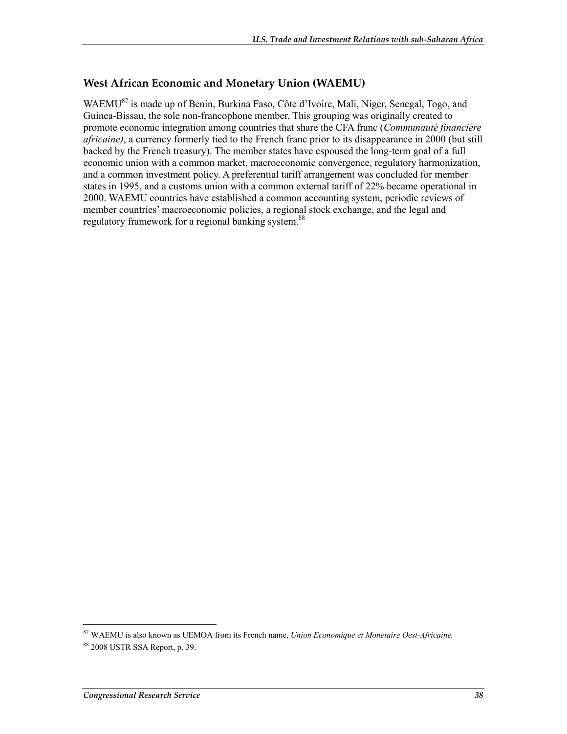### West African Economic and Monetary Union (WAEMU)

WAEMU[87] is made up of Benin, Burkina Faso, Côte d'Ivoire, Mali, Niger, Senegal, Togo, and Guinea-Bissau, the sole non-francophone member. This grouping was originally created to promote economic integration among countries that share the CFA franc (*Communauté financière africaine)*, a currency formerly tied to the French franc prior to its disappearance in 2000 (but still backed by the French treasury). The member states have espoused the long-term goal of a full economic union with a common market, macroeconomic convergence, regulatory harmonization, and a common investment policy. A preferential tariff arrangement was concluded for member states in 1995, and a customs union with a common external tariff of 22% became operational in 2000. WAEMU countries have established a common accounting system, periodic reviews of member countries' macroeconomic policies, a regional stock exchange, and the legal and regulatory framework for a regional banking system.[88]

---

[87] WAEMU is also known as UEMOA from its French name, *Union Economique et Monetaire Oest-Africaine.*

[88] 2008 USTR SSA Report, p. 39.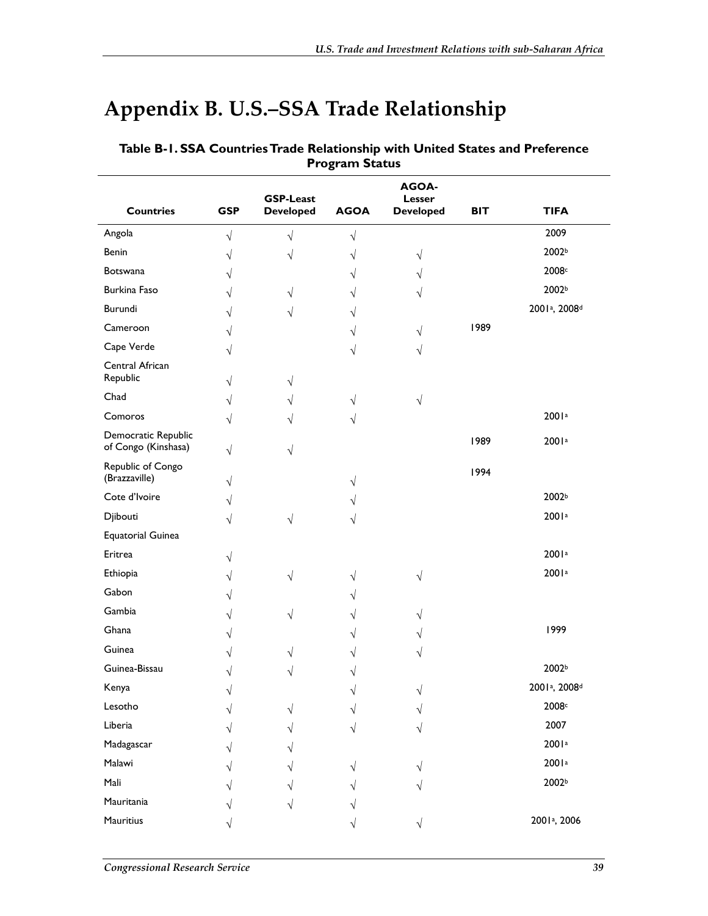# Appendix B. U.S.–SSA Trade Relationship

**Table B-1. SSA Countries Trade Relationship with United States and Preference Program Status**

| Countries | GSP | GSP-Least Developed | AGOA | AGOA-Lesser Developed | BIT | TIFA |
|---|---|---|---|---|---|---|
| Angola | √ | √ | √ | | | 2009 |
| Benin | √ | √ | √ | √ | | 2002[b] |
| Botswana | √ | | √ | √ | | 2008[c] |
| Burkina Faso | √ | √ | √ | √ | | 2002[b] |
| Burundi | √ | √ | √ | | | 2001[a], 2008[d] |
| Cameroon | √ | | √ | √ | 1989 | |
| Cape Verde | √ | | √ | √ | | |
| Central African Republic | √ | √ | | | | |
| Chad | √ | √ | √ | √ | | |
| Comoros | √ | √ | √ | | | 2001[a] |
| Democratic Republic of Congo (Kinshasa) | √ | √ | | | 1989 | 2001[a] |
| Republic of Congo (Brazzaville) | √ | | √ | | 1994 | |
| Cote d'Ivoire | √ | | √ | | | 2002[b] |
| Djibouti | √ | √ | √ | | | 2001[a] |
| Equatorial Guinea | | | | | | |
| Eritrea | √ | | | | | 2001[a] |
| Ethiopia | √ | √ | √ | √ | | 2001[a] |
| Gabon | √ | | √ | | | |
| Gambia | √ | √ | √ | √ | | |
| Ghana | √ | | √ | √ | | 1999 |
| Guinea | √ | √ | √ | √ | | |
| Guinea-Bissau | √ | √ | √ | | | 2002[b] |
| Kenya | √ | | √ | √ | | 2001[a], 2008[d] |
| Lesotho | √ | √ | √ | √ | | 2008[c] |
| Liberia | √ | √ | √ | √ | | 2007 |
| Madagascar | √ | √ | | | | 2001[a] |
| Malawi | √ | √ | √ | √ | | 2001[a] |
| Mali | √ | √ | √ | √ | | 2002[b] |
| Mauritania | √ | √ | √ | | | |
| Mauritius | √ | | √ | √ | | 2001[a], 2006 |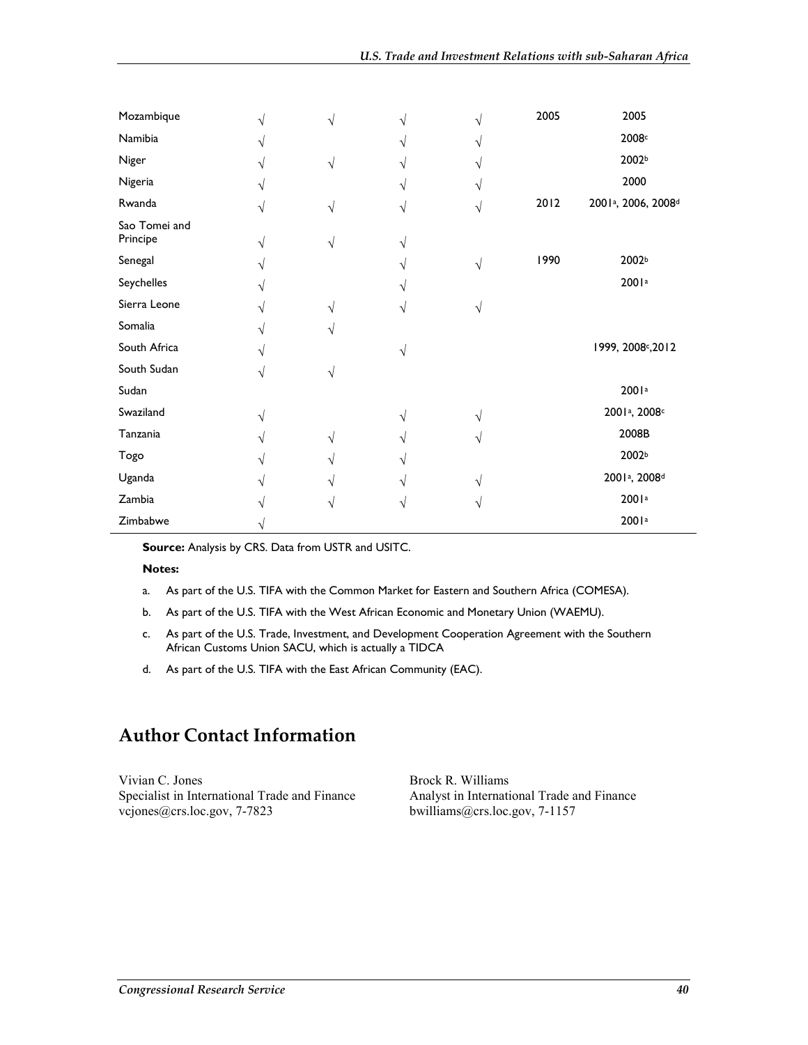| | | | | | | |
|---|---|---|---|---|---|---|
| Mozambique | √ | √ | √ | √ | 2005 | 2005 |
| Namibia | √ | | √ | √ | | 2008[c] |
| Niger | √ | √ | √ | √ | | 2002[b] |
| Nigeria | √ | | √ | √ | | 2000 |
| Rwanda | √ | √ | √ | √ | 2012 | 2001[a], 2006, 2008[d] |
| Sao Tomei and Principe | √ | √ | √ | | | |
| Senegal | √ | | √ | √ | 1990 | 2002[b] |
| Seychelles | √ | | √ | | | 2001[a] |
| Sierra Leone | √ | √ | √ | √ | | |
| Somalia | √ | √ | | | | |
| South Africa | √ | | √ | | | 1999, 2008[c],2012 |
| South Sudan | √ | √ | | | | |
| Sudan | | | | | | 2001[a] |
| Swaziland | √ | | √ | √ | | 2001[a], 2008[c] |
| Tanzania | √ | √ | √ | √ | | 2008B |
| Togo | √ | √ | √ | | | 2002[b] |
| Uganda | √ | √ | √ | √ | | 2001[a], 2008[d] |
| Zambia | √ | √ | √ | √ | | 2001[a] |
| Zimbabwe | √ | | | | | 2001[a] |

**Source:** Analysis by CRS. Data from USTR and USITC.

**Notes:**

a. As part of the U.S. TIFA with the Common Market for Eastern and Southern Africa (COMESA).

b. As part of the U.S. TIFA with the West African Economic and Monetary Union (WAEMU).

c. As part of the U.S. Trade, Investment, and Development Cooperation Agreement with the Southern African Customs Union SACU, which is actually a TIDCA

d. As part of the U.S. TIFA with the East African Community (EAC).

## Author Contact Information

Vivian C. Jones
Specialist in International Trade and Finance
vcjones@crs.loc.gov, 7-7823

Brock R. Williams
Analyst in International Trade and Finance
bwilliams@crs.loc.gov, 7-1157